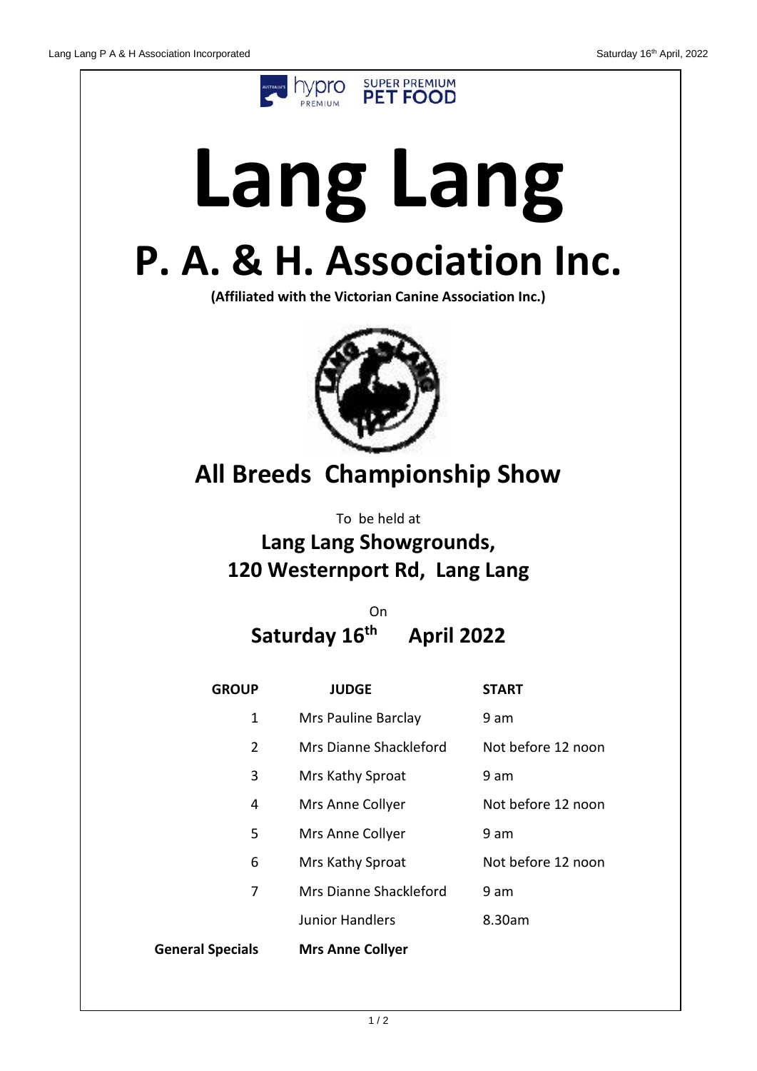hypro PREMIUM SUPER PREMIUM PET FOOD

# Lang Lang

# P. A. & H. Association Inc.

**(Affiliated with the Victorian Canine Association Inc.)**

## All Breeds Championship Show

To be held at

**Lang Lang Showgrounds,**
**120 Westernport Rd, Lang Lang**

On

**Saturday 16th April 2022**

| GROUP | JUDGE | START |
|---|---|---|
| 1 | Mrs Pauline Barclay | 9 am |
| 2 | Mrs Dianne Shackleford | Not before 12 noon |
| 3 | Mrs Kathy Sproat | 9 am |
| 4 | Mrs Anne Collyer | Not before 12 noon |
| 5 | Mrs Anne Collyer | 9 am |
| 6 | Mrs Kathy Sproat | Not before 12 noon |
| 7 | Mrs Dianne Shackleford | 9 am |
| | Junior Handlers | 8.30am |
| **General Specials** | **Mrs Anne Collyer** | |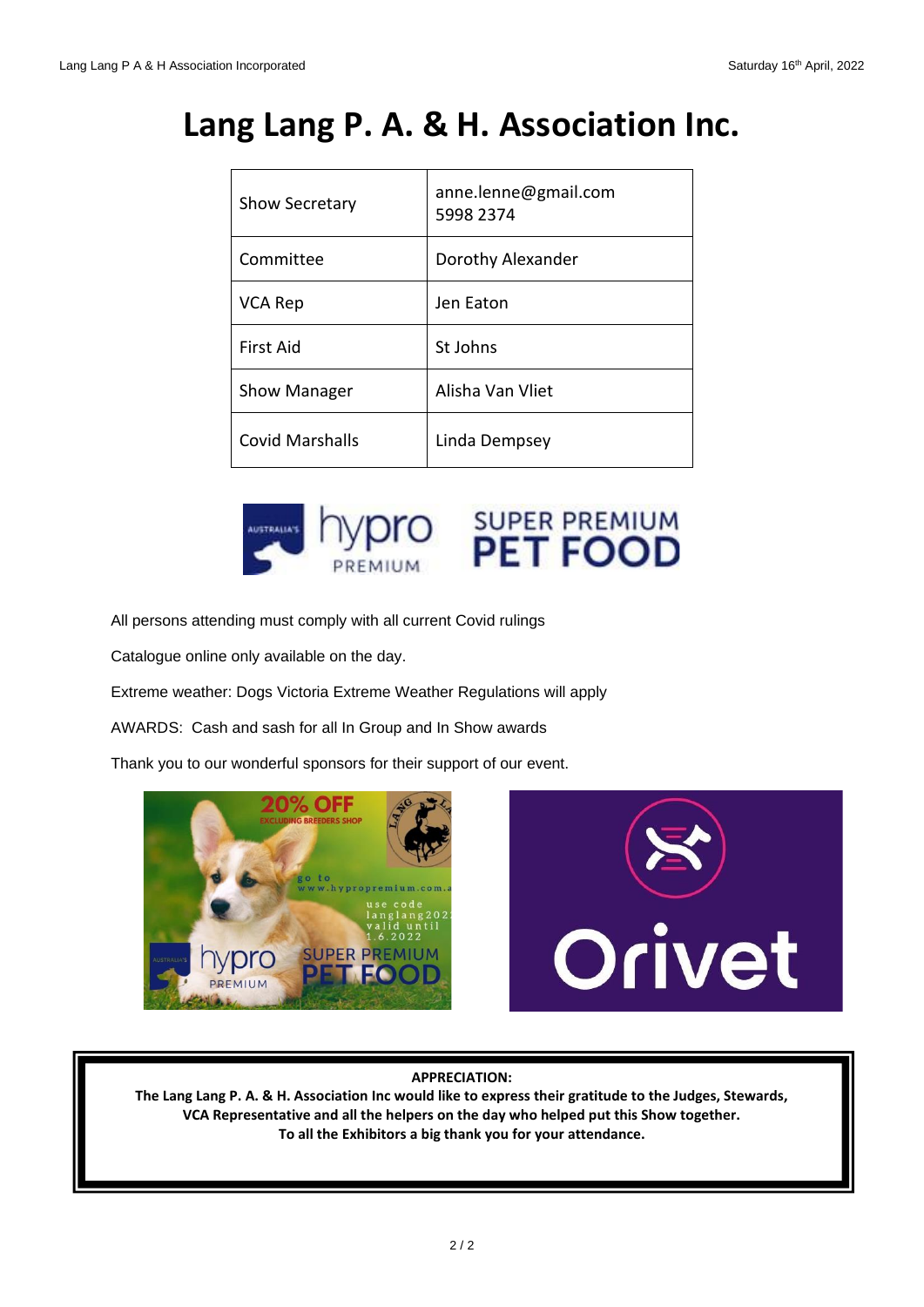# Lang Lang P. A. & H. Association Inc.

| Show Secretary | anne.lenne@gmail.com 5998 2374 |
|---|---|
| Committee | Dorothy Alexander |
| VCA Rep | Jen Eaton |
| First Aid | St Johns |
| Show Manager | Alisha Van Vliet |
| Covid Marshalls | Linda Dempsey |

All persons attending must comply with all current Covid rulings

Catalogue online only available on the day.

Extreme weather: Dogs Victoria Extreme Weather Regulations will apply

AWARDS: Cash and sash for all In Group and In Show awards

Thank you to our wonderful sponsors for their support of our event.

**APPRECIATION:**
**The Lang Lang P. A. & H. Association Inc would like to express their gratitude to the Judges, Stewards, VCA Representative and all the helpers on the day who helped put this Show together.**
**To all the Exhibitors a big thank you for your attendance.**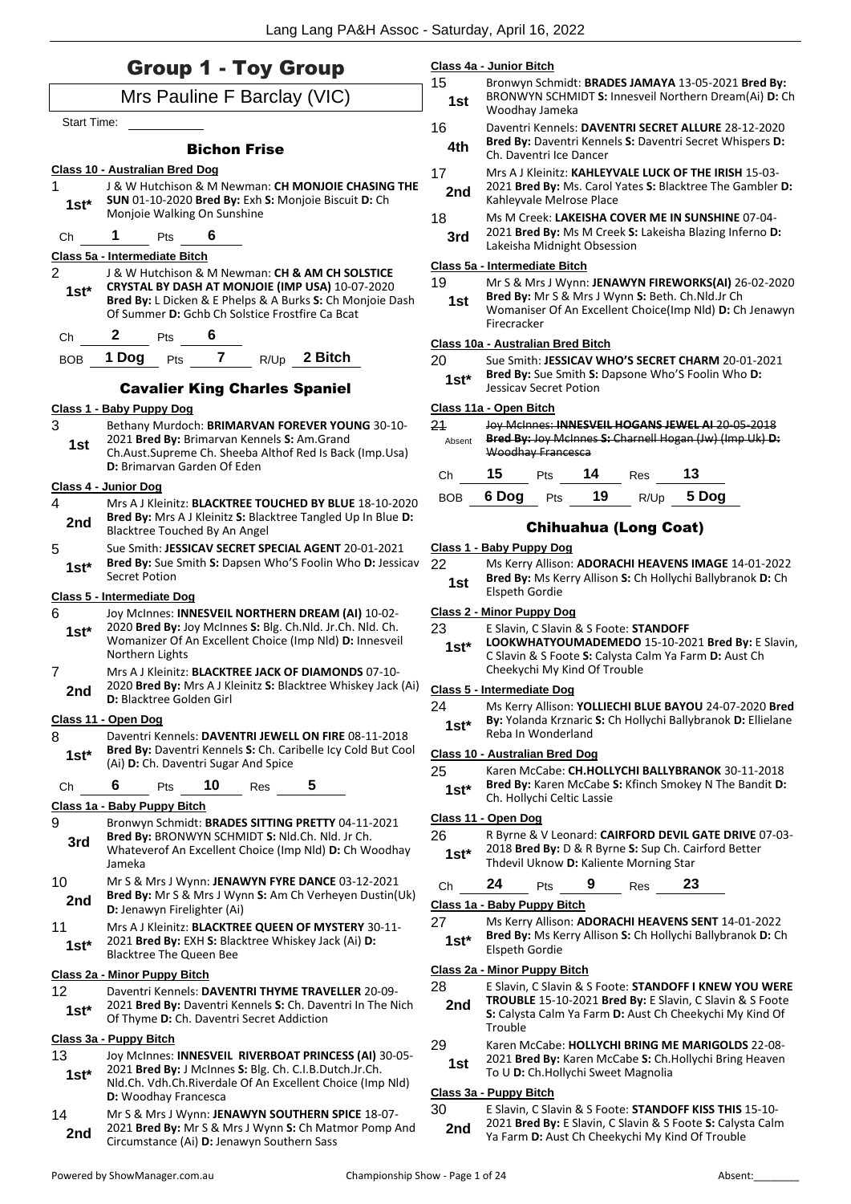# Group 1 - Toy Group

## Mrs Pauline F Barclay (VIC)

Start Time: ___________

### Bichon Frise

**Class 10 - Australian Bred Dog**

1 — **1st*** — J & W Hutchison & M Newman: **CH MONJOIE CHASING THE SUN** 01-10-2020 **Bred By:** Exh **S:** Monjoie Biscuit **D:** Ch Monjoie Walking On Sunshine

Ch **1** Pts **6**

**Class 5a - Intermediate Bitch**

2 — **1st*** — J & W Hutchison & M Newman: **CH & AM CH SOLSTICE CRYSTAL BY DASH AT MONJOIE (IMP USA)** 10-07-2020 **Bred By:** L Dicken & E Phelps & A Burks **S:** Ch Monjoie Dash Of Summer **D:** Gchb Ch Solstice Frostfire Ca Bcat

Ch **2** Pts **6**

BOB **1 Dog** Pts **7** R/Up **2 Bitch**

### Cavalier King Charles Spaniel

**Class 1 - Baby Puppy Dog**

3 — **1st** — Bethany Murdoch: **BRIMARVAN FOREVER YOUNG** 30-10-2021 **Bred By:** Brimarvan Kennels **S:** Am.Grand Ch.Aust.Supreme Ch. Sheeba Althof Red Is Back (Imp.Usa) **D:** Brimarvan Garden Of Eden

**Class 4 - Junior Dog**

4 — **2nd** — Mrs A J Kleinitz: **BLACKTREE TOUCHED BY BLUE** 18-10-2020 **Bred By:** Mrs A J Kleinitz **S:** Blacktree Tangled Up In Blue **D:** Blacktree Touched By An Angel

5 — **1st*** — Sue Smith: **JESSICAV SECRET SPECIAL AGENT** 20-01-2021 **Bred By:** Sue Smith **S:** Dapsen Who'S Foolin Who **D:** Jessicav Secret Potion

**Class 5 - Intermediate Dog**

6 — **1st*** — Joy McInnes: **INNESVEIL NORTHERN DREAM (AI)** 10-02-2020 **Bred By:** Joy McInnes **S:** Blg. Ch.Nld. Jr.Ch. Nld. Ch. Womanizer Of An Excellent Choice (Imp Nld) **D:** Innesveil Northern Lights

7 — **2nd** — Mrs A J Kleinitz: **BLACKTREE JACK OF DIAMONDS** 07-10-2020 **Bred By:** Mrs A J Kleinitz **S:** Blacktree Whiskey Jack (Ai) **D:** Blacktree Golden Girl

**Class 11 - Open Dog**

8 — **1st*** — Daventri Kennels: **DAVENTRI JEWELL ON FIRE** 08-11-2018 **Bred By:** Daventri Kennels **S:** Ch. Caribelle Icy Cold But Cool (Ai) **D:** Ch. Daventri Sugar And Spice

Ch **6** Pts **10** Res **5**

**Class 1a - Baby Puppy Bitch**

9 — **3rd** — Bronwyn Schmidt: **BRADES SITTING PRETTY** 04-11-2021 **Bred By:** BRONWYN SCHMIDT **S:** Nld.Ch. Nld. Jr Ch. Whateverof An Excellent Choice (Imp Nld) **D:** Ch Woodhay Jameka

10 — **2nd** — Mr S & Mrs J Wynn: **JENAWYN FYRE DANCE** 03-12-2021 **Bred By:** Mr S & Mrs J Wynn **S:** Am Ch Verheyen Dustin(Uk) **D:** Jenawyn Firelighter (Ai)

11 — **1st*** — Mrs A J Kleinitz: **BLACKTREE QUEEN OF MYSTERY** 30-11-2021 **Bred By:** EXH **S:** Blacktree Whiskey Jack (Ai) **D:** Blacktree The Queen Bee

**Class 2a - Minor Puppy Bitch**

12 — **1st*** — Daventri Kennels: **DAVENTRI THYME TRAVELLER** 20-09-2021 **Bred By:** Daventri Kennels **S:** Ch. Daventri In The Nich Of Thyme **D:** Ch. Daventri Secret Addiction

**Class 3a - Puppy Bitch**

13 — **1st*** — Joy McInnes: **INNESVEIL RIVERBOAT PRINCESS (AI)** 30-05-2021 **Bred By:** J McInnes **S:** Blg. Ch. C.I.B.Dutch.Jr.Ch. Nld.Ch. Vdh.Ch.Riverdale Of An Excellent Choice (Imp Nld) **D:** Woodhay Francesca

14 — **2nd** — Mr S & Mrs J Wynn: **JENAWYN SOUTHERN SPICE** 18-07-2021 **Bred By:** Mr S & Mrs J Wynn **S:** Ch Matmor Pomp And Circumstance (Ai) **D:** Jenawyn Southern Sass

**Class 4a - Junior Bitch**

15 — **1st** — Bronwyn Schmidt: **BRADES JAMAYA** 13-05-2021 **Bred By:** BRONWYN SCHMIDT **S:** Innesveil Northern Dream(Ai) **D:** Ch Woodhay Jameka

16 — **4th** — Daventri Kennels: **DAVENTRI SECRET ALLURE** 28-12-2020 **Bred By:** Daventri Kennels **S:** Daventri Secret Whispers **D:** Ch. Daventri Ice Dancer

17 — **2nd** — Mrs A J Kleinitz: **KAHLEYVALE LUCK OF THE IRISH** 15-03-2021 **Bred By:** Ms. Carol Yates **S:** Blacktree The Gambler **D:** Kahleyvale Melrose Place

18 — **3rd** — Ms M Creek: **LAKEISHA COVER ME IN SUNSHINE** 07-04-2021 **Bred By:** Ms M Creek **S:** Lakeisha Blazing Inferno **D:** Lakeisha Midnight Obsession

**Class 5a - Intermediate Bitch**

19 — **1st** — Mr S & Mrs J Wynn: **JENAWYN FIREWORKS(AI)** 26-02-2020 **Bred By:** Mr S & Mrs J Wynn **S:** Beth. Ch.Nld.Jr Ch Womaniser Of An Excellent Choice(Imp Nld) **D:** Ch Jenawyn Firecracker

**Class 10a - Australian Bred Bitch**

20 — **1st*** — Sue Smith: **JESSICAV WHO'S SECRET CHARM** 20-01-2021 **Bred By:** Sue Smith **S:** Dapsone Who'S Foolin Who **D:** Jessicav Secret Potion

**Class 11a - Open Bitch**

21 — Absent — ~~Joy McInnes: **INNESVEIL HOGANS JEWEL AI** 20-05-2018 **Bred By:** Joy McInnes **S:** Charnell Hogan (Jw) (Imp Uk) **D:** Woodhay Francesca~~

Ch **15** Pts **14** Res **13**

BOB **6 Dog** Pts **19** R/Up **5 Dog**

### Chihuahua (Long Coat)

**Class 1 - Baby Puppy Dog**

22 — **1st** — Ms Kerry Allison: **ADORACHI HEAVENS IMAGE** 14-01-2022 **Bred By:** Ms Kerry Allison **S:** Ch Hollychi Ballybranok **D:** Ch Elspeth Gordie

**Class 2 - Minor Puppy Dog**

23 — **1st*** — E Slavin, C Slavin & S Foote: **STANDOFF LOOKWHATYOUMADEMEDO** 15-10-2021 **Bred By:** E Slavin, C Slavin & S Foote **S:** Calysta Calm Ya Farm **D:** Aust Ch Cheekychi My Kind Of Trouble

**Class 5 - Intermediate Dog**

24 — **1st*** — Ms Kerry Allison: **YOLLIECHI BLUE BAYOU** 24-07-2020 **Bred By:** Yolanda Krznaric **S:** Ch Hollychi Ballybranok **D:** Ellielane Reba In Wonderland

**Class 10 - Australian Bred Dog**

25 — **1st*** — Karen McCabe: **CH.HOLLYCHI BALLYBRANOK** 30-11-2018 **Bred By:** Karen McCabe **S:** Kfinch Smokey N The Bandit **D:** Ch. Hollychi Celtic Lassie

**Class 11 - Open Dog**

26 — **1st*** — R Byrne & V Leonard: **CAIRFORD DEVIL GATE DRIVE** 07-03-2018 **Bred By:** D & R Byrne **S:** Sup Ch. Cairford Better Thdevil Uknow **D:** Kaliente Morning Star

Ch **24** Pts **9** Res **23**

**Class 1a - Baby Puppy Bitch**

27 — **1st*** — Ms Kerry Allison: **ADORACHI HEAVENS SENT** 14-01-2022 **Bred By:** Ms Kerry Allison **S:** Ch Hollychi Ballybranok **D:** Ch Elspeth Gordie

**Class 2a - Minor Puppy Bitch**

28 — **2nd** — E Slavin, C Slavin & S Foote: **STANDOFF I KNEW YOU WERE TROUBLE** 15-10-2021 **Bred By:** E Slavin, C Slavin & S Foote **S:** Calysta Calm Ya Farm **D:** Aust Ch Cheekychi My Kind Of Trouble

29 — **1st** — Karen McCabe: **HOLLYCHI BRING ME MARIGOLDS** 22-08-2021 **Bred By:** Karen McCabe **S:** Ch.Hollychi Bring Heaven To U **D:** Ch.Hollychi Sweet Magnolia

**Class 3a - Puppy Bitch**

30 — **2nd** — E Slavin, C Slavin & S Foote: **STANDOFF KISS THIS** 15-10-2021 **Bred By:** E Slavin, C Slavin & S Foote **S:** Calysta Calm Ya Farm **D:** Aust Ch Cheekychi My Kind Of Trouble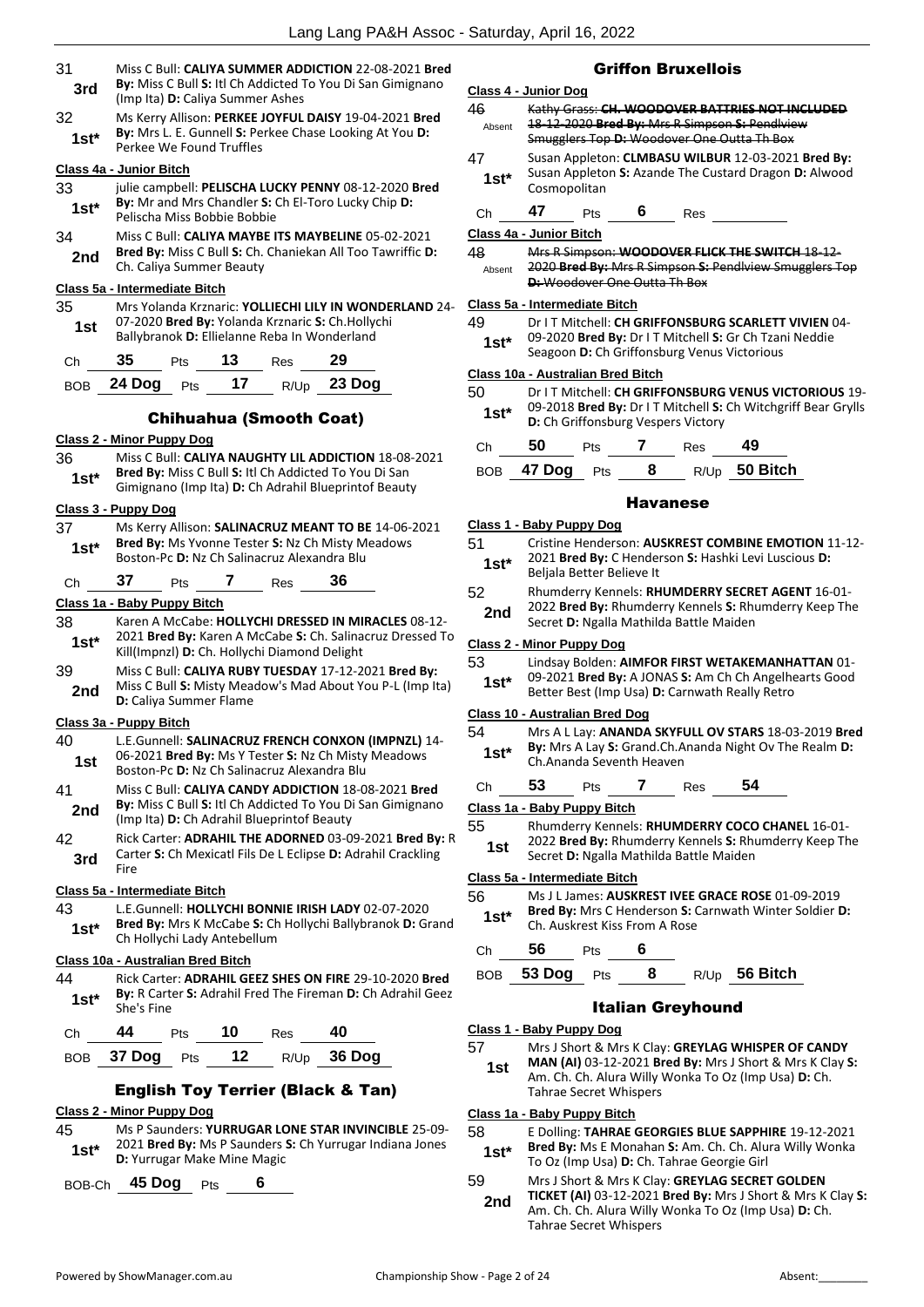31 **3rd** Miss C Bull: **CALIYA SUMMER ADDICTION** 22-08-2021 **Bred By:** Miss C Bull **S:** Itl Ch Addicted To You Di San Gimignano (Imp Ita) **D:** Caliya Summer Ashes

32 **1st*** Ms Kerry Allison: **PERKEE JOYFUL DAISY** 19-04-2021 **Bred By:** Mrs L. E. Gunnell **S:** Perkee Chase Looking At You **D:** Perkee We Found Truffles

**Class 4a - Junior Bitch**

33 **1st*** julie campbell: **PELISCHA LUCKY PENNY** 08-12-2020 **Bred By:** Mr and Mrs Chandler **S:** Ch El-Toro Lucky Chip **D:** Pelischa Miss Bobbie Bobbie

34 **2nd** Miss C Bull: **CALIYA MAYBE ITS MAYBELINE** 05-02-2021 **Bred By:** Miss C Bull **S:** Ch. Chaniekan All Too Tawriffic **D:** Ch. Caliya Summer Beauty

**Class 5a - Intermediate Bitch**

35 **1st** Mrs Yolanda Krznaric: **YOLLIECHI LILY IN WONDERLAND** 24-07-2020 **Bred By:** Yolanda Krznaric **S:** Ch.Hollychi Ballybranok **D:** Ellielanne Reba In Wonderland

Ch 35 Pts 13 Res 29

BOB 24 Dog Pts 17 R/Up 23 Dog

## Chihuahua (Smooth Coat)

**Class 2 - Minor Puppy Dog**

36 **1st*** Miss C Bull: **CALIYA NAUGHTY LIL ADDICTION** 18-08-2021 **Bred By:** Miss C Bull **S:** Itl Ch Addicted To You Di San Gimignano (Imp Ita) **D:** Ch Adrahil Blueprintof Beauty

**Class 3 - Puppy Dog**

37 **1st*** Ms Kerry Allison: **SALINACRUZ MEANT TO BE** 14-06-2021 **Bred By:** Ms Yvonne Tester **S:** Nz Ch Misty Meadows Boston-Pc **D:** Nz Ch Salinacruz Alexandra Blu

Ch 37 Pts 7 Res 36

**Class 1a - Baby Puppy Bitch**

38 **1st*** Karen A McCabe: **HOLLYCHI DRESSED IN MIRACLES** 08-12-2021 **Bred By:** Karen A McCabe **S:** Ch. Salinacruz Dressed To Kill(Impnzl) **D:** Ch. Hollychi Diamond Delight

39 **2nd** Miss C Bull: **CALIYA RUBY TUESDAY** 17-12-2021 **Bred By:** Miss C Bull **S:** Misty Meadow's Mad About You P-L (Imp Ita) **D:** Caliya Summer Flame

**Class 3a - Puppy Bitch**

40 **1st** L.E.Gunnell: **SALINACRUZ FRENCH CONXON (IMPNZL)** 14-06-2021 **Bred By:** Ms Y Tester **S:** Nz Ch Misty Meadows Boston-Pc **D:** Nz Ch Salinacruz Alexandra Blu

41 **2nd** Miss C Bull: **CALIYA CANDY ADDICTION** 18-08-2021 **Bred By:** Miss C Bull **S:** Itl Ch Addicted To You Di San Gimignano (Imp Ita) **D:** Ch Adrahil Blueprintof Beauty

42 **3rd** Rick Carter: **ADRAHIL THE ADORNED** 03-09-2021 **Bred By:** R Carter **S:** Ch Mexicatl Fils De L Eclipse **D:** Adrahil Crackling Fire

**Class 5a - Intermediate Bitch**

43 **1st*** L.E.Gunnell: **HOLLYCHI BONNIE IRISH LADY** 02-07-2020 **Bred By:** Mrs K McCabe **S:** Ch Hollychi Ballybranok **D:** Grand Ch Hollychi Lady Antebellum

**Class 10a - Australian Bred Bitch**

44 **1st*** Rick Carter: **ADRAHIL GEEZ SHES ON FIRE** 29-10-2020 **Bred By:** R Carter **S:** Adrahil Fred The Fireman **D:** Ch Adrahil Geez She's Fine

Ch 44 Pts 10 Res 40

BOB 37 Dog Pts 12 R/Up 36 Dog

## English Toy Terrier (Black & Tan)

**Class 2 - Minor Puppy Dog**

45 **1st*** Ms P Saunders: **YURRUGAR LONE STAR INVINCIBLE** 25-09-2021 **Bred By:** Ms P Saunders **S:** Ch Yurrugar Indiana Jones **D:** Yurrugar Make Mine Magic

BOB-Ch 45 Dog Pts 6

## Griffon Bruxellois

**Class 4 - Junior Dog**

46 Absent ~~Kathy Grass: **CH. WOODOVER BATTRIES NOT INCLUDED** 18-12-2020 **Bred By:** Mrs R Simpson **S:** Pendlview Smugglers Top **D:** Woodover One Outta Th Box~~

47 **1st*** Susan Appleton: **CLMBASU WILBUR** 12-03-2021 **Bred By:** Susan Appleton **S:** Azande The Custard Dragon **D:** Alwood Cosmopolitan

Ch 47 Pts 6 Res

**Class 4a - Junior Bitch**

48 Absent ~~Mrs R Simpson: **WOODOVER FLICK THE SWITCH** 18-12-2020 **Bred By:** Mrs R Simpson **S:** Pendlview Smugglers Top **D:** Woodover One Outta Th Box~~

**Class 5a - Intermediate Bitch**

49 **1st*** Dr I T Mitchell: **CH GRIFFONSBURG SCARLETT VIVIEN** 04-09-2020 **Bred By:** Dr I T Mitchell **S:** Gr Ch Tzani Neddie Seagoon **D:** Ch Griffonsburg Venus Victorious

**Class 10a - Australian Bred Bitch**

50 **1st*** Dr I T Mitchell: **CH GRIFFONSBURG VENUS VICTORIOUS** 19-09-2018 **Bred By:** Dr I T Mitchell **S:** Ch Witchgriff Bear Grylls **D:** Ch Griffonsburg Vespers Victory

Ch 50 Pts 7 Res 49

BOB 47 Dog Pts 8 R/Up 50 Bitch

## Havanese

**Class 1 - Baby Puppy Dog**

51 **1st*** Cristine Henderson: **AUSKREST COMBINE EMOTION** 11-12-2021 **Bred By:** C Henderson **S:** Hashki Levi Luscious **D:** Beljala Better Believe It

52 **2nd** Rhumderry Kennels: **RHUMDERRY SECRET AGENT** 16-01-2022 **Bred By:** Rhumderry Kennels **S:** Rhumderry Keep The Secret **D:** Ngalla Mathilda Battle Maiden

**Class 2 - Minor Puppy Dog**

53 **1st*** Lindsay Bolden: **AIMFOR FIRST WETAKEMANHATTAN** 01-09-2021 **Bred By:** A JONAS **S:** Am Ch Ch Angelhearts Good Better Best (Imp Usa) **D:** Carnwath Really Retro

**Class 10 - Australian Bred Dog**

54 **1st*** Mrs A L Lay: **ANANDA SKYFULL OV STARS** 18-03-2019 **Bred By:** Mrs A Lay **S:** Grand.Ch.Ananda Night Ov The Realm **D:** Ch.Ananda Seventh Heaven

Ch 53 Pts 7 Res 54

**Class 1a - Baby Puppy Bitch**

55 **1st** Rhumderry Kennels: **RHUMDERRY COCO CHANEL** 16-01-2022 **Bred By:** Rhumderry Kennels **S:** Rhumderry Keep The Secret **D:** Ngalla Mathilda Battle Maiden

**Class 5a - Intermediate Bitch**

56 **1st*** Ms J L James: **AUSKREST IVEE GRACE ROSE** 01-09-2019 **Bred By:** Mrs C Henderson **S:** Carnwath Winter Soldier **D:** Ch. Auskrest Kiss From A Rose

Ch 56 Pts 6

BOB 53 Dog Pts 8 R/Up 56 Bitch

## Italian Greyhound

**Class 1 - Baby Puppy Dog**

57 **1st** Mrs J Short & Mrs K Clay: **GREYLAG WHISPER OF CANDY MAN (AI)** 03-12-2021 **Bred By:** Mrs J Short & Mrs K Clay **S:** Am. Ch. Ch. Alura Willy Wonka To Oz (Imp Usa) **D:** Ch. Tahrae Secret Whispers

**Class 1a - Baby Puppy Bitch**

58 **1st*** E Dolling: **TAHRAE GEORGIES BLUE SAPPHIRE** 19-12-2021 **Bred By:** Ms E Monahan **S:** Am. Ch. Ch. Alura Willy Wonka To Oz (Imp Usa) **D:** Ch. Tahrae Georgie Girl

59 **2nd** Mrs J Short & Mrs K Clay: **GREYLAG SECRET GOLDEN TICKET (AI)** 03-12-2021 **Bred By:** Mrs J Short & Mrs K Clay **S:** Am. Ch. Ch. Alura Willy Wonka To Oz (Imp Usa) **D:** Ch. Tahrae Secret Whispers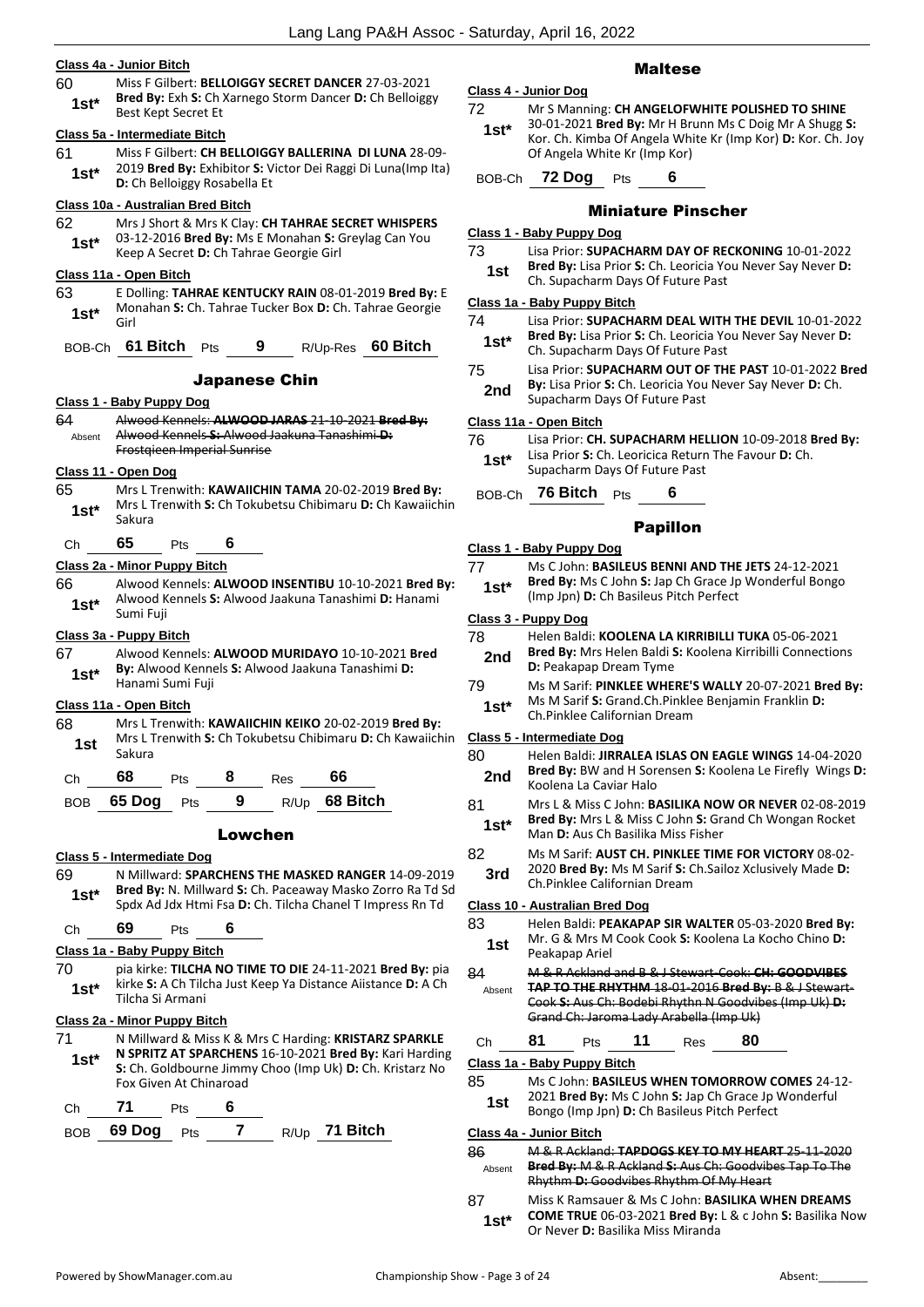**Class 4a - Junior Bitch**

60 Miss F Gilbert: **BELLOIGGY SECRET DANCER** 27-03-2021 **Bred By:** Exh **S:** Ch Xarnego Storm Dancer **D:** Ch Belloiggy Best Kept Secret Et
**1st***

**Class 5a - Intermediate Bitch**

61 Miss F Gilbert: **CH BELLOIGGY BALLERINA DI LUNA** 28-09-2019 **Bred By:** Exhibitor **S:** Victor Dei Raggi Di Luna(Imp Ita) **D:** Ch Belloiggy Rosabella Et
**1st***

**Class 10a - Australian Bred Bitch**

62 Mrs J Short & Mrs K Clay: **CH TAHRAE SECRET WHISPERS** 03-12-2016 **Bred By:** Ms E Monahan **S:** Greylag Can You Keep A Secret **D:** Ch Tahrae Georgie Girl
**1st***

**Class 11a - Open Bitch**

63 E Dolling: **TAHRAE KENTUCKY RAIN** 08-01-2019 **Bred By:** E Monahan **S:** Ch. Tahrae Tucker Box **D:** Ch. Tahrae Georgie Girl
**1st***

BOB-Ch **61 Bitch** Pts **9** R/Up-Res **60 Bitch**

## Japanese Chin

**Class 1 - Baby Puppy Dog**

64 ~~Alwood Kennels: **ALWOOD JARAS** 21-10-2021 **Bred By:** Alwood Kennels **S:** Alwood Jaakuna Tanashimi **D:** Frostqieen Imperial Sunrise~~
Absent

**Class 11 - Open Dog**

65 Mrs L Trenwith: **KAWAIICHIN TAMA** 20-02-2019 **Bred By:** Mrs L Trenwith **S:** Ch Tokubetsu Chibimaru **D:** Ch Kawaiichin Sakura
**1st***

Ch **65** Pts **6**

**Class 2a - Minor Puppy Bitch**

66 Alwood Kennels: **ALWOOD INSENTIBU** 10-10-2021 **Bred By:** Alwood Kennels **S:** Alwood Jaakuna Tanashimi **D:** Hanami Sumi Fuji
**1st***

**Class 3a - Puppy Bitch**

67 Alwood Kennels: **ALWOOD MURIDAYO** 10-10-2021 **Bred By:** Alwood Kennels **S:** Alwood Jaakuna Tanashimi **D:** Hanami Sumi Fuji
**1st***

**Class 11a - Open Bitch**

68 Mrs L Trenwith: **KAWAIICHIN KEIKO** 20-02-2019 **Bred By:** Mrs L Trenwith **S:** Ch Tokubetsu Chibimaru **D:** Ch Kawaiichin Sakura
**1st**

Ch **68** Pts **8** Res **66**

BOB **65 Dog** Pts **9** R/Up **68 Bitch**

## Lowchen

**Class 5 - Intermediate Dog**

69 N Millward: **SPARCHENS THE MASKED RANGER** 14-09-2019 **Bred By:** N. Millward **S:** Ch. Paceaway Masko Zorro Ra Td Sd Spdx Ad Jdx Htmi Fsa **D:** Ch. Tilcha Chanel T Impress Rn Td
**1st***

Ch **69** Pts **6**

**Class 1a - Baby Puppy Bitch**

70 pia kirke: **TILCHA NO TIME TO DIE** 24-11-2021 **Bred By:** pia kirke **S:** A Ch Tilcha Just Keep Ya Distance Aiistance **D:** A Ch Tilcha Si Armani
**1st***

**Class 2a - Minor Puppy Bitch**

71 N Millward & Miss K & Mrs C Harding: **KRISTARZ SPARKLE N SPRITZ AT SPARCHENS** 16-10-2021 **Bred By:** Kari Harding **S:** Ch. Goldbourne Jimmy Choo (Imp Uk) **D:** Ch. Kristarz No Fox Given At Chinaroad
**1st***

Ch **71** Pts **6**

BOB **69 Dog** Pts **7** R/Up **71 Bitch**

## Maltese

**Class 4 - Junior Dog**

72 Mr S Manning: **CH ANGELOFWHITE POLISHED TO SHINE** 30-01-2021 **Bred By:** Mr H Brunn Ms C Doig Mr A Shugg **S:** Kor. Ch. Kimba Of Angela White Kr (Imp Kor) **D:** Kor. Ch. Joy Of Angela White Kr (Imp Kor)
**1st***

BOB-Ch **72 Dog** Pts **6**

## Miniature Pinscher

**Class 1 - Baby Puppy Dog**

73 Lisa Prior: **SUPACHARM DAY OF RECKONING** 10-01-2022 **Bred By:** Lisa Prior **S:** Ch. Leoricia You Never Say Never **D:** Ch. Supacharm Days Of Future Past
**1st**

**Class 1a - Baby Puppy Bitch**

74 Lisa Prior: **SUPACHARM DEAL WITH THE DEVIL** 10-01-2022 **Bred By:** Lisa Prior **S:** Ch. Leoricia You Never Say Never **D:** Ch. Supacharm Days Of Future Past
**1st***

75 Lisa Prior: **SUPACHARM OUT OF THE PAST** 10-01-2022 **Bred By:** Lisa Prior **S:** Ch. Leoricia You Never Say Never **D:** Ch. Supacharm Days Of Future Past
**2nd**

**Class 11a - Open Bitch**

76 Lisa Prior: **CH. SUPACHARM HELLION** 10-09-2018 **Bred By:** Lisa Prior **S:** Ch. Leoricica Return The Favour **D:** Ch. Supacharm Days Of Future Past
**1st***

BOB-Ch **76 Bitch** Pts **6**

## Papillon

**Class 1 - Baby Puppy Dog**

77 Ms C John: **BASILEUS BENNI AND THE JETS** 24-12-2021 **Bred By:** Ms C John **S:** Jap Ch Grace Jp Wonderful Bongo (Imp Jpn) **D:** Ch Basileus Pitch Perfect
**1st***

**Class 3 - Puppy Dog**

78 Helen Baldi: **KOOLENA LA KIRRIBILLI TUKA** 05-06-2021 **Bred By:** Mrs Helen Baldi **S:** Koolena Kirribilli Connections **D:** Peakapap Dream Tyme
**2nd**

79 Ms M Sarif: **PINKLEE WHERE'S WALLY** 20-07-2021 **Bred By:** Ms M Sarif **S:** Grand.Ch.Pinklee Benjamin Franklin **D:** Ch.Pinklee Californian Dream
**1st***

**Class 5 - Intermediate Dog**

80 Helen Baldi: **JIRRALEA ISLAS ON EAGLE WINGS** 14-04-2020 **Bred By:** BW and H Sorensen **S:** Koolena Le Firefly Wings **D:** Koolena La Caviar Halo
**2nd**

81 Mrs L & Miss C John: **BASILIKA NOW OR NEVER** 02-08-2019 **Bred By:** Mrs L & Miss C John **S:** Grand Ch Wongan Rocket Man **D:** Aus Ch Basilika Miss Fisher
**1st***

82 Ms M Sarif: **AUST CH. PINKLEE TIME FOR VICTORY** 08-02-2020 **Bred By:** Ms M Sarif **S:** Ch.Sailoz Xclusively Made **D:** Ch.Pinklee Californian Dream
**3rd**

**Class 10 - Australian Bred Dog**

83 Helen Baldi: **PEAKAPAP SIR WALTER** 05-03-2020 **Bred By:** Mr. G & Mrs M Cook Cook **S:** Koolena La Kocho Chino **D:** Peakapap Ariel
**1st**

84 ~~M & R Ackland and B & J Stewart-Cook: **CH: GOODVIBES TAP TO THE RHYTHM** 18-01-2016 **Bred By:** B & J Stewart-Cook **S:** Aus Ch: Bodebi Rhythn N Goodvibes (Imp Uk) **D:** Grand Ch: Jaroma Lady Arabella (Imp Uk)~~
Absent

Ch **81** Pts **11** Res **80**

**Class 1a - Baby Puppy Bitch**

85 Ms C John: **BASILEUS WHEN TOMORROW COMES** 24-12-2021 **Bred By:** Ms C John **S:** Jap Ch Grace Jp Wonderful Bongo (Imp Jpn) **D:** Ch Basileus Pitch Perfect
**1st**

**Class 4a - Junior Bitch**

86 ~~M & R Ackland: **TAPDOGS KEY TO MY HEART** 25-11-2020 **Bred By:** M & R Ackland **S:** Aus Ch: Goodvibes Tap To The Rhythm **D:** Goodvibes Rhythm Of My Heart~~
Absent

87 Miss K Ramsauer & Ms C John: **BASILIKA WHEN DREAMS COME TRUE** 06-03-2021 **Bred By:** L & c John **S:** Basilika Now Or Never **D:** Basilika Miss Miranda
**1st***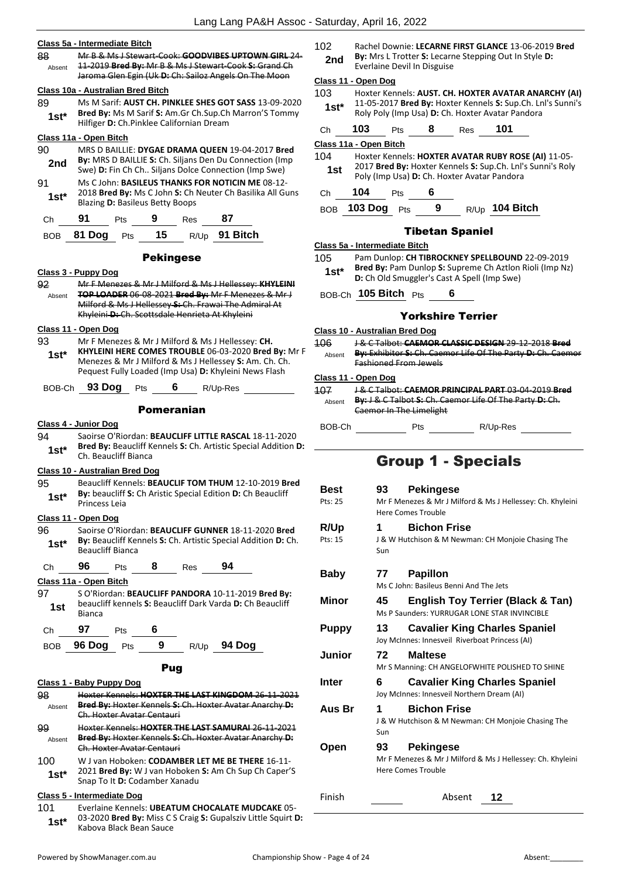**Class 5a - Intermediate Bitch**

88 Absent ~~Mr B & Ms J Stewart-Cook: **GOODVIBES UPTOWN GIRL** 24-11-2019 **Bred By:** Mr B & Ms J Stewart-Cook **S:** Grand Ch Jaroma Glen Egin (Uk **D:** Ch: Sailoz Angels On The Moon~~

**Class 10a - Australian Bred Bitch**

89 1st* Ms M Sarif: **AUST CH. PINKLEE SHES GOT SASS** 13-09-2020 **Bred By:** Ms M Sarif **S:** Am.Gr Ch.Sup.Ch Marron'S Tommy Hilfiger **D:** Ch.Pinklee Californian Dream

**Class 11a - Open Bitch**

90 2nd MRS D BAILLIE: **DYGAE DRAMA QUEEN** 19-04-2017 **Bred By:** MRS D BAILLIE **S:** Ch. Siljans Den Du Connection (Imp Swe) **D:** Fin Ch Ch.. Siljans Dolce Connection (Imp Swe)

91 1st* Ms C John: **BASILEUS THANKS FOR NOTICIN ME** 08-12-2018 **Bred By:** Ms C John **S:** Ch Neuter Ch Basilika All Guns Blazing **D:** Basileus Betty Boops

Ch 91 Pts 9 Res 87

BOB 81 Dog Pts 15 R/Up 91 Bitch

## Pekingese

**Class 3 - Puppy Dog**

92 Absent ~~Mr F Menezes & Mr J Milford & Ms J Hellessey: **KHYLEINI TOP LOADER** 06-08-2021 **Bred By:** Mr F Menezes & Mr J Milford & Ms J Hellessey **S:** Ch. Frawai The Admiral At Khyleini **D:** Ch. Scottsdale Henrieta At Khyleini~~

**Class 11 - Open Dog**

93 1st* Mr F Menezes & Mr J Milford & Ms J Hellessey: **CH. KHYLEINI HERE COMES TROUBLE** 06-03-2020 **Bred By:** Mr F Menezes & Mr J Milford & Ms J Hellessey **S:** Am. Ch. Ch. Pequest Fully Loaded (Imp Usa) **D:** Khyleini News Flash

BOB-Ch 93 Dog Pts 6 R/Up-Res

## Pomeranian

**Class 4 - Junior Dog**

94 1st* Saoirse O'Riordan: **BEAUCLIFF LITTLE RASCAL** 18-11-2020 **Bred By:** Beaucliff Kennels **S:** Ch. Artistic Special Addition **D:** Ch. Beaucliff Bianca

**Class 10 - Australian Bred Dog**

95 1st* Beaucliff Kennels: **BEAUCLIF TOM THUM** 12-10-2019 **Bred By:** beaucliff **S:** Ch Aristic Special Edition **D:** Ch Beaucliff Princess Leia

**Class 11 - Open Dog**

96 1st* Saoirse O'Riordan: **BEAUCLIFF GUNNER** 18-11-2020 **Bred By:** Beaucliff Kennels **S:** Ch. Artistic Special Addition **D:** Ch. Beaucliff Bianca

Ch 96 Pts 8 Res 94

**Class 11a - Open Bitch**

97 1st S O'Riordan: **BEAUCLIFF PANDORA** 10-11-2019 **Bred By:** beaucliff kennels **S:** Beaucliff Dark Varda **D:** Ch Beaucliff Bianca

Ch 97 Pts 6

BOB 96 Dog Pts 9 R/Up 94 Dog

## Pug

**Class 1 - Baby Puppy Dog**

98 Absent ~~Hoxter Kennels: **HOXTER THE LAST KINGDOM** 26-11-2021 **Bred By:** Hoxter Kennels **S:** Ch. Hoxter Avatar Anarchy **D:** Ch. Hoxter Avatar Centauri~~

99 Absent ~~Hoxter Kennels: **HOXTER THE LAST SAMURAI** 26-11-2021 **Bred By:** Hoxter Kennels **S:** Ch. Hoxter Avatar Anarchy **D:** Ch. Hoxter Avatar Centauri~~

100 1st* W J van Hoboken: **CODAMBER LET ME BE THERE** 16-11-2021 **Bred By:** W J van Hoboken **S:** Am Ch Sup Ch Caper'S Snap To It **D:** Codamber Xanadu

**Class 5 - Intermediate Dog**

101 1st* Everlaine Kennels: **UBEATUM CHOCALATE MUDCAKE** 05-03-2020 **Bred By:** Miss C S Craig **S:** Gupalsziv Little Squirt **D:** Kabova Black Bean Sauce

102 2nd Rachel Downie: **LECARNE FIRST GLANCE** 13-06-2019 **Bred By:** Mrs L Trotter **S:** Lecarne Stepping Out In Style **D:** Everlaine Devil In Disguise

**Class 11 - Open Dog**

103 1st* Hoxter Kennels: **AUST. CH. HOXTER AVATAR ANARCHY (AI)** 11-05-2017 **Bred By:** Hoxter Kennels **S:** Sup.Ch. Lnl's Sunni's Roly Poly (Imp Usa) **D:** Ch. Hoxter Avatar Pandora

Ch 103 Pts 8 Res 101

**Class 11a - Open Bitch**

104 1st Hoxter Kennels: **HOXTER AVATAR RUBY ROSE (AI)** 11-05-2017 **Bred By:** Hoxter Kennels **S:** Sup.Ch. Lnl's Sunni's Roly Poly (Imp Usa) **D:** Ch. Hoxter Avatar Pandora

Ch 104 Pts 6

BOB 103 Dog Pts 9 R/Up 104 Bitch

## Tibetan Spaniel

**Class 5a - Intermediate Bitch**

105 1st* Pam Dunlop: **CH TIBROCKNEY SPELLBOUND** 22-09-2019 **Bred By:** Pam Dunlop **S:** Supreme Ch Aztlon Rioli (Imp Nz) **D:** Ch Old Smuggler's Cast A Spell (Imp Swe)

BOB-Ch 105 Bitch Pts 6

## Yorkshire Terrier

**Class 10 - Australian Bred Dog**

106 Absent ~~J & C Talbot: **CAEMOR CLASSIC DESIGN** 29-12-2018 **Bred By:** Exhibitor **S:** Ch. Caemor Life Of The Party **D:** Ch. Caemor Fashioned From Jewels~~

**Class 11 - Open Dog**

107 Absent ~~J & C Talbot: **CAEMOR PRINCIPAL PART** 03-04-2019 **Bred By:** J & C Talbot **S:** Ch. Caemor Life Of The Party **D:** Ch. Caemor In The Limelight~~

BOB-Ch Pts R/Up-Res

# Group 1 - Specials

| | | |
|---|---|---|
| **Best** Pts: 25 | 93 | **Pekingese** Mr F Menezes & Mr J Milford & Ms J Hellessey: Ch. Khyleini Here Comes Trouble |
| **R/Up** Pts: 15 | 1 | **Bichon Frise** J & W Hutchison & M Newman: CH Monjoie Chasing The Sun |
| **Baby** | 77 | **Papillon** Ms C John: Basileus Benni And The Jets |
| **Minor** | 45 | **English Toy Terrier (Black & Tan)** Ms P Saunders: YURRUGAR LONE STAR INVINCIBLE |
| **Puppy** | 13 | **Cavalier King Charles Spaniel** Joy McInnes: Innesveil Riverboat Princess (AI) |
| **Junior** | 72 | **Maltese** Mr S Manning: CH ANGELOFWHITE POLISHED TO SHINE |
| **Inter** | 6 | **Cavalier King Charles Spaniel** Joy McInnes: Innesveil Northern Dream (AI) |
| **Aus Br** | 1 | **Bichon Frise** J & W Hutchison & M Newman: CH Monjoie Chasing The Sun |
| **Open** | 93 | **Pekingese** Mr F Menezes & Mr J Milford & Ms J Hellessey: Ch. Khyleini Here Comes Trouble |

Finish Absent 12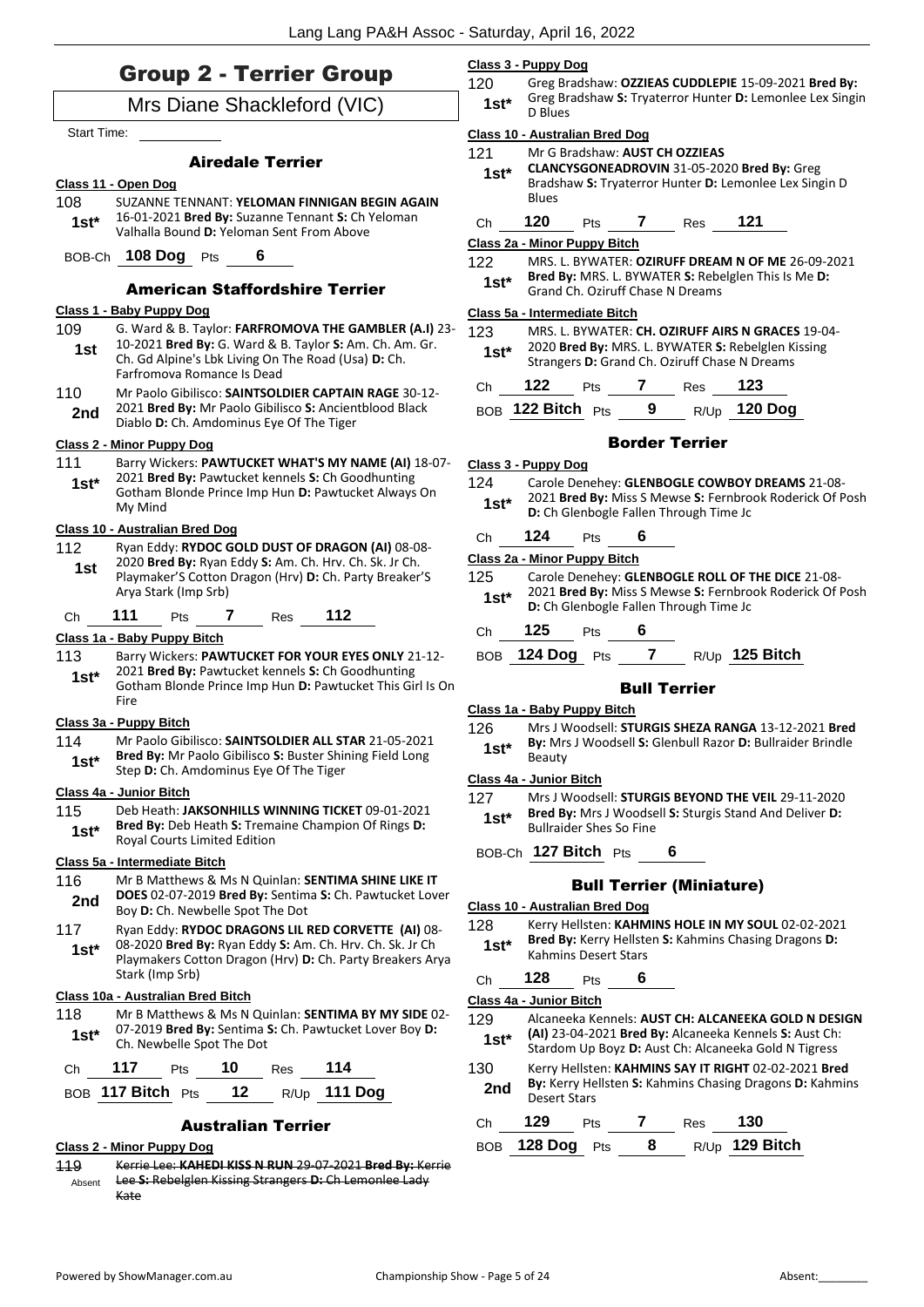# Group 2 - Terrier Group

## Mrs Diane Shackleford (VIC)

Start Time: ___________

### Airedale Terrier

**Class 11 - Open Dog**

108 SUZANNE TENNANT: **YELOMAN FINNIGAN BEGIN AGAIN** 16-01-2021 **Bred By:** Suzanne Tennant **S:** Ch Yeloman Valhalla Bound **D:** Yeloman Sent From Above
**1st***

BOB-Ch **108 Dog** Pts **6**

### American Staffordshire Terrier

**Class 1 - Baby Puppy Dog**

109 G. Ward & B. Taylor: **FARFROMOVA THE GAMBLER (A.I)** 23-10-2021 **Bred By:** G. Ward & B. Taylor **S:** Am. Ch. Am. Gr. Ch. Gd Alpine's Lbk Living On The Road (Usa) **D:** Ch. Farfromova Romance Is Dead
**1st**

110 Mr Paolo Gibilisco: **SAINTSOLDIER CAPTAIN RAGE** 30-12-2021 **Bred By:** Mr Paolo Gibilisco **S:** Ancientblood Black Diablo **D:** Ch. Amdominus Eye Of The Tiger
**2nd**

**Class 2 - Minor Puppy Dog**

111 Barry Wickers: **PAWTUCKET WHAT'S MY NAME (AI)** 18-07-2021 **Bred By:** Pawtucket kennels **S:** Ch Goodhunting Gotham Blonde Prince Imp Hun **D:** Pawtucket Always On My Mind
**1st***

**Class 10 - Australian Bred Dog**

112 Ryan Eddy: **RYDOC GOLD DUST OF DRAGON (AI)** 08-08-2020 **Bred By:** Ryan Eddy **S:** Am. Ch. Hrv. Ch. Sk. Jr Ch. Playmaker'S Cotton Dragon (Hrv) **D:** Ch. Party Breaker'S Arya Stark (Imp Srb)
**1st**

Ch **111** Pts **7** Res **112**

**Class 1a - Baby Puppy Bitch**

113 Barry Wickers: **PAWTUCKET FOR YOUR EYES ONLY** 21-12-2021 **Bred By:** Pawtucket kennels **S:** Ch Goodhunting Gotham Blonde Prince Imp Hun **D:** Pawtucket This Girl Is On Fire
**1st***

**Class 3a - Puppy Bitch**

114 Mr Paolo Gibilisco: **SAINTSOLDIER ALL STAR** 21-05-2021 **Bred By:** Mr Paolo Gibilisco **S:** Buster Shining Field Long Step **D:** Ch. Amdominus Eye Of The Tiger
**1st***

**Class 4a - Junior Bitch**

115 Deb Heath: **JAKSONHILLS WINNING TICKET** 09-01-2021 **Bred By:** Deb Heath **S:** Tremaine Champion Of Rings **D:** Royal Courts Limited Edition
**1st***

**Class 5a - Intermediate Bitch**

116 Mr B Matthews & Ms N Quinlan: **SENTIMA SHINE LIKE IT DOES** 02-07-2019 **Bred By:** Sentima **S:** Ch. Pawtucket Lover Boy **D:** Ch. Newbelle Spot The Dot
**2nd**

117 Ryan Eddy: **RYDOC DRAGONS LIL RED CORVETTE (AI)** 08-08-2020 **Bred By:** Ryan Eddy **S:** Am. Ch. Hrv. Ch. Sk. Jr Ch Playmakers Cotton Dragon (Hrv) **D:** Ch. Party Breakers Arya Stark (Imp Srb)
**1st***

**Class 10a - Australian Bred Bitch**

118 Mr B Matthews & Ms N Quinlan: **SENTIMA BY MY SIDE** 02-07-2019 **Bred By:** Sentima **S:** Ch. Pawtucket Lover Boy **D:** Ch. Newbelle Spot The Dot
**1st***

Ch **117** Pts **10** Res **114**

BOB **117 Bitch** Pts **12** R/Up **111 Dog**

### Australian Terrier

**Class 2 - Minor Puppy Dog**

~~119 Kerrie Lee: **KAHEDI KISS N RUN** 29-07-2021 **Bred By:** Kerrie Lee **S:** Rebelglen Kissing Strangers **D:** Ch Lemonlee Lady Kate~~
Absent

**Class 3 - Puppy Dog**

120 Greg Bradshaw: **OZZIEAS CUDDLEPIE** 15-09-2021 **Bred By:** Greg Bradshaw **S:** Tryaterror Hunter **D:** Lemonlee Lex Singin D Blues
**1st***

**Class 10 - Australian Bred Dog**

121 Mr G Bradshaw: **AUST CH OZZIEAS CLANCYSGONEADROVIN** 31-05-2020 **Bred By:** Greg Bradshaw **S:** Tryaterror Hunter **D:** Lemonlee Lex Singin D Blues
**1st***

Ch **120** Pts **7** Res **121**

**Class 2a - Minor Puppy Bitch**

122 MRS. L. BYWATER: **OZIRUFF DREAM N OF ME** 26-09-2021 **Bred By:** MRS. L. BYWATER **S:** Rebelglen This Is Me **D:** Grand Ch. Oziruff Chase N Dreams
**1st***

**Class 5a - Intermediate Bitch**

123 MRS. L. BYWATER: **CH. OZIRUFF AIRS N GRACES** 19-04-2020 **Bred By:** MRS. L. BYWATER **S:** Rebelglen Kissing Strangers **D:** Grand Ch. Oziruff Chase N Dreams
**1st***

Ch **122** Pts **7** Res **123**

BOB **122 Bitch** Pts **9** R/Up **120 Dog**

### Border Terrier

**Class 3 - Puppy Dog**

124 Carole Denehey: **GLENBOGLE COWBOY DREAMS** 21-08-2021 **Bred By:** Miss S Mewse **S:** Fernbrook Roderick Of Posh **D:** Ch Glenbogle Fallen Through Time Jc
**1st***

Ch **124** Pts **6**

**Class 2a - Minor Puppy Bitch**

125 Carole Denehey: **GLENBOGLE ROLL OF THE DICE** 21-08-2021 **Bred By:** Miss S Mewse **S:** Fernbrook Roderick Of Posh **D:** Ch Glenbogle Fallen Through Time Jc
**1st***

Ch **125** Pts **6**

BOB **124 Dog** Pts **7** R/Up **125 Bitch**

### Bull Terrier

**Class 1a - Baby Puppy Bitch**

126 Mrs J Woodsell: **STURGIS SHEZA RANGA** 13-12-2021 **Bred By:** Mrs J Woodsell **S:** Glenbull Razor **D:** Bullraider Brindle Beauty
**1st***

**Class 4a - Junior Bitch**

127 Mrs J Woodsell: **STURGIS BEYOND THE VEIL** 29-11-2020 **Bred By:** Mrs J Woodsell **S:** Sturgis Stand And Deliver **D:** Bullraider Shes So Fine
**1st***

BOB-Ch **127 Bitch** Pts **6**

### Bull Terrier (Miniature)

**Class 10 - Australian Bred Dog**

128 Kerry Hellsten: **KAHMINS HOLE IN MY SOUL** 02-02-2021 **Bred By:** Kerry Hellsten **S:** Kahmins Chasing Dragons **D:** Kahmins Desert Stars
**1st***

Ch **128** Pts **6**

**Class 4a - Junior Bitch**

129 Alcaneeka Kennels: **AUST CH: ALCANEEKA GOLD N DESIGN (AI)** 23-04-2021 **Bred By:** Alcaneeka Kennels **S:** Aust Ch: Stardom Up Boyz **D:** Aust Ch: Alcaneeka Gold N Tigress
**1st***

130 Kerry Hellsten: **KAHMINS SAY IT RIGHT** 02-02-2021 **Bred By:** Kerry Hellsten **S:** Kahmins Chasing Dragons **D:** Kahmins Desert Stars
**2nd**

Ch **129** Pts **7** Res **130**

BOB **128 Dog** Pts **8** R/Up **129 Bitch**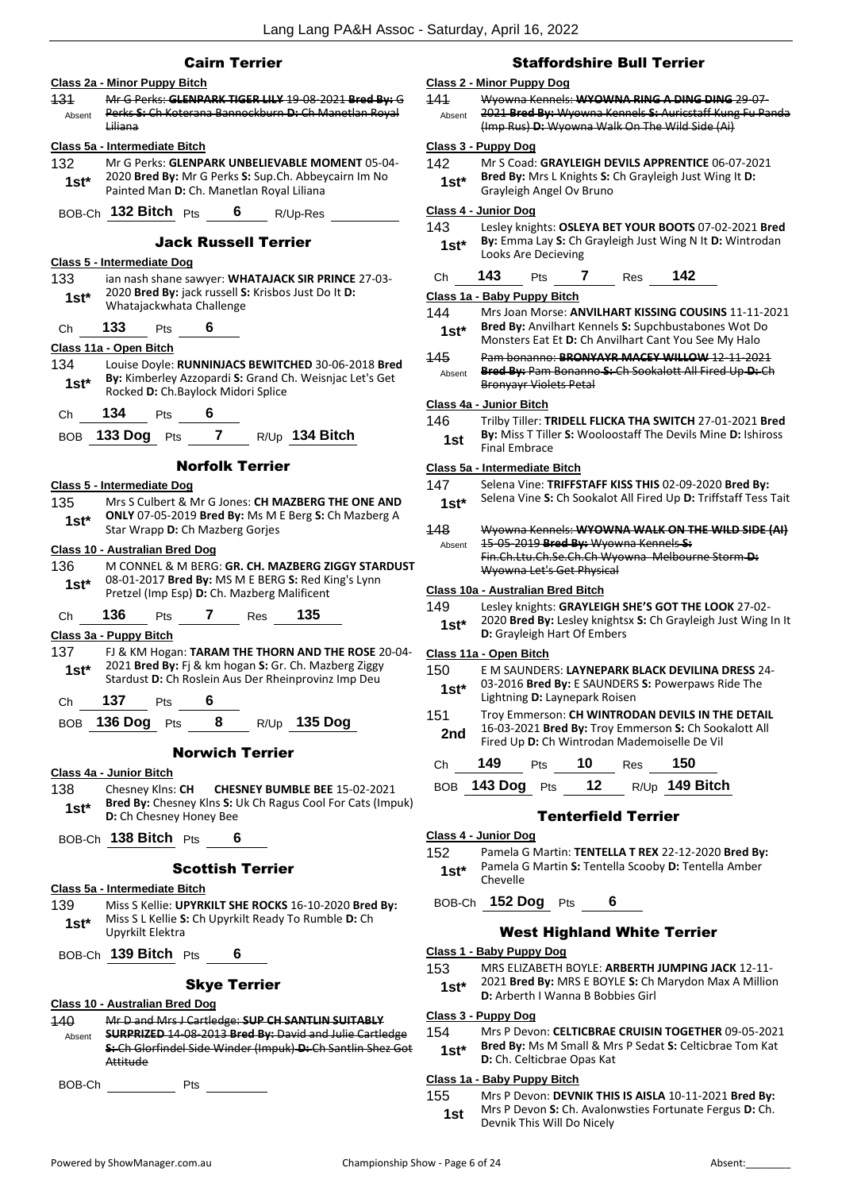## Cairn Terrier

### Class 2a - Minor Puppy Bitch

131 Absent ~~Mr G Perks: **GLENPARK TIGER LILY** 19-08-2021 **Bred By:** G Perks **S:** Ch Koterana Bannockburn **D:** Ch Manetlan Royal Liliana~~

### Class 5a - Intermediate Bitch

132 **1st*** Mr G Perks: **GLENPARK UNBELIEVABLE MOMENT** 05-04-2020 **Bred By:** Mr G Perks **S:** Sup.Ch. Abbeycairn Im No Painted Man **D:** Ch. Manetlan Royal Liliana

BOB-Ch **132 Bitch** Pts **6** R/Up-Res

## Jack Russell Terrier

### Class 5 - Intermediate Dog

133 **1st*** ian nash shane sawyer: **WHATAJACK SIR PRINCE** 27-03-2020 **Bred By:** jack russell **S:** Krisbos Just Do It **D:** Whatajackwhata Challenge

Ch **133** Pts **6**

### Class 11a - Open Bitch

134 **1st*** Louise Doyle: **RUNNINJACS BEWITCHED** 30-06-2018 **Bred By:** Kimberley Azzopardi **S:** Grand Ch. Weisnjac Let's Get Rocked **D:** Ch.Baylock Midori Splice

Ch **134** Pts **6**

BOB **133 Dog** Pts **7** R/Up **134 Bitch**

## Norfolk Terrier

### Class 5 - Intermediate Dog

135 **1st*** Mrs S Culbert & Mr G Jones: **CH MAZBERG THE ONE AND ONLY** 07-05-2019 **Bred By:** Ms M E Berg **S:** Ch Mazberg A Star Wrapp **D:** Ch Mazberg Gorjes

### Class 10 - Australian Bred Dog

136 **1st*** M CONNEL & M BERG: **GR. CH. MAZBERG ZIGGY STARDUST** 08-01-2017 **Bred By:** MS M E BERG **S:** Red King's Lynn Pretzel (Imp Esp) **D:** Ch. Mazberg Maleficent

Ch **136** Pts **7** Res **135**

### Class 3a - Puppy Bitch

137 **1st*** FJ & KM Hogan: **TARAM THE THORN AND THE ROSE** 20-04-2021 **Bred By:** Fj & km hogan **S:** Gr. Ch. Mazberg Ziggy Stardust **D:** Ch Roslein Aus Der Rheinprovinz Imp Deu

Ch **137** Pts **6**

BOB **136 Dog** Pts **8** R/Up **135 Dog**

## Norwich Terrier

### Class 4a - Junior Bitch

138 **1st*** Chesney Klns: **CH CHESNEY BUMBLE BEE** 15-02-2021 **Bred By:** Chesney Klns **S:** Uk Ch Ragus Cool For Cats (Impuk) **D:** Ch Chesney Honey Bee

BOB-Ch **138 Bitch** Pts **6**

## Scottish Terrier

### Class 5a - Intermediate Bitch

139 **1st*** Miss S Kellie: **UPYRKILT SHE ROCKS** 16-10-2020 **Bred By:** Miss S L Kellie **S:** Ch Upyrkilt Ready To Rumble **D:** Ch Upyrkilt Elektra

BOB-Ch **139 Bitch** Pts **6**

## Skye Terrier

### Class 10 - Australian Bred Dog

140 Absent ~~Mr D and Mrs J Cartledge: **SUP CH SANTLIN SUITABLY SURPRIZED** 14-08-2013 **Bred By:** David and Julie Cartledge **S:** Ch Glorfindel Side Winder (Impuk) **D:** Ch Santlin Shez Got Attitude~~

BOB-Ch Pts

## Staffordshire Bull Terrier

### Class 2 - Minor Puppy Dog

141 Absent ~~Wyowna Kennels: **WYOWNA RING A DING DING** 29-07-2021 **Bred By:** Wyowna Kennels **S:** Aurigstaff Kung Fu Panda (Imp Rus) **D:** Wyowna Walk On The Wild Side (Ai)~~

### Class 3 - Puppy Dog

142 **1st*** Mr S Coad: **GRAYLEIGH DEVILS APPRENTICE** 06-07-2021 **Bred By:** Mrs L Knights **S:** Ch Grayleigh Just Wing It **D:** Grayleigh Angel Ov Bruno

### Class 4 - Junior Dog

143 **1st*** Lesley knights: **OSLEYA BET YOUR BOOTS** 07-02-2021 **Bred By:** Emma Lay **S:** Ch Grayleigh Just Wing N It **D:** Wintrodan Looks Are Decieving

Ch **143** Pts **7** Res **142**

### Class 1a - Baby Puppy Bitch

144 **1st*** Mrs Joan Morse: **ANVILHART KISSING COUSINS** 11-11-2021 **Bred By:** Anvilhart Kennels **S:** Supchbustabones Wot Do Monsters Eat Et **D:** Ch Anvilhart Cant You See My Halo

145 Absent ~~Pam bonanno: **BRONYAYR MACEY WILLOW** 12-11-2021 **Bred By:** Pam Bonanno **S:** Ch Sookalott All Fired Up **D:** Ch Bronyayr Violets Petal~~

### Class 4a - Junior Bitch

146 **1st** Trilby Tiller: **TRIDELL FLICKA THA SWITCH** 27-01-2021 **Bred By:** Miss T Tiller **S:** Wooloostaff The Devils Mine **D:** Ishiross Final Embrace

### Class 5a - Intermediate Bitch

147 **1st*** Selena Vine: **TRIFFSTAFF KISS THIS** 02-09-2020 **Bred By:** Selena Vine **S:** Ch Sookalot All Fired Up **D:** Triffstaff Tess Tait

148 Absent ~~Wyowna Kennels: **WYOWNA WALK ON THE WILD SIDE (AI)** 15-05-2019 **Bred By:** Wyowna Kennels **S:** Fin.Ch.Ltu.Ch.Se.Ch.Ch Wyowna Melbourne Storm **D:** Wyowna Let's Get Physical~~

### Class 10a - Australian Bred Bitch

149 **1st*** Lesley knights: **GRAYLEIGH SHE'S GOT THE LOOK** 27-02-2020 **Bred By:** Lesley knightsx **S:** Ch Grayleigh Just Wing In It **D:** Grayleigh Hart Of Embers

### Class 11a - Open Bitch

150 **1st*** E M SAUNDERS: **LAYNEPARK BLACK DEVILINA DRESS** 24-03-2016 **Bred By:** E SAUNDERS **S:** Powerpaws Ride The Lightning **D:** Laynepark Roisen

151 **2nd** Troy Emmerson: **CH WINTRODAN DEVILS IN THE DETAIL** 16-03-2021 **Bred By:** Troy Emmerson **S:** Ch Sookalott All Fired Up **D:** Ch Wintrodan Mademoiselle De Vil

Ch **149** Pts **10** Res **150**

BOB **143 Dog** Pts **12** R/Up **149 Bitch**

## Tenterfield Terrier

### Class 4 - Junior Dog

152 **1st*** Pamela G Martin: **TENTELLA T REX** 22-12-2020 **Bred By:** Pamela G Martin **S:** Tentella Scooby **D:** Tentella Amber Chevelle

BOB-Ch **152 Dog** Pts **6**

## West Highland White Terrier

### Class 1 - Baby Puppy Dog

153 **1st*** MRS ELIZABETH BOYLE: **ARBERTH JUMPING JACK** 12-11-2021 **Bred By:** MRS E BOYLE **S:** Ch Marydon Max A Million **D:** Arberth I Wanna B Bobbies Girl

### Class 3 - Puppy Dog

154 **1st*** Mrs P Devon: **CELTICBRAE CRUISIN TOGETHER** 09-05-2021 **Bred By:** Ms M Small & Mrs P Sedat **S:** Celticbrae Tom Kat **D:** Ch. Celticbrae Opas Kat

### Class 1a - Baby Puppy Bitch

155 **1st** Mrs P Devon: **DEVNIK THIS IS AISLA** 10-11-2021 **Bred By:** Mrs P Devon **S:** Ch. Avalonwsties Fortunate Fergus **D:** Ch. Devnik This Will Do Nicely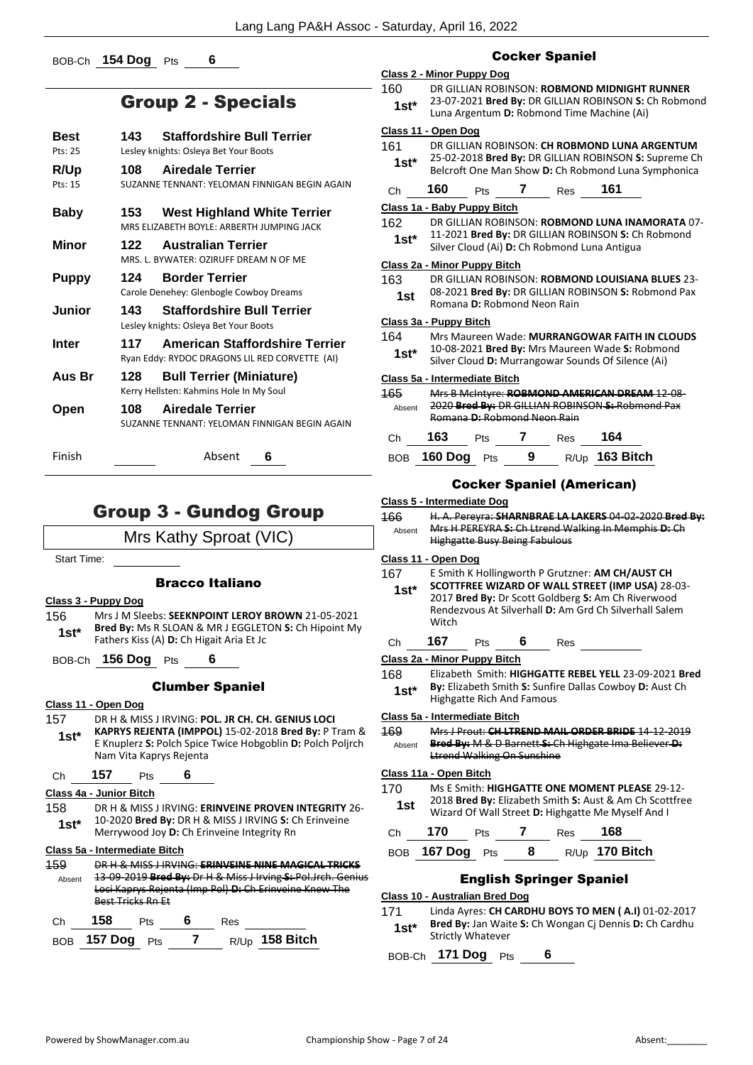BOB-Ch **154 Dog** Pts **6**

## Group 2 - Specials

| | | |
|---|---|---|
| **Best** Pts: 25 | **143** | **Staffordshire Bull Terrier** Lesley knights: Osleya Bet Your Boots |
| **R/Up** Pts: 15 | **108** | **Airedale Terrier** SUZANNE TENNANT: YELOMAN FINNIGAN BEGIN AGAIN |
| **Baby** | **153** | **West Highland White Terrier** MRS ELIZABETH BOYLE: ARBERTH JUMPING JACK |
| **Minor** | **122** | **Australian Terrier** MRS. L. BYWATER: OZIRUFF DREAM N OF ME |
| **Puppy** | **124** | **Border Terrier** Carole Denehey: Glenbogle Cowboy Dreams |
| **Junior** | **143** | **Staffordshire Bull Terrier** Lesley knights: Osleya Bet Your Boots |
| **Inter** | **117** | **American Staffordshire Terrier** Ryan Eddy: RYDOC DRAGONS LIL RED CORVETTE (AI) |
| **Aus Br** | **128** | **Bull Terrier (Miniature)** Kerry Hellsten: Kahmins Hole In My Soul |
| **Open** | **108** | **Airedale Terrier** SUZANNE TENNANT: YELOMAN FINNIGAN BEGIN AGAIN |

Finish Absent **6**

## Group 3 - Gundog Group

Mrs Kathy Sproat (VIC)

Start Time:

### Bracco Italiano

**Class 3 - Puppy Dog**

156 **1st*** Mrs J M Sleebs: **SEEKNPOINT LEROY BROWN** 21-05-2021 **Bred By:** Ms R SLOAN & MR J EGGLETON **S:** Ch Hipoint My Fathers Kiss (A) **D:** Ch Higait Aria Et Jc

BOB-Ch **156 Dog** Pts **6**

### Clumber Spaniel

**Class 11 - Open Dog**

157 **1st*** DR H & MISS J IRVING: **POL. JR CH. CH. GENIUS LOCI KAPRYS REJENTA (IMPPOL)** 15-02-2018 **Bred By:** P Tram & E Knuplerz **S:** Polch Spice Twice Hobgoblin **D:** Polch Poljrch Nam Vita Kaprys Rejenta

Ch **157** Pts **6**

**Class 4a - Junior Bitch**

158 **1st*** DR H & MISS J IRVING: **ERINVEINE PROVEN INTEGRITY** 26-10-2020 **Bred By:** DR H & MISS J IRVING **S:** Ch Erinveine Merrywood Joy **D:** Ch Erinveine Integrity Rn

**Class 5a - Intermediate Bitch**

159 Absent ~~DR H & MISS J IRVING: **ERINVEINE NINE MAGICAL TRICKS** 13-09-2019 **Bred By:** Dr H & Miss J Irving **S:** Pol.Jrch. Genius Loci Kaprys Rejenta (Imp Pol) **D:** Ch Erinveine Knew The Best Tricks Rn Et~~

Ch **158** Pts **6** Res

BOB **157 Dog** Pts **7** R/Up **158 Bitch**

### Cocker Spaniel

**Class 2 - Minor Puppy Dog**

160 **1st*** DR GILLIAN ROBINSON: **ROBMOND MIDNIGHT RUNNER** 23-07-2021 **Bred By:** DR GILLIAN ROBINSON **S:** Ch Robmond Luna Argentum **D:** Robmond Time Machine (Ai)

**Class 11 - Open Dog**

161 **1st*** DR GILLIAN ROBINSON: **CH ROBMOND LUNA ARGENTUM** 25-02-2018 **Bred By:** DR GILLIAN ROBINSON **S:** Supreme Ch Belcroft One Man Show **D:** Ch Robmond Luna Symphonica

Ch **160** Pts **7** Res **161**

**Class 1a - Baby Puppy Bitch**

162 **1st*** DR GILLIAN ROBINSON: **ROBMOND LUNA INAMORATA** 07-11-2021 **Bred By:** DR GILLIAN ROBINSON **S:** Ch Robmond Silver Cloud (Ai) **D:** Ch Robmond Luna Antigua

**Class 2a - Minor Puppy Bitch**

163 **1st** DR GILLIAN ROBINSON: **ROBMOND LOUISIANA BLUES** 23-08-2021 **Bred By:** DR GILLIAN ROBINSON **S:** Robmond Pax Romana **D:** Robmond Neon Rain

**Class 3a - Puppy Bitch**

164 **1st*** Mrs Maureen Wade: **MURRANGOWAR FAITH IN CLOUDS** 10-08-2021 **Bred By:** Mrs Maureen Wade **S:** Robmond Silver Cloud **D:** Murrangowar Sounds Of Silence (Ai)

**Class 5a - Intermediate Bitch**

165 Absent ~~Mrs B McIntyre: **ROBMOND AMERICAN DREAM** 12-08-2020 **Bred By:** DR GILLIAN ROBINSON **S:** Robmond Pax Romana **D:** Robmond Neon Rain~~

Ch **163** Pts **7** Res **164**

BOB **160 Dog** Pts **9** R/Up **163 Bitch**

### Cocker Spaniel (American)

**Class 5 - Intermediate Dog**

166 Absent ~~H. A. Pereyra: **SHARNBRAE LA LAKERS** 04-02-2020 **Bred By:** Mrs H PEREYRA **S:** Ch Ltrend Walking In Memphis **D:** Ch Highgatte Busy Being Fabulous~~

**Class 11 - Open Dog**

167 **1st*** E Smith K Hollingworth P Grutzner: **AM CH/AUST CH SCOTTFREE WIZARD OF WALL STREET (IMP USA)** 28-03-2017 **Bred By:** Dr Scott Goldberg **S:** Am Ch Riverwood Rendezvous At Silverhall **D:** Am Grd Ch Silverhall Salem Witch

Ch **167** Pts **6** Res

**Class 2a - Minor Puppy Bitch**

168 **1st*** Elizabeth Smith: **HIGHGATTE REBEL YELL** 23-09-2021 **Bred By:** Elizabeth Smith **S:** Sunfire Dallas Cowboy **D:** Aust Ch Highgatte Rich And Famous

**Class 5a - Intermediate Bitch**

169 Absent ~~Mrs J Prout: **CH LTREND MAIL ORDER BRIDE** 14-12-2019 **Bred By:** M & D Barnett **S:** Ch Highgate Ima Believer **D:** Ltrend Walking On Sunshine~~

**Class 11a - Open Bitch**

170 **1st** Ms E Smith: **HIGHGATTE ONE MOMENT PLEASE** 29-12-2018 **Bred By:** Elizabeth Smith **S:** Aust & Am Ch Scottfree Wizard Of Wall Street **D:** Highgatte Me Myself And I

Ch **170** Pts **7** Res **168**

BOB **167 Dog** Pts **8** R/Up **170 Bitch**

### English Springer Spaniel

**Class 10 - Australian Bred Dog**

171 **1st*** Linda Ayres: **CH CARDHU BOYS TO MEN ( A.I)** 01-02-2017 **Bred By:** Jan Waite **S:** Ch Wongan Cj Dennis **D:** Ch Cardhu Strictly Whatever

BOB-Ch **171 Dog** Pts **6**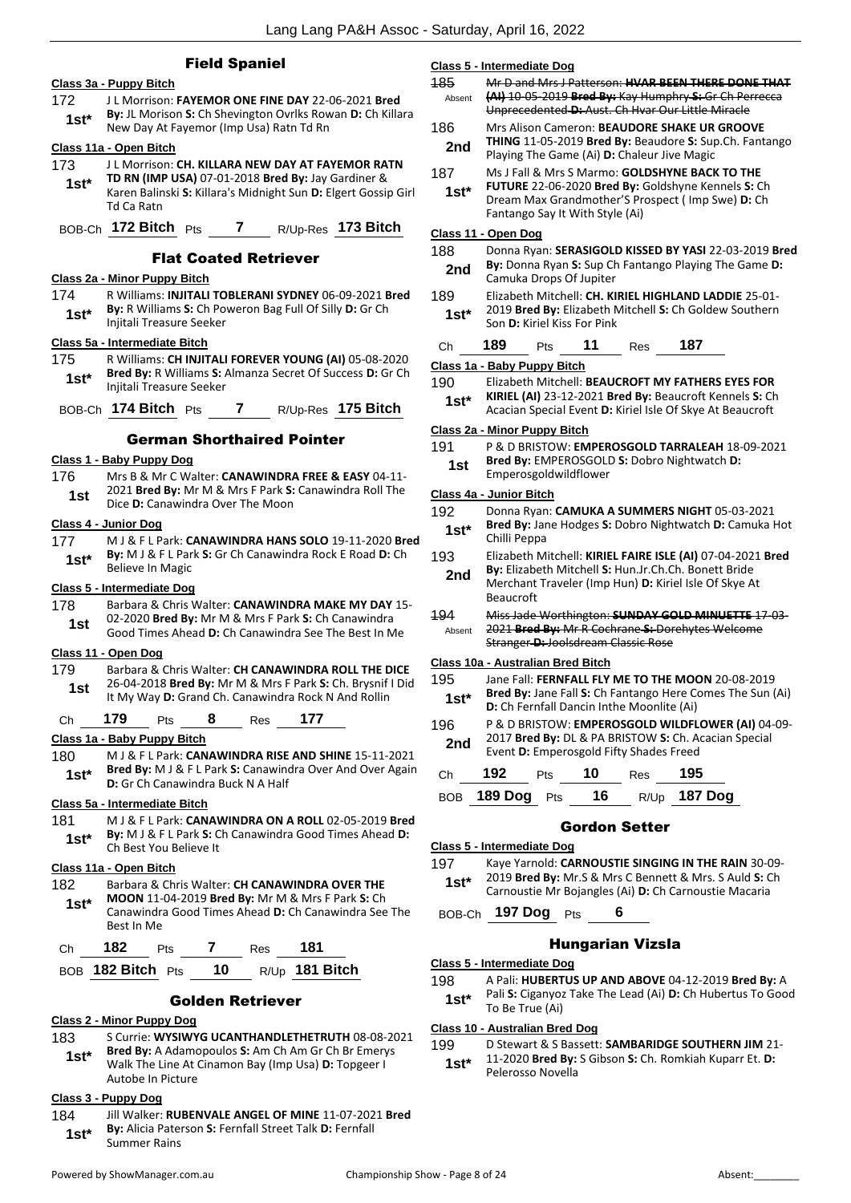## Field Spaniel

**Class 3a - Puppy Bitch**

172 **1st*** J L Morrison: **FAYEMOR ONE FINE DAY** 22-06-2021 **Bred By:** JL Morison **S:** Ch Shevington Ovrlks Rowan **D:** Ch Killara New Day At Fayemor (Imp Usa) Ratn Td Rn

**Class 11a - Open Bitch**

173 **1st*** J L Morrison: **CH. KILLARA NEW DAY AT FAYEMOR RATN TD RN (IMP USA)** 07-01-2018 **Bred By:** Jay Gardiner & Karen Balinski **S:** Killara's Midnight Sun **D:** Elgert Gossip Girl Td Ca Ratn

BOB-Ch **172 Bitch** Pts **7** R/Up-Res **173 Bitch**

## Flat Coated Retriever

**Class 2a - Minor Puppy Bitch**

174 **1st*** R Williams: **INJITALI TOBLERANI SYDNEY** 06-09-2021 **Bred By:** R Williams **S:** Ch Poweron Bag Full Of Silly **D:** Gr Ch Injitali Treasure Seeker

**Class 5a - Intermediate Bitch**

175 **1st*** R Williams: **CH INJITALI FOREVER YOUNG (AI)** 05-08-2020 **Bred By:** R Williams **S:** Almanza Secret Of Success **D:** Gr Ch Injitali Treasure Seeker

BOB-Ch **174 Bitch** Pts **7** R/Up-Res **175 Bitch**

## German Shorthaired Pointer

**Class 1 - Baby Puppy Dog**

176 **1st** Mrs B & Mr C Walter: **CANAWINDRA FREE & EASY** 04-11-2021 **Bred By:** Mr M & Mrs F Park **S:** Canawindra Roll The Dice **D:** Canawindra Over The Moon

**Class 4 - Junior Dog**

177 **1st*** M J & F L Park: **CANAWINDRA HANS SOLO** 19-11-2020 **Bred By:** M J & F L Park **S:** Gr Ch Canawindra Rock E Road **D:** Ch Believe In Magic

**Class 5 - Intermediate Dog**

178 **1st** Barbara & Chris Walter: **CANAWINDRA MAKE MY DAY** 15-02-2020 **Bred By:** Mr M & Mrs F Park **S:** Ch Canawindra Good Times Ahead **D:** Ch Canawindra See The Best In Me

**Class 11 - Open Dog**

179 **1st** Barbara & Chris Walter: **CH CANAWINDRA ROLL THE DICE** 26-04-2018 **Bred By:** Mr M & Mrs F Park **S:** Ch. Brysnif I Did It My Way **D:** Grand Ch. Canawindra Rock N And Rollin

Ch **179** Pts **8** Res **177**

**Class 1a - Baby Puppy Bitch**

180 **1st*** M J & F L Park: **CANAWINDRA RISE AND SHINE** 15-11-2021 **Bred By:** M J & F L Park **S:** Canawindra Over And Over Again **D:** Gr Ch Canawindra Buck N A Half

**Class 5a - Intermediate Bitch**

181 **1st*** M J & F L Park: **CANAWINDRA ON A ROLL** 02-05-2019 **Bred By:** M J & F L Park **S:** Ch Canawindra Good Times Ahead **D:** Ch Best You Believe It

**Class 11a - Open Bitch**

182 **1st*** Barbara & Chris Walter: **CH CANAWINDRA OVER THE MOON** 11-04-2019 **Bred By:** Mr M & Mrs F Park **S:** Ch Canawindra Good Times Ahead **D:** Ch Canawindra See The Best In Me

Ch **182** Pts **7** Res **181**

BOB **182 Bitch** Pts **10** R/Up **181 Bitch**

## Golden Retriever

**Class 2 - Minor Puppy Dog**

183 **1st*** S Currie: **WYSIWYG UCANTHANDLETHETRUTH** 08-08-2021 **Bred By:** A Adamopoulos **S:** Am Ch Am Gr Ch Br Emerys Walk The Line At Cinamon Bay (Imp Usa) **D:** Topgeer I Autobe In Picture

**Class 3 - Puppy Dog**

184 **1st*** Jill Walker: **RUBENVALE ANGEL OF MINE** 11-07-2021 **Bred By:** Alicia Paterson **S:** Fernfall Street Talk **D:** Fernfall Summer Rains

**Class 5 - Intermediate Dog**

~~185~~ Absent ~~Mr D and Mrs J Patterson: **HVAR BEEN THERE DONE THAT (AI)** 10-05-2019 **Bred By:** Kay Humphry **S:** Gr Ch Perrecca Unprecedented **D:** Aust. Ch Hvar Our Little Miracle~~

186 **2nd** Mrs Alison Cameron: **BEAUDORE SHAKE UR GROOVE THING** 11-05-2019 **Bred By:** Beaudore **S:** Sup.Ch. Fantango Playing The Game (Ai) **D:** Chaleur Jive Magic

187 **1st*** Ms J Fall & Mrs S Marmo: **GOLDSHYNE BACK TO THE FUTURE** 22-06-2020 **Bred By:** Goldshyne Kennels **S:** Ch Dream Max Grandmother'S Prospect ( Imp Swe) **D:** Ch Fantango Say It With Style (Ai)

**Class 11 - Open Dog**

188 **2nd** Donna Ryan: **SERASIGOLD KISSED BY YASI** 22-03-2019 **Bred By:** Donna Ryan **S:** Sup Ch Fantango Playing The Game **D:** Camuka Drops Of Jupiter

189 **1st*** Elizabeth Mitchell: **CH. KIRIEL HIGHLAND LADDIE** 25-01-2019 **Bred By:** Elizabeth Mitchell **S:** Ch Goldew Southern Son **D:** Kiriel Kiss For Pink

Ch **189** Pts **11** Res **187**

**Class 1a - Baby Puppy Bitch**

190 **1st*** Elizabeth Mitchell: **BEAUCROFT MY FATHERS EYES FOR KIRIEL (AI)** 23-12-2021 **Bred By:** Beaucroft Kennels **S:** Ch Acacian Special Event **D:** Kiriel Isle Of Skye At Beaucroft

**Class 2a - Minor Puppy Bitch**

191 **1st** P & D BRISTOW: **EMPEROSGOLD TARRALEAH** 18-09-2021 **Bred By:** EMPEROSGOLD **S:** Dobro Nightwatch **D:** Emperosgoldwildflower

**Class 4a - Junior Bitch**

192 **1st*** Donna Ryan: **CAMUKA A SUMMERS NIGHT** 05-03-2021 **Bred By:** Jane Hodges **S:** Dobro Nightwatch **D:** Camuka Hot Chilli Peppa

193 **2nd** Elizabeth Mitchell: **KIRIEL FAIRE ISLE (AI)** 07-04-2021 **Bred By:** Elizabeth Mitchell **S:** Hun.Jr.Ch.Ch. Bonett Bride Merchant Traveler (Imp Hun) **D:** Kiriel Isle Of Skye At Beaucroft

~~194~~ Absent ~~Miss Jade Worthington: **SUNDAY GOLD MINUETTE** 17-03-2021 **Bred By:** Mr R Cochrane **S:** Dorehytes Welcome Stranger **D:** Joolsdream Classic Rose~~

**Class 10a - Australian Bred Bitch**

195 **1st*** Jane Fall: **FERNFALL FLY ME TO THE MOON** 20-08-2019 **Bred By:** Jane Fall **S:** Ch Fantango Here Comes The Sun (Ai) **D:** Ch Fernfall Dancin Inthe Moonlite (Ai)

196 **2nd** P & D BRISTOW: **EMPEROSGOLD WILDFLOWER (AI)** 04-09-2017 **Bred By:** DL & PA BRISTOW **S:** Ch. Acacian Special Event **D:** Emperosgold Fifty Shades Freed

Ch **192** Pts **10** Res **195**

BOB **189 Dog** Pts **16** R/Up **187 Dog**

## Gordon Setter

**Class 5 - Intermediate Dog**

197 **1st*** Kaye Yarnold: **CARNOUSTIE SINGING IN THE RAIN** 30-09-2019 **Bred By:** Mr.S & Mrs C Bennett & Mrs. S Auld **S:** Ch Carnoustie Mr Bojangles (Ai) **D:** Ch Carnoustie Macaria

BOB-Ch **197 Dog** Pts **6**

## Hungarian Vizsla

**Class 5 - Intermediate Dog**

198 **1st*** A Pali: **HUBERTUS UP AND ABOVE** 04-12-2019 **Bred By:** A Pali **S:** Ciganyoz Take The Lead (Ai) **D:** Ch Hubertus To Good To Be True (Ai)

**Class 10 - Australian Bred Dog**

199 **1st*** D Stewart & S Bassett: **SAMBARIDGE SOUTHERN JIM** 21-11-2020 **Bred By:** S Gibson **S:** Ch. Romkiah Kuparr Et. **D:** Pelerosso Novella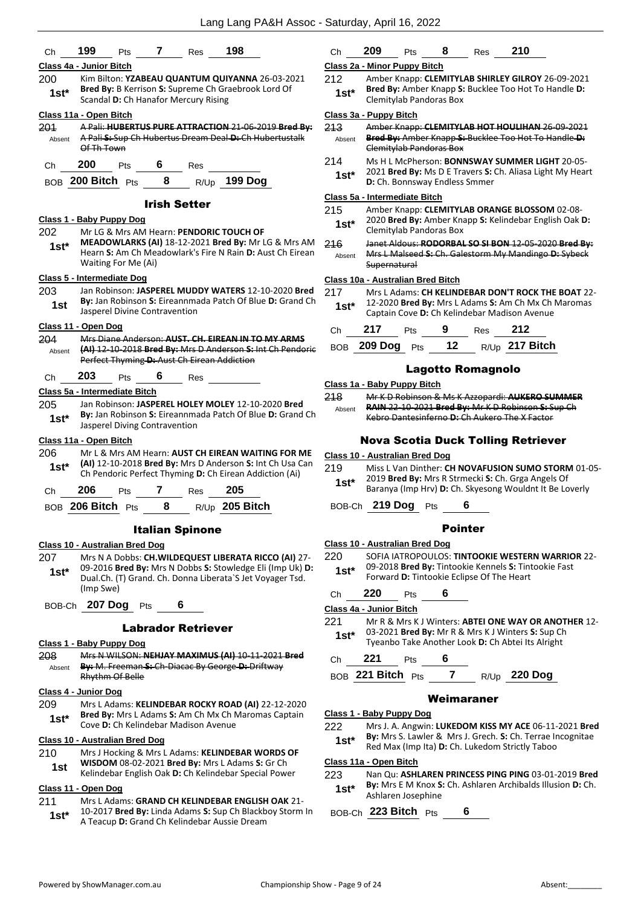Ch **199** Pts **7** Res **198**

**Class 4a - Junior Bitch**

200 1st* Kim Bilton: **YZABEAU QUANTUM QUIYANNA** 26-03-2021 **Bred By:** B Kerrison **S:** Supreme Ch Graebrook Lord Of Scandal **D:** Ch Hanafor Mercury Rising

**Class 11a - Open Bitch**

201 Absent ~~A Pali: **HUBERTUS PURE ATTRACTION** 21-06-2019 **Bred By:** A Pali **S:** Sup Ch Hubertus Dream Deal **D:** Ch Hubertustalk Of Th Town~~

Ch **200** Pts **6** Res

BOB **200 Bitch** Pts **8** R/Up **199 Dog**

## Irish Setter

**Class 1 - Baby Puppy Dog**

202 1st* Mr LG & Mrs AM Hearn: **PENDORIC TOUCH OF MEADOWLARKS (AI)** 18-12-2021 **Bred By:** Mr LG & Mrs AM Hearn **S:** Am Ch Meadowlark's Fire N Rain **D:** Aust Ch Eirean Waiting For Me (Ai)

**Class 5 - Intermediate Dog**

203 1st Jan Robinson: **JASPEREL MUDDY WATERS** 12-10-2020 **Bred By:** Jan Robinson **S:** Eireannmada Patch Of Blue **D:** Grand Ch Jasperel Divine Contravention

**Class 11 - Open Dog**

204 Absent ~~Mrs Diane Anderson: **AUST. CH. EIREAN IN TO MY ARMS (AI)** 12-10-2018 **Bred By:** Mrs D Anderson **S:** Int Ch Pendoric Perfect Thyming **D:** Aust Ch Eirean Addiction~~

Ch **203** Pts **6** Res

**Class 5a - Intermediate Bitch**

205 1st* Jan Robinson: **JASPEREL HOLEY MOLEY** 12-10-2020 **Bred By:** Jan Robinson **S:** Eireannmada Patch Of Blue **D:** Grand Ch Jasperel Diving Contravention

**Class 11a - Open Bitch**

206 1st* Mr L & Mrs AM Hearn: **AUST CH EIREAN WAITING FOR ME (AI)** 12-10-2018 **Bred By:** Mrs D Anderson **S:** Int Ch Usa Can Ch Pendoric Perfect Thyming **D:** Ch Eirean Addiction (Ai)

Ch **206** Pts **7** Res **205**

BOB **206 Bitch** Pts **8** R/Up **205 Bitch**

## Italian Spinone

**Class 10 - Australian Bred Dog**

207 1st* Mrs N A Dobbs: **CH.WILDEQUEST LIBERATA RICCO (AI)** 27-09-2016 **Bred By:** Mrs N Dobbs **S:** Stowledge Eli (Imp Uk) **D:** Dual.Ch. (T) Grand. Ch. Donna Liberata`S Jet Voyager Tsd. (Imp Swe)

BOB-Ch **207 Dog** Pts **6**

## Labrador Retriever

**Class 1 - Baby Puppy Dog**

208 Absent ~~Mrs N WILSON: **NEHJAY MAXIMUS (AI)** 10-11-2021 **Bred By:** M. Freeman **S:** Ch-Diacac By George **D:** Driftway Rhythm Of Belle~~

**Class 4 - Junior Dog**

209 1st* Mrs L Adams: **KELINDEBAR ROCKY ROAD (AI)** 22-12-2020 **Bred By:** Mrs L Adams **S:** Am Ch Mx Ch Maromas Captain Cove **D:** Ch Kelindebar Madison Avenue

**Class 10 - Australian Bred Dog**

210 1st Mrs J Hocking & Mrs L Adams: **KELINDEBAR WORDS OF WISDOM** 08-02-2021 **Bred By:** Mrs L Adams **S:** Gr Ch Kelindebar English Oak **D:** Ch Kelindebar Special Power

**Class 11 - Open Dog**

211 1st* Mrs L Adams: **GRAND CH KELINDEBAR ENGLISH OAK** 21-10-2017 **Bred By:** Linda Adams **S:** Sup Ch Blackboy Storm In A Teacup **D:** Grand Ch Kelindebar Aussie Dream

Ch **209** Pts **8** Res **210**

**Class 2a - Minor Puppy Bitch**

212 1st* Amber Knapp: **CLEMITYLAB SHIRLEY GILROY** 26-09-2021 **Bred By:** Amber Knapp **S:** Bucklee Too Hot To Handle **D:** Clemitylab Pandoras Box

**Class 3a - Puppy Bitch**

213 Absent ~~Amber Knapp: **CLEMITYLAB HOT HOULIHAN** 26-09-2021 **Bred By:** Amber Knapp **S:** Bucklee Too Hot To Handle **D:** Clemitylab Pandoras Box~~

214 1st* Ms H L McPherson: **BONNSWAY SUMMER LIGHT** 20-05-2021 **Bred By:** Ms D E Travers **S:** Ch. Aliasa Light My Heart **D:** Ch. Bonnsway Endless Smmer

**Class 5a - Intermediate Bitch**

215 1st* Amber Knapp: **CLEMITYLAB ORANGE BLOSSOM** 02-08-2020 **Bred By:** Amber Knapp **S:** Kelindebar English Oak **D:** Clemitylab Pandoras Box

216 Absent ~~Janet Aldous: **RODORBAL SO SI BON** 12-05-2020 **Bred By:** Mrs L Malseed **S:** Ch. Galestorm My Mandingo **D:** Sybeck Supernatural~~

**Class 10a - Australian Bred Bitch**

217 1st* Mrs L Adams: **CH KELINDEBAR DON'T ROCK THE BOAT** 22-12-2020 **Bred By:** Mrs L Adams **S:** Am Ch Mx Ch Maromas Captain Cove **D:** Ch Kelindebar Madison Avenue

Ch **217** Pts **9** Res **212**

BOB **209 Dog** Pts **12** R/Up **217 Bitch**

## Lagotto Romagnolo

**Class 1a - Baby Puppy Bitch**

218 Absent ~~Mr K D Robinson & Ms K Azzopardi: **AUKERO SUMMER RAIN** 22-10-2021 **Bred By:** Mr K D Robinson **S:** Sup Ch Kebro Dantesinferno **D:** Ch Aukero The X Factor~~

## Nova Scotia Duck Tolling Retriever

**Class 10 - Australian Bred Dog**

219 1st* Miss L Van Dinther: **CH NOVAFUSION SUMO STORM** 01-05-2019 **Bred By:** Mrs R Strmecki **S:** Ch. Grga Angels Of Baranya (Imp Hrv) **D:** Ch. Skyesong Wouldnt It Be Loverly

BOB-Ch **219 Dog** Pts **6**

## Pointer

**Class 10 - Australian Bred Dog**

220 1st* SOFIA IATROPOULOS: **TINTOOKIE WESTERN WARRIOR** 22-09-2018 **Bred By:** Tintookie Kennels **S:** Tintookie Fast Forward **D:** Tintookie Eclipse Of The Heart

Ch **220** Pts **6**

**Class 4a - Junior Bitch**

221 1st* Mr R & Mrs K J Winters: **ABTEI ONE WAY OR ANOTHER** 12-03-2021 **Bred By:** Mr R & Mrs K J Winters **S:** Sup Ch Tyeanbo Take Another Look **D:** Ch Abtei Its Alright

Ch **221** Pts **6**

BOB **221 Bitch** Pts **7** R/Up **220 Dog**

## Weimaraner

**Class 1 - Baby Puppy Dog**

222 1st* Mrs J. A. Angwin: **LUKEDOM KISS MY ACE** 06-11-2021 **Bred By:** Mrs S. Lawler & Mrs J. Grech. **S:** Ch. Terrae Incognitae Red Max (Imp Ita) **D:** Ch. Lukedom Strictly Taboo

**Class 11a - Open Bitch**

223 1st* Nan Qu: **ASHLAREN PRINCESS PING PING** 03-01-2019 **Bred By:** Mrs E M Knox **S:** Ch. Ashlaren Archibalds Illusion **D:** Ch. Ashlaren Josephine

BOB-Ch **223 Bitch** Pts **6**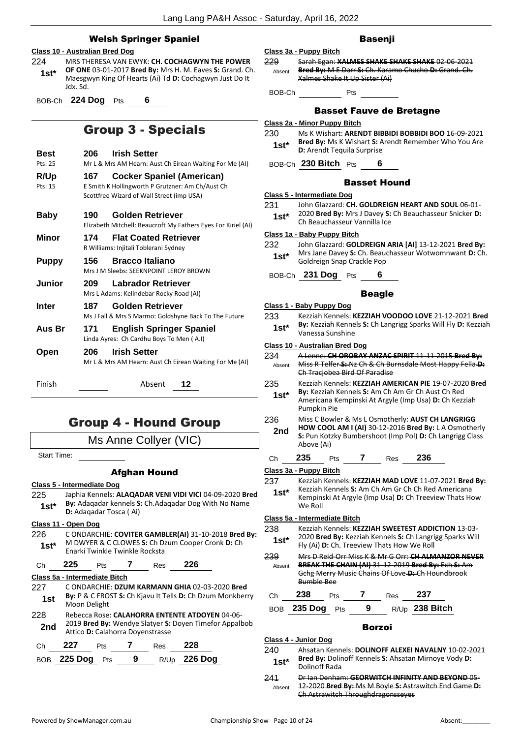### Welsh Springer Spaniel

**Class 10 - Australian Bred Dog**

224 **1st*** MRS THERESA VAN EWYK: **CH. COCHAGWYN THE POWER OF ONE** 03-01-2017 **Bred By:** Mrs H. M. Eaves **S:** Grand. Ch. Maesgwyn King Of Hearts (Ai) Td **D:** Cochagwyn Just Do It Jdx. Sd.

BOB-Ch **224 Dog** Pts **6**

## Group 3 - Specials

| | | | |
|---|---|---|---|
| **Best** (Pts: 25) | 206 | **Irish Setter** | Mr L & Mrs AM Hearn: Aust Ch Eirean Waiting For Me (AI) |
| **R/Up** (Pts: 15) | 167 | **Cocker Spaniel (American)** | E Smith K Hollingworth P Grutzner: Am Ch/Aust Ch Scottfree Wizard of Wall Street (imp USA) |
| **Baby** | 190 | **Golden Retriever** | Elizabeth Mitchell: Beaucroft My Fathers Eyes For Kiriel (AI) |
| **Minor** | 174 | **Flat Coated Retriever** | R Williams: Injitali Toblerani Sydney |
| **Puppy** | 156 | **Bracco Italiano** | Mrs J M Sleebs: SEEKNPOINT LEROY BROWN |
| **Junior** | 209 | **Labrador Retriever** | Mrs L Adams: Kelindebar Rocky Road (AI) |
| **Inter** | 187 | **Golden Retriever** | Ms J Fall & Mrs S Marmo: Goldshyne Back To The Future |
| **Aus Br** | 171 | **English Springer Spaniel** | Linda Ayres: Ch Cardhu Boys To Men ( A.I) |
| **Open** | 206 | **Irish Setter** | Mr L & Mrs AM Hearn: Aust Ch Eirean Waiting For Me (AI) |

Finish ______ Absent **12**

## Group 4 - Hound Group

Ms Anne Collyer (VIC)

Start Time:

### Afghan Hound

**Class 5 - Intermediate Dog**

225 **1st*** Japhia Kennels: **ALAQADAR VENI VIDI VICI** 04-09-2020 **Bred By:** Adaqadar kennels **S:** Ch.Adaqadar Dog With No Name **D:** Adaqadar Tosca ( Ai)

**Class 11 - Open Dog**

226 **1st*** C ONDARCHIE: **COVITER GAMBLER(AI)** 31-10-2018 **Bred By:** M DWYER & C CLOWES **S:** Ch Dzum Cooper Cronk **D:** Ch Enarki Twinkle Twinkle Rocksta

Ch **225** Pts **7** Res **226**

**Class 5a - Intermediate Bitch**

227 **1st** C ONDARCHIE: **DZUM KARMANN GHIA** 02-03-2020 **Bred By:** P & C FROST **S:** Ch Kjavu It Tells **D:** Ch Dzum Monkberry Moon Delight

228 **2nd** Rebecca Rose: **CALAHORRA ENTENTE ATDOYEN** 04-06-2019 **Bred By:** Wendye Slatyer **S:** Doyen Timefor Appalbob Attico **D:** Calahorra Doyenstrasse

Ch **227** Pts **7** Res **228**

BOB **225 Dog** Pts **9** R/Up **226 Dog**

### Basenji

**Class 3a - Puppy Bitch**

229 Absent ~~Sarah Egan: **XALMES SHAKE SHAKE SHAKE** 02-06-2021 **Bred By:** M E Darr **S:** Ch. Karamo Chucho **D:** Grand. Ch. Xalmes Shake It Up Sister (Ai)~~

BOB-Ch ______ Pts ______

### Basset Fauve de Bretagne

**Class 2a - Minor Puppy Bitch**

230 **1st*** Ms K Wishart: **ARENDT BIBBIDI BOBBIDI BOO** 16-09-2021 **Bred By:** Ms K Wishart **S:** Arendt Remember Who You Are **D:** Arendt Tequila Surprise

BOB-Ch **230 Bitch** Pts **6**

### Basset Hound

**Class 5 - Intermediate Dog**

231 **1st*** John Glazzard: **CH. GOLDREIGN HEART AND SOUL** 06-01-2020 **Bred By:** Mrs J Davey **S:** Ch Beauchasseur Snicker **D:** Ch Beauchasseur Vannilla Ice

**Class 1a - Baby Puppy Bitch**

232 **1st*** John Glazzard: **GOLDREIGN ARIA [AI]** 13-12-2021 **Bred By:** Mrs Jane Davey **S:** Ch. Beauchasseur Wotwomnwant **D:** Ch. Goldreign Snap Crackle Pop

BOB-Ch **231 Dog** Pts **6**

### Beagle

**Class 1 - Baby Puppy Dog**

233 **1st*** Kezziah Kennels: **KEZZIAH VOODOO LOVE** 21-12-2021 **Bred By:** Kezziah Kennels **S:** Ch Langrigg Sparks Will Fly **D:** Kezziah Vanessa Sunshine

**Class 10 - Australian Bred Dog**

234 Absent ~~A Lenne: **CH OROBAY ANZAC SPIRIT** 11-11-2015 **Bred By:** Miss R Telfer **S:** Nz Ch & Ch Burnsdale Most Happy Fella **D:** Ch Tracjobea Bird Of Paradise~~

235 **1st*** Kezziah Kennels: **KEZZIAH AMERICAN PIE** 19-07-2020 **Bred By:** Kezziah Kennels **S:** Am Ch Am Gr Ch Aust Ch Red Americana Kempinski At Argyle (Imp Usa) **D:** Ch Kezziah Pumpkin Pie

236 **2nd** Miss C Bowler & Ms L Osmotherly: **AUST CH LANGRIGG HOW COOL AM I (AI)** 30-12-2016 **Bred By:** L A Osmotherly **S:** Pun Kotzky Bumbershoot (Imp Pol) **D:** Ch Langrigg Class Above (Ai)

Ch **235** Pts **7** Res **236**

**Class 3a - Puppy Bitch**

237 **1st*** Kezziah Kennels: **KEZZIAH MAD LOVE** 11-07-2021 **Bred By:** Kezziah Kennels **S:** Am Ch Am Gr Ch Ch Red Americana Kempinski At Argyle (Imp Usa) **D:** Ch Treeview Thats How We Roll

**Class 5a - Intermediate Bitch**

238 **1st*** Kezziah Kennels: **KEZZIAH SWEETEST ADDICTION** 13-03-2020 **Bred By:** Kezziah Kennels **S:** Ch Langrigg Sparks Will Fly (Ai) **D:** Ch. Treeview Thats How We Roll

239 Absent ~~Mrs D Reid-Orr Miss K & Mr G Orr: **CH ALMANZOR NEVER BREAK THE CHAIN (AI)** 31-12-2019 **Bred By:** Exh **S:** Am Gchg Merry Music Chains Of Love **D:** Ch Houndbrook Bumble Bee~~

Ch **238** Pts **7** Res **237**

BOB **235 Dog** Pts **9** R/Up **238 Bitch**

### Borzoi

**Class 4 - Junior Dog**

240 **1st*** Ahsatan Kennels: **DOLINOFF ALEXEI NAVALNY** 10-02-2021 **Bred By:** Dolinoff Kennels **S:** Ahsatan Mirnoye Vody **D:** Dolinoff Rada

241 Absent ~~Dr Ian Denham: **GEORWITCH INFINITY AND BEYOND** 05-12-2020 **Bred By:** Ms M Boyle **S:** Astrawitch End Game **D:** Ch Astrawitch Throughdragonsseyes~~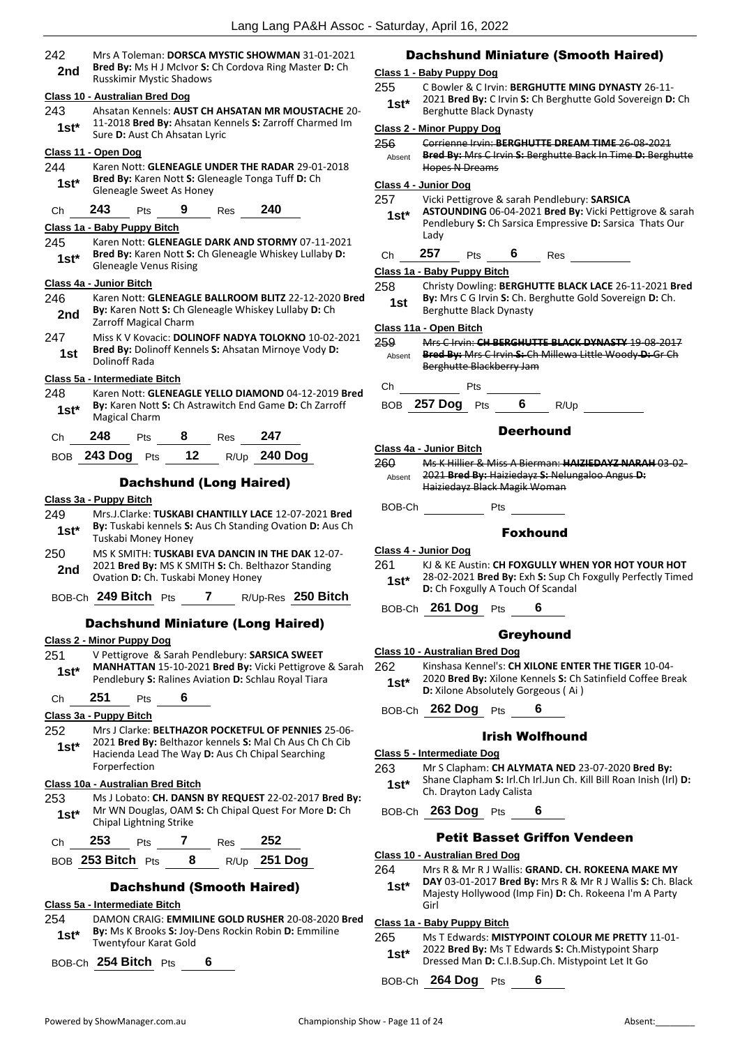242 Mrs A Toleman: **DORSCA MYSTIC SHOWMAN** 31-01-2021 **Bred By:** Ms H J McIvor **S:** Ch Cordova Ring Master **D:** Ch Russkimir Mystic Shadows
**2nd**

**Class 10 - Australian Bred Dog**

243 Ahsatan Kennels: **AUST CH AHSATAN MR MOUSTACHE** 20-11-2018 **Bred By:** Ahsatan Kennels **S:** Zarroff Charmed Im Sure **D:** Aust Ch Ahsatan Lyric
**1st***

**Class 11 - Open Dog**

244 Karen Nott: **GLENEAGLE UNDER THE RADAR** 29-01-2018 **Bred By:** Karen Nott **S:** Gleneagle Tonga Tuff **D:** Ch Gleneagle Sweet As Honey
**1st***

Ch **243** Pts **9** Res **240**

**Class 1a - Baby Puppy Bitch**

245 Karen Nott: **GLENEAGLE DARK AND STORMY** 07-11-2021 **Bred By:** Karen Nott **S:** Ch Gleneagle Whiskey Lullaby **D:** Gleneagle Venus Rising
**1st***

**Class 4a - Junior Bitch**

246 Karen Nott: **GLENEAGLE BALLROOM BLITZ** 22-12-2020 **Bred By:** Karen Nott **S:** Ch Gleneagle Whiskey Lullaby **D:** Ch Zarroff Magical Charm
**2nd**

247 Miss K V Kovacic: **DOLINOFF NADYA TOLOKNO** 10-02-2021 **Bred By:** Dolinoff Kennels **S:** Ahsatan Mirnoye Vody **D:** Dolinoff Rada
**1st**

**Class 5a - Intermediate Bitch**

248 Karen Nott: **GLENEAGLE YELLO DIAMOND** 04-12-2019 **Bred By:** Karen Nott **S:** Ch Astrawitch End Game **D:** Ch Zarroff Magical Charm
**1st***

Ch **248** Pts **8** Res **247**

BOB **243 Dog** Pts **12** R/Up **240 Dog**

## Dachshund (Long Haired)

**Class 3a - Puppy Bitch**

249 Mrs.J.Clarke: **TUSKABI CHANTILLY LACE** 12-07-2021 **Bred By:** Tuskabi kennels **S:** Aus Ch Standing Ovation **D:** Aus Ch Tuskabi Money Honey
**1st***

250 MS K SMITH: **TUSKABI EVA DANCIN IN THE DAK** 12-07-2021 **Bred By:** MS K SMITH **S:** Ch. Belthazor Standing Ovation **D:** Ch. Tuskabi Money Honey
**2nd**

BOB-Ch **249 Bitch** Pts **7** R/Up-Res **250 Bitch**

## Dachshund Miniature (Long Haired)

**Class 2 - Minor Puppy Dog**

251 V Pettigrove & Sarah Pendlebury: **SARSICA SWEET MANHATTAN** 15-10-2021 **Bred By:** Vicki Pettigrove & Sarah Pendlebury **S:** Ralines Aviation **D:** Schlau Royal Tiara
**1st***

Ch **251** Pts **6**

**Class 3a - Puppy Bitch**

252 Mrs J Clarke: **BELTHAZOR POCKETFUL OF PENNIES** 25-06-2021 **Bred By:** Belthazor kennels **S:** Mal Ch Aus Ch Ch Cib Hacienda Lead The Way **D:** Aus Ch Chipal Searching Forperfection
**1st***

**Class 10a - Australian Bred Bitch**

253 Ms J Lobato: **CH. DANSN BY REQUEST** 22-02-2017 **Bred By:** Mr WN Douglas, OAM **S:** Ch Chipal Quest For More **D:** Ch Chipal Lightning Strike
**1st***

Ch **253** Pts **7** Res **252**

BOB **253 Bitch** Pts **8** R/Up **251 Dog**

## Dachshund (Smooth Haired)

**Class 5a - Intermediate Bitch**

254 DAMON CRAIG: **EMMILINE GOLD RUSHER** 20-08-2020 **Bred By:** Ms K Brooks **S:** Joy-Dens Rockin Robin **D:** Emmiline Twentyfour Karat Gold
**1st***

BOB-Ch **254 Bitch** Pts **6**

## Dachshund Miniature (Smooth Haired)

**Class 1 - Baby Puppy Dog**

255 C Bowler & C Irvin: **BERGHUTTE MING DYNASTY** 26-11-2021 **Bred By:** C Irvin **S:** Ch Berghutte Gold Sovereign **D:** Ch Berghutte Black Dynasty
**1st***

**Class 2 - Minor Puppy Dog**

256 ~~Corrienne Irvin: **BERGHUTTE DREAM TIME** 26-08-2021 **Bred By:** Mrs C Irvin **S:** Berghutte Back In Time **D:** Berghutte Hopes N Dreams~~
Absent

**Class 4 - Junior Dog**

257 Vicki Pettigrove & sarah Pendlebury: **SARSICA ASTOUNDING** 06-04-2021 **Bred By:** Vicki Pettigrove & sarah Pendlebury **S:** Ch Sarsica Empressive **D:** Sarsica Thats Our Lady
**1st***

Ch **257** Pts **6** Res

**Class 1a - Baby Puppy Bitch**

258 Christy Dowling: **BERGHUTTE BLACK LACE** 26-11-2021 **Bred By:** Mrs C G Irvin **S:** Ch. Berghutte Gold Sovereign **D:** Ch. Berghutte Black Dynasty
**1st**

**Class 11a - Open Bitch**

259 ~~Mrs C Irvin: **CH BERGHUTTE BLACK DYNASTY** 19-08-2017 **Bred By:** Mrs C Irvin **S:** Ch Millewa Little Woody **D:** Gr Ch Berghutte Blackberry Jam~~
Absent

Ch Pts

BOB **257 Dog** Pts **6** R/Up

## Deerhound

**Class 4a - Junior Bitch**

260 ~~Ms K Hillier & Miss A Bierman: **HAIZIEDAYZ NARAH** 03-02-2021 **Bred By:** Haiziedayz **S:** Nelungaloo Angus **D:** Haiziedayz Black Magik Woman~~
Absent

BOB-Ch Pts

## Foxhound

**Class 4 - Junior Dog**

261 KJ & KE Austin: **CH FOXGULLY WHEN YOR HOT YOUR HOT** 28-02-2021 **Bred By:** Exh **S:** Sup Ch Foxgully Perfectly Timed **D:** Ch Foxgully A Touch Of Scandal
**1st***

BOB-Ch **261 Dog** Pts **6**

## Greyhound

**Class 10 - Australian Bred Dog**

262 Kinshasa Kennel's: **CH XILONE ENTER THE TIGER** 10-04-2020 **Bred By:** Xilone Kennels **S:** Ch Satinfield Coffee Break **D:** Xilone Absolutely Gorgeous ( Ai )
**1st***

BOB-Ch **262 Dog** Pts **6**

## Irish Wolfhound

**Class 5 - Intermediate Dog**

263 Mr S Clapham: **CH ALYMATA NED** 23-07-2020 **Bred By:** Shane Clapham **S:** Irl.Ch Irl.Jun Ch. Kill Bill Roan Inish (Irl) **D:** Ch. Drayton Lady Calista
**1st***

BOB-Ch **263 Dog** Pts **6**

## Petit Basset Griffon Vendeen

**Class 10 - Australian Bred Dog**

264 Mrs R & Mr R J Wallis: **GRAND. CH. ROKEENA MAKE MY DAY** 03-01-2017 **Bred By:** Mrs R & Mr R J Wallis **S:** Ch. Black Majesty Hollywood (Imp Fin) **D:** Ch. Rokeena I'm A Party Girl
**1st***

**Class 1a - Baby Puppy Bitch**

265 Ms T Edwards: **MISTYPOINT COLOUR ME PRETTY** 11-01-2022 **Bred By:** Ms T Edwards **S:** Ch.Mistypoint Sharp Dressed Man **D:** C.I.B.Sup.Ch. Mistypoint Let It Go
**1st***

BOB-Ch **264 Dog** Pts **6**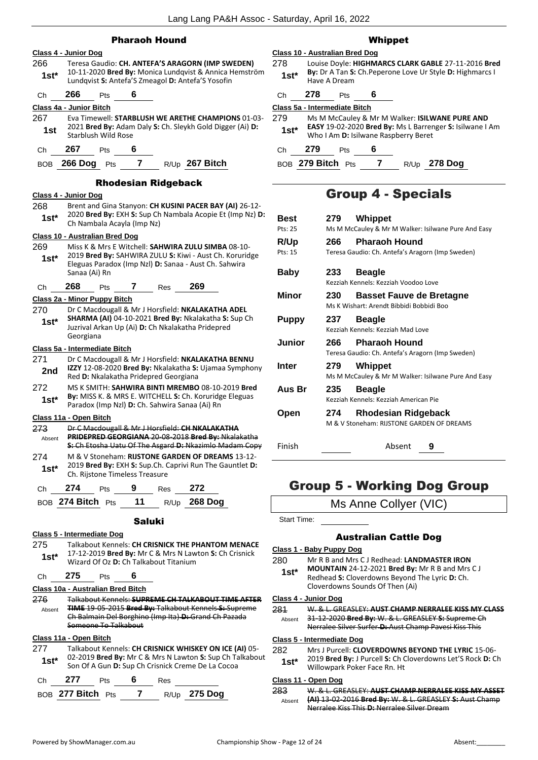## Pharaoh Hound

**Class 4 - Junior Dog**

266 — **1st*** — Teresa Gaudio: **CH. ANTEFA'S ARAGORN (IMP SWEDEN)** 10-11-2020 **Bred By:** Monica Lundqvist & Annica Hemström Lundqvist **S:** Antefa'S Zmeagol **D:** Antefa'S Yosofin

Ch **266** Pts **6**

**Class 4a - Junior Bitch**

267 — **1st** — Eva Timewell: **STARBLUSH WE ARETHE CHAMPIONS** 01-03-2021 **Bred By:** Adam Daly **S:** Ch. Sleykh Gold Digger (Ai) **D:** Starblush Wild Rose

Ch **267** Pts **6**

BOB **266 Dog** Pts **7** R/Up **267 Bitch**

## Rhodesian Ridgeback

**Class 4 - Junior Dog**

268 — **1st*** — Brent and Gina Stanyon: **CH KUSINI PACER BAY (AI)** 26-12-2020 **Bred By:** EXH **S:** Sup Ch Nambala Acopie Et (Imp Nz) **D:** Ch Nambala Acayla (Imp Nz)

**Class 10 - Australian Bred Dog**

269 — **1st*** — Miss K & Mrs E Witchell: **SAHWIRA ZULU SIMBA** 08-10-2019 **Bred By:** SAHWIRA ZULU **S:** Kiwi - Aust Ch. Koruridge Eleguas Paradox (Imp Nzl) **D:** Sanaa - Aust Ch. Sahwira Sanaa (Ai) Rn

Ch **268** Pts **7** Res **269**

**Class 2a - Minor Puppy Bitch**

270 — **1st*** — Dr C Macdougall & Mr J Horsfield: **NKALAKATHA ADEL SHARMA (AI)** 04-10-2021 **Bred By:** Nkalakatha **S:** Sup Ch Juzrival Arkan Up (Ai) **D:** Ch Nkalakatha Pridepred Georgiana

**Class 5a - Intermediate Bitch**

271 — **2nd** — Dr C Macdougall & Mr J Horsfield: **NKALAKATHA BENNU IZZY** 12-08-2020 **Bred By:** Nkalakatha **S:** Ujamaa Symphony Red **D:** Nkalakatha Pridepred Georgiana

272 — **1st*** — MS K SMITH: **SAHWIRA BINTI MREMBO** 08-10-2019 **Bred By:** MISS K. & MRS E. WITCHELL **S:** Ch. Koruridge Eleguas Paradox (Imp Nzl) **D:** Ch. Sahwira Sanaa (Ai) Rn

**Class 11a - Open Bitch**

273 — Absent — ~~Dr C Macdougall & Mr J Horsfield: **CH NKALAKATHA PRIDEPRED GEORGIANA** 20-08-2018 **Bred By:** Nkalakatha **S:** Ch Etosha Uatu Of The Asgard **D:** Nkazimlo Madam Copy~~

274 — **1st*** — M & V Stoneham: **RIJSTONE GARDEN OF DREAMS** 13-12-2019 **Bred By:** EXH **S:** Sup.Ch. Caprivi Run The Gauntlet **D:** Ch. Rijstone Timeless Treasure

Ch **274** Pts **9** Res **272**

BOB **274 Bitch** Pts **11** R/Up **268 Dog**

## Saluki

**Class 5 - Intermediate Dog**

275 — **1st*** — Talkabout Kennels: **CH CRISNICK THE PHANTOM MENACE** 17-12-2019 **Bred By:** Mr C & Mrs N Lawton **S:** Ch Crisnick Wizard Of Oz **D:** Ch Talkabout Titanium

Ch **275** Pts **6**

**Class 10a - Australian Bred Bitch**

276 — Absent — ~~Talkabout Kennels: **SUPREME CH TALKABOUT TIME AFTER TIME** 19-05-2015 **Bred By:** Talkabout Kennels **S:** Supreme Ch Balmain Del Borghino (Imp Ita) **D:** Grand Ch Pazada Someone To Talkabout~~

**Class 11a - Open Bitch**

277 — **1st*** — Talkabout Kennels: **CH CRISNICK WHISKEY ON ICE (AI)** 05-02-2019 **Bred By:** Mr C & Mrs N Lawton **S:** Sup Ch Talkabout Son Of A Gun **D:** Sup Ch Crisnick Creme De La Cocoa

Ch **277** Pts **6** Res

BOB **277 Bitch** Pts **7** R/Up **275 Dog**

## Whippet

**Class 10 - Australian Bred Dog**

278 — **1st*** — Louise Doyle: **HIGHMARCS CLARK GABLE** 27-11-2016 **Bred By:** Dr A Tan **S:** Ch.Peperone Love Ur Style **D:** Highmarcs I Have A Dream

Ch **278** Pts **6**

**Class 5a - Intermediate Bitch**

279 — **1st*** — Ms M McCauley & Mr M Walker: **ISILWANE PURE AND EASY** 19-02-2020 **Bred By:** Ms L Barrenger **S:** Isilwane I Am Who I Am **D:** Isilwane Raspberry Beret

Ch **279** Pts **6**

BOB **279 Bitch** Pts **7** R/Up **278 Dog**

# Group 4 - Specials

| | | | |
|---|---|---|---|
| **Best** (Pts: 25) | 279 | **Whippet** | Ms M McCauley & Mr M Walker: Isilwane Pure And Easy |
| **R/Up** (Pts: 15) | 266 | **Pharaoh Hound** | Teresa Gaudio: Ch. Antefa's Aragorn (Imp Sweden) |
| **Baby** | 233 | **Beagle** | Kezziah Kennels: Kezziah Voodoo Love |
| **Minor** | 230 | **Basset Fauve de Bretagne** | Ms K Wishart: Arendt Bibbidi Bobbidi Boo |
| **Puppy** | 237 | **Beagle** | Kezziah Kennels: Kezziah Mad Love |
| **Junior** | 266 | **Pharaoh Hound** | Teresa Gaudio: Ch. Antefa's Aragorn (Imp Sweden) |
| **Inter** | 279 | **Whippet** | Ms M McCauley & Mr M Walker: Isilwane Pure And Easy |
| **Aus Br** | 235 | **Beagle** | Kezziah Kennels: Kezziah American Pie |
| **Open** | 274 | **Rhodesian Ridgeback** | M & V Stoneham: RIJSTONE GARDEN OF DREAMS |

Finish ______ Absent **9**

# Group 5 - Working Dog Group

Ms Anne Collyer (VIC)

Start Time:

## Australian Cattle Dog

**Class 1 - Baby Puppy Dog**

280 — **1st*** — Mr R B and Mrs C J Redhead: **LANDMASTER IRON MOUNTAIN** 24-12-2021 **Bred By:** Mr R B and Mrs C J Redhead **S:** Cloverdowns Beyond The Lyric **D:** Ch. Cloverdowns Sounds Of Then (Ai)

**Class 4 - Junior Dog**

281 — Absent — ~~W. & L. GREASLEY: **AUST CHAMP NERRALEE KISS MY CLASS** 31-12-2020 **Bred By:** W. & L. GREASLEY **S:** Supreme Ch Nerralee Silver Surfer **D:** Aust Champ Pavesi Kiss This~~

**Class 5 - Intermediate Dog**

282 — **1st*** — Mrs J Purcell: **CLOVERDOWNS BEYOND THE LYRIC** 15-06-2019 **Bred By:** J Purcell **S:** Ch Cloverdowns Let'S Rock **D:** Ch Willowpark Poker Face Rn. Ht

**Class 11 - Open Dog**

283 — Absent — ~~W. & L. GREASLEY: **AUST CHAMP NERRALEE KISS MY ASSET (AI)** 13-02-2016 **Bred By:** W. & L. GREASLEY **S:** Aust Champ Nerralee Kiss This **D:** Nerralee Silver Dream~~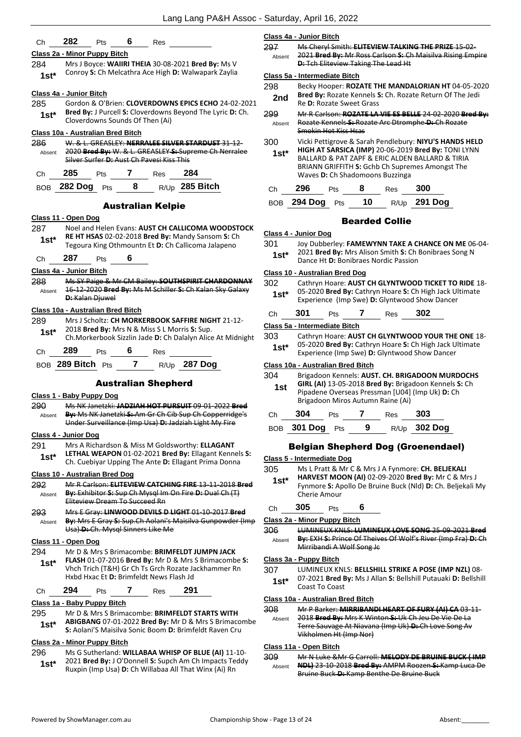Ch **282** Pts **6** Res

**Class 2a - Minor Puppy Bitch**

284 **1st*** Mrs J Boyce: **WAIIRI THEIA** 30-08-2021 **Bred By:** Ms V Conroy **S:** Ch Melcathra Ace High **D:** Walwapark Zaylia

**Class 4a - Junior Bitch**

285 **1st*** Gordon & O'Brien: **CLOVERDOWNS EPICS ECHO** 24-02-2021 **Bred By:** J Purcell **S:** Cloverdowns Beyond The Lyric **D:** Ch. Cloverdowns Sounds Of Then (Ai)

**Class 10a - Australian Bred Bitch**

286 Absent ~~W. & L. GREASLEY: **NERRALEE SILVER STARDUST** 31-12-2020 **Bred By:** W. & L. GREASLEY **S:** Supreme Ch Nerralee Silver Surfer **D:** Aust Ch Pavesi Kiss This~~

Ch **285** Pts **7** Res **284**

BOB **282 Dog** Pts **8** R/Up **285 Bitch**

## Australian Kelpie

**Class 11 - Open Dog**

287 **1st*** Noel and Helen Evans: **AUST CH CALLICOMA WOODSTOCK RE HT HSAS** 02-02-2018 **Bred By:** Mandy Sansom **S:** Ch Tegoura King Othmountn Et **D:** Ch Callicoma Jalapeno

Ch **287** Pts **6**

**Class 4a - Junior Bitch**

288 Absent ~~Ms SY Paige & Mr CM Bailey: **SOUTHSPIRIT CHARDONNAY** 16-12-2020 **Bred By:** Ms M Schiller **S:** Ch Kalan Sky Galaxy **D:** Kalan Djuwel~~

**Class 10a - Australian Bred Bitch**

289 **1st*** Mrs J Scholtz: **CH MORKERBOOK SAFFIRE NIGHT** 21-12-2018 **Bred By:** Mrs N & Miss S L Morris **S:** Sup. Ch.Morkerbook Sizzlin Jade **D:** Ch Dalalyn Alice At Midnight

Ch **289** Pts **6** Res

BOB **289 Bitch** Pts **7** R/Up **287 Dog**

## Australian Shepherd

**Class 1 - Baby Puppy Dog**

290 Absent ~~Ms NK Janetzki: **JADZIAH HOT PURSUIT** 09-01-2022 **Bred By:** Ms NK Janetzki **S:** Am Gr Ch Cib Sup Ch Copperridge's Under Surveillance (Imp Usa) **D:** Jadziah Light My Fire~~

**Class 4 - Junior Dog**

291 **1st*** Mrs A Richardson & Miss M Goldsworthy: **ELLAGANT LETHAL WEAPON** 01-02-2021 **Bred By:** Ellagant Kennels **S:** Ch. Cuebiyar Upping The Ante **D:** Ellagant Prima Donna

**Class 10 - Australian Bred Dog**

292 Absent ~~Mr R Carlson: **ELITEVIEW CATCHING FIRE** 13-11-2018 **Bred By:** Exhibitor **S:** Sup Ch Mysql Im On Fire **D:** Dual Ch (T) Eliteview Dream To Succeed Rn~~

293 Absent ~~Mrs E Gray: **LINWOOD DEVILS D LIGHT** 01-10-2017 **Bred By:** Mrs E Gray **S:** Sup.Ch Aolani's Maisilva Gunpowder (Imp Usa) **D:** Ch. Mysql Sinners Like Me~~

**Class 11 - Open Dog**

294 **1st*** Mr D & Mrs S Brimacombe: **BRIMFELDT JUMPN JACK FLASH** 01-07-2016 **Bred By:** Mr D & Mrs S Brimacombe **S:** Vhch Trich (T&H) Gr Ch Ts Grch Rozate Jackhammer Rn Hxbd Hxac Et **D:** Brimfeldt News Flash Jd

Ch **294** Pts **7** Res **291**

**Class 1a - Baby Puppy Bitch**

295 **1st*** Mr D & Mrs S Brimacombe: **BRIMFELDT STARTS WITH ABIGBANG** 07-01-2022 **Bred By:** Mr D & Mrs S Brimacombe **S:** Aolani'S Maisilva Sonic Boom **D:** Brimfeldt Raven Cru

**Class 2a - Minor Puppy Bitch**

296 **1st*** Ms G Sutherland: **WILLABAA WHISP OF BLUE (AI)** 11-10-2021 **Bred By:** J O'Donnell **S:** Supch Am Ch Impacts Teddy Ruxpin (Imp Usa) **D:** Ch Willabaa All That Winx (Ai) Rn

**Class 4a - Junior Bitch**

297 Absent ~~Ms Cheryl Smith: **ELITEVIEW TALKING THE PRIZE** 15-02-2021 **Bred By:** Mr Ross Carlson **S:** Ch Maisilva Rising Empire **D:** Tch Eliteview Taking The Lead Ht~~

**Class 5a - Intermediate Bitch**

298 **2nd** Becky Hooper: **ROZATE THE MANDALORIAN HT** 04-05-2020 **Bred By:** Rozate Kennels **S:** Ch. Rozate Return Of The Jedi Re **D:** Rozate Sweet Grass

299 Absent ~~Mr R Carlson: **ROZATE LA VIE ES BELLE** 24-02-2020 **Bred By:** Rozate Kennels **S:** Rozate Arc Dtromphe **D:** Ch Rozate Smokin Hot Kiss Hsas~~

300 **1st*** Vicki Pettigrove & Sarah Pendlebury: **NIYU'S HANDS HELD HIGH AT SARSICA (IMP)** 20-06-2019 **Bred By:** TONI LYNN BALLARD & PAT ZAPF & ERIC ALDEN BALLARD & TIRIA BRIANN GRIFFITH **S:** Gchb Ch Supremes Amongst The Waves **D:** Ch Shadomoons Buzzinga

Ch **296** Pts **8** Res **300**

BOB **294 Dog** Pts **10** R/Up **291 Dog**

## Bearded Collie

**Class 4 - Junior Dog**

301 **1st*** Joy Dubberley: **FAMEWYNN TAKE A CHANCE ON ME** 06-04-2021 **Bred By:** Mrs Alison Smith **S:** Ch Bonibraes Song N Dance Ht **D:** Bonibraes Nordic Passion

**Class 10 - Australian Bred Dog**

302 **1st*** Cathryn Hoare: **AUST CH GLYNTWOOD TICKET TO RIDE** 18-05-2020 **Bred By:** Cathryn Hoare **S:** Ch High Jack Ultimate Experience (Imp Swe) **D:** Glyntwood Show Dancer

Ch **301** Pts **7** Res **302**

**Class 5a - Intermediate Bitch**

303 **1st*** Cathryn Hoare: **AUST CH GLYNTWOOD YOUR THE ONE** 18-05-2020 **Bred By:** Cathryn Hoare **S:** Ch High Jack Ultimate Experience (Imp Swe) **D:** Glyntwood Show Dancer

**Class 10a - Australian Bred Bitch**

304 **1st** Brigadoon Kennels: **AUST. CH. BRIGADOON MURDOCHS GIRL (AI)** 13-05-2018 **Bred By:** Brigadoon Kennels **S:** Ch Pipadene Overseas Pressman [U04] (Imp Uk) **D:** Ch Brigadoon Miros Autumn Raine (Ai)

Ch **304** Pts **7** Res **303**

BOB **301 Dog** Pts **9** R/Up **302 Dog**

## Belgian Shepherd Dog (Groenendael)

**Class 5 - Intermediate Dog**

305 **1st*** Ms L Pratt & Mr C & Mrs J A Fynmore: **CH. BELJEKALI HARVEST MOON (AI)** 02-09-2020 **Bred By:** Mr C & Mrs J Fynmore **S:** Apollo De Bruine Buck (Nld) **D:** Ch. Beljekali My Cherie Amour

Ch **305** Pts **6**

**Class 2a - Minor Puppy Bitch**

306 Absent ~~LUMINEUX KNLS: **LUMINEUX LOVE SONG** 25-09-2021 **Bred By:** EXH **S:** Prince Of Theives Of Wolf's River (Imp Fra) **D:** Ch Mirribandi A Wolf Song Jc~~

**Class 3a - Puppy Bitch**

307 **1st*** LUMINEUX KNLS: **BELLSHILL STRIKE A POSE (IMP NZL)** 08-07-2021 **Bred By:** Ms J Allan **S:** Bellshill Putauaki **D:** Bellshill Coast To Coast

**Class 10a - Australian Bred Bitch**

308 Absent ~~Mr P Barker: **MIRRIBANDI HEART OF FURY (AI) CA** 03-11-2018 **Bred By:** Mrs K Winton **S:** Uk Ch Jeu De Vie De La Terre Sauvage At Niavana (Imp Uk) **D:** Ch Love Song Av Vikholmen Ht (Imp Nor)~~

**Class 11a - Open Bitch**

309 Absent ~~Mr N Luke &Mr G Carroll: **MELODY DE BRUINE BUCK ( IMP NDL)** 23-10-2018 **Bred By:** AMPM Roozen **S:** Kamp Luca De Bruine Buck **D:** Kamp Benthe De Bruine Buck~~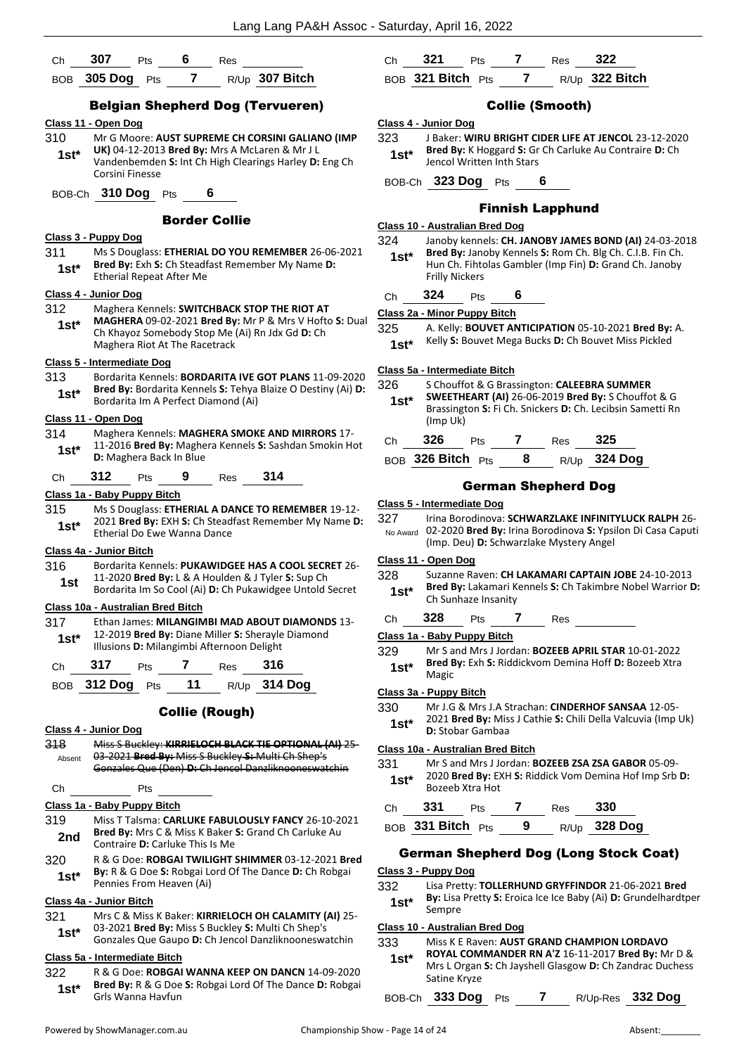Ch **307** Pts **6** Res

BOB **305 Dog** Pts **7** R/Up **307 Bitch**

## Belgian Shepherd Dog (Tervueren)

**Class 11 - Open Dog**

310 **1st*** Mr G Moore: **AUST SUPREME CH CORSINI GALIANO (IMP UK)** 04-12-2013 **Bred By:** Mrs A McLaren & Mr J L Vandenbemden **S:** Int Ch High Clearings Harley **D:** Eng Ch Corsini Finesse

BOB-Ch **310 Dog** Pts **6**

## Border Collie

**Class 3 - Puppy Dog**

311 **1st*** Ms S Douglass: **ETHERIAL DO YOU REMEMBER** 26-06-2021 **Bred By:** Exh **S:** Ch Steadfast Remember My Name **D:** Etherial Repeat After Me

**Class 4 - Junior Dog**

312 **1st*** Maghera Kennels: **SWITCHBACK STOP THE RIOT AT MAGHERA** 09-02-2021 **Bred By:** Mr P & Mrs V Hofto **S:** Dual Ch Khayoz Somebody Stop Me (Ai) Rn Jdx Gd **D:** Ch Maghera Riot At The Racetrack

**Class 5 - Intermediate Dog**

313 **1st*** Bordarita Kennels: **BORDARITA IVE GOT PLANS** 11-09-2020 **Bred By:** Bordarita Kennels **S:** Tehya Blaize O Destiny (Ai) **D:** Bordarita Im A Perfect Diamond (Ai)

**Class 11 - Open Dog**

314 **1st*** Maghera Kennels: **MAGHERA SMOKE AND MIRRORS** 17-11-2016 **Bred By:** Maghera Kennels **S:** Sashdan Smokin Hot **D:** Maghera Back In Blue

Ch **312** Pts **9** Res **314**

**Class 1a - Baby Puppy Bitch**

315 **1st*** Ms S Douglass: **ETHERIAL A DANCE TO REMEMBER** 19-12-2021 **Bred By:** EXH **S:** Ch Steadfast Remember My Name **D:** Etherial Do Ewe Wanna Dance

**Class 4a - Junior Bitch**

316 **1st** Bordarita Kennels: **PUKAWIDGEE HAS A COOL SECRET** 26-11-2020 **Bred By:** L & A Houlden & J Tyler **S:** Sup Ch Bordarita Im So Cool (Ai) **D:** Ch Pukawidgee Untold Secret

**Class 10a - Australian Bred Bitch**

317 **1st*** Ethan James: **MILANGIMBI MAD ABOUT DIAMONDS** 13-12-2019 **Bred By:** Diane Miller **S:** Sherayle Diamond Illusions **D:** Milangimbi Afternoon Delight

Ch **317** Pts **7** Res **316**

BOB **312 Dog** Pts **11** R/Up **314 Dog**

## Collie (Rough)

**Class 4 - Junior Dog**

318 Absent ~~Miss S Buckley: **KIRRIELOCH BLACK TIE OPTIONAL (AI)** 25-03-2021 **Bred By:** Miss S Buckley **S:** Multi Ch Shep's Gonzales Que (Den) **D:** Ch Jencol Danzliknooneswatchin~~

Ch Pts

**Class 1a - Baby Puppy Bitch**

319 **2nd** Miss T Talsma: **CARLUKE FABULOUSLY FANCY** 26-10-2021 **Bred By:** Mrs C & Miss K Baker **S:** Grand Ch Carluke Au Contraire **D:** Carluke This Is Me

320 **1st*** R & G Doe: **ROBGAI TWILIGHT SHIMMER** 03-12-2021 **Bred By:** R & G Doe **S:** Robgai Lord Of The Dance **D:** Ch Robgai Pennies From Heaven (Ai)

**Class 4a - Junior Bitch**

321 **1st*** Mrs C & Miss K Baker: **KIRRIELOCH OH CALAMITY (AI)** 25-03-2021 **Bred By:** Miss S Buckley **S:** Multi Ch Shep's Gonzales Que Gaupo **D:** Ch Jencol Danzliknooneswatchin

**Class 5a - Intermediate Bitch**

322 **1st*** R & G Doe: **ROBGAI WANNA KEEP ON DANCN** 14-09-2020 **Bred By:** R & G Doe **S:** Robgai Lord Of The Dance **D:** Robgai Grls Wanna Havfun

Ch **321** Pts **7** Res **322**

BOB **321 Bitch** Pts **7** R/Up **322 Bitch**

## Collie (Smooth)

**Class 4 - Junior Dog**

323 **1st*** J Baker: **WIRU BRIGHT CIDER LIFE AT JENCOL** 23-12-2020 **Bred By:** K Hoggard **S:** Gr Ch Carluke Au Contraire **D:** Ch Jencol Written Inth Stars

BOB-Ch **323 Dog** Pts **6**

## Finnish Lapphund

**Class 10 - Australian Bred Dog**

324 **1st*** Janoby kennels: **CH. JANOBY JAMES BOND (AI)** 24-03-2018 **Bred By:** Janoby Kennels **S:** Rom Ch. Blg Ch. C.I.B. Fin Ch. Hun Ch. Fihtolas Gambler (Imp Fin) **D:** Grand Ch. Janoby Frilly Nickers

Ch **324** Pts **6**

**Class 2a - Minor Puppy Bitch**

325 **1st*** A. Kelly: **BOUVET ANTICIPATION** 05-10-2021 **Bred By:** A. Kelly **S:** Bouvet Mega Bucks **D:** Ch Bouvet Miss Pickled

**Class 5a - Intermediate Bitch**

326 **1st*** S Chouffot & G Brassington: **CALEEBRA SUMMER SWEETHEART (AI)** 26-06-2019 **Bred By:** S Chouffot & G Brassington **S:** Fi Ch. Snickers **D:** Ch. Lecibsin Sametti Rn (Imp Uk)

Ch **326** Pts **7** Res **325**

BOB **326 Bitch** Pts **8** R/Up **324 Dog**

## German Shepherd Dog

**Class 5 - Intermediate Dog**

327 No Award Irina Borodinova: **SCHWARZLAKE INFINITYLUCK RALPH** 26-02-2020 **Bred By:** Irina Borodinova **S:** Ypsilon Di Casa Caputi (Imp. Deu) **D:** Schwarzlake Mystery Angel

**Class 11 - Open Dog**

328 **1st*** Suzanne Raven: **CH LAKAMARI CAPTAIN JOBE** 24-10-2013 **Bred By:** Lakamari Kennels **S:** Ch Takimbre Nobel Warrior **D:** Ch Sunhaze Insanity

Ch **328** Pts **7** Res

**Class 1a - Baby Puppy Bitch**

329 **1st*** Mr S and Mrs J Jordan: **BOZEEB APRIL STAR** 10-01-2022 **Bred By:** Exh **S:** Riddickvom Demina Hoff **D:** Bozeeb Xtra Magic

**Class 3a - Puppy Bitch**

330 **1st*** Mr J.G & Mrs J.A Strachan: **CINDERHOF SANSAA** 12-05-2021 **Bred By:** Miss J Cathie **S:** Chili Della Valcuvia (Imp Uk) **D:** Stobar Gambaa

**Class 10a - Australian Bred Bitch**

331 **1st*** Mr S and Mrs J Jordan: **BOZEEB ZSA ZSA GABOR** 05-09-2020 **Bred By:** EXH **S:** Riddick Vom Demina Hof Imp Srb **D:** Bozeeb Xtra Hot

Ch **331** Pts **7** Res **330**

BOB **331 Bitch** Pts **9** R/Up **328 Dog**

## German Shepherd Dog (Long Stock Coat)

**Class 3 - Puppy Dog**

332 **1st*** Lisa Pretty: **TOLLERHUND GRYFFINDOR** 21-06-2021 **Bred By:** Lisa Pretty **S:** Eroica Ice Ice Baby (Ai) **D:** Grundelhardtper Sempre

**Class 10 - Australian Bred Dog**

333 **1st*** Miss K E Raven: **AUST GRAND CHAMPION LORDAVO ROYAL COMMANDER RN A'Z** 16-11-2017 **Bred By:** Mr D & Mrs L Organ **S:** Ch Jayshell Glasgow **D:** Ch Zandrac Duchess Satine Kryze

BOB-Ch **333 Dog** Pts **7** R/Up-Res **332 Dog**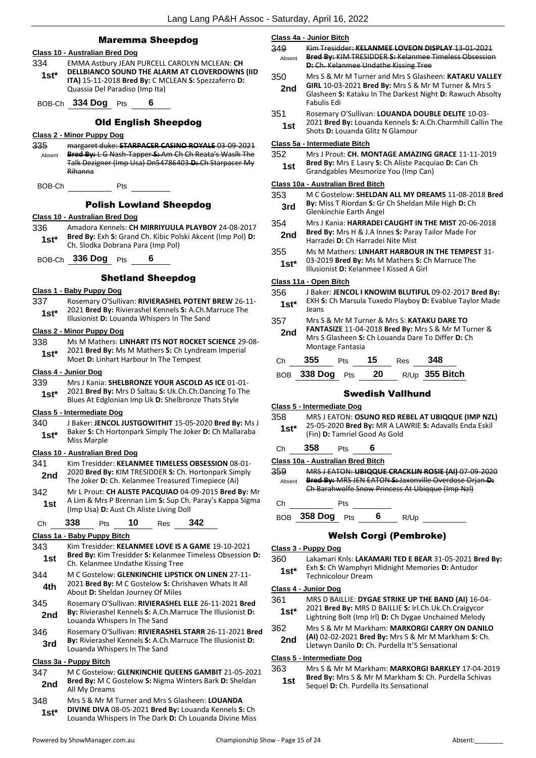## Maremma Sheepdog

**Class 10 - Australian Bred Dog**

334 **1st*** EMMA Astbury JEAN PURCELL CAROLYN MCLEAN: **CH DELLBIANCO SOUND THE ALARM AT CLOVERDOWNS (IID ITA)** 15-11-2018 **Bred By:** C MCLEAN **S:** Spezzaferro **D:** Quassia Del Paradiso (Imp Ita)

BOB-Ch **334 Dog** Pts **6**

## Old English Sheepdog

**Class 2 - Minor Puppy Dog**

335 Absent ~~margaret duke: **STARPACER CASINO ROYALE** 03-09-2021 **Bred By:** L G Nash-Tapper **S:** Am Ch Ch Reata's Waslk The Talk Dezigner (Imp Usa) Dn54786403 **D:** Ch Starpacer My Rihanna~~

BOB-Ch Pts

## Polish Lowland Sheepdog

**Class 10 - Australian Bred Dog**

336 **1st*** Amadora Kennels: **CH MIRRIYUULA PLAYBOY** 24-08-2017 **Bred By:** Exh **S:** Grand Ch. Kibic Polski Akcent (Imp Pol) **D:** Ch. Slodka Dobrana Para (Imp Pol)

BOB-Ch **336 Dog** Pts **6**

## Shetland Sheepdog

**Class 1 - Baby Puppy Dog**

337 **1st*** Rosemary O'Sullivan: **RIVIERASHEL POTENT BREW** 26-11-2021 **Bred By:** Rivierashel Kennels **S:** A.Ch.Marruce The Illusionist **D:** Louanda Whispers In The Sand

**Class 2 - Minor Puppy Dog**

338 **1st*** Ms M Mathers: **LINHART ITS NOT ROCKET SCIENCE** 29-08-2021 **Bred By:** Ms M Mathers **S:** Ch Lyndream Imperial Moet **D:** Linhart Harbour In The Tempest

**Class 4 - Junior Dog**

339 **1st*** Mrs J Kania: **SHELBRONZE YOUR ASCOLD AS ICE** 01-01-2021 **Bred By:** Mrs D Saltau **S:** Uk.Ch.Ch.Dancing To The Blues At Edglonian Imp Uk **D:** Shelbronze Thats Style

**Class 5 - Intermediate Dog**

340 **1st*** J Baker: **JENCOL JUSTGOWITHIT** 15-05-2020 **Bred By:** Ms J Baker **S:** Ch Hortonpark Simply The Joker **D:** Ch Mallaraba Miss Marple

**Class 10 - Australian Bred Dog**

341 **2nd** Kim Tresidder: **KELANMEE TIMELESS OBSESSION** 08-01-2020 **Bred By:** KIM TRESIDDER **S:** Ch. Hortonpark Simply The Joker **D:** Ch. Kelanmee Treasured Timepiece (Ai)

342 **1st** Mr L Prout: **CH ALISTE PACQUIAO** 04-09-2015 **Bred By:** Mr A Lim & Mrs P Brennan Lim **S:** Sup Ch. Paray's Kappa Sigma (Imp Usa) **D:** Aust Ch Aliste Living Doll

Ch **338** Pts **10** Res **342**

**Class 1a - Baby Puppy Bitch**

343 **1st** Kim Tresidder: **KELANMEE LOVE IS A GAME** 19-10-2021 **Bred By:** Kim Tresidder **S:** Kelanmee Timeless Obsession **D:** Ch. Kelanmee Undathe Kissing Tree

344 **4th** M C Gostelow: **GLENKINCHIE LIPSTICK ON LINEN** 27-11-2021 **Bred By:** M C Gostelow **S:** Chrishaven Whats It All About **D:** Sheldan Journey Of Miles

345 **2nd** Rosemary O'Sullivan: **RIVIERASHEL ELLE** 26-11-2021 **Bred By:** Rivierashel Kennels **S:** A.Ch.Marruce The Illusionist **D:** Louanda Whispers In The Sand

346 **3rd** Rosemary O'Sullivan: **RIVIERASHEL STARR** 26-11-2021 **Bred By:** Rivierashel Kennels **S:** A.Ch.Marruce The Illusionist **D:** Louanda Whispers In The Sand

**Class 3a - Puppy Bitch**

347 **2nd** M C Gostelow: **GLENKINCHIE QUEENS GAMBIT** 21-05-2021 **Bred By:** M C Gostelow **S:** Nigma Winters Bark **D:** Sheldan All My Dreams

348 **1st*** Mrs S & Mr M Turner and Mrs S Glasheen: **LOUANDA DIVINE DIVA** 08-05-2021 **Bred By:** Louanda Kennels **S:** Ch Louanda Whispers In The Dark **D:** Ch Louanda Divine Miss

**Class 4a - Junior Bitch**

349 Absent ~~Kim Tresidder: **KELANMEE LOVEON DISPLAY** 13-01-2021 **Bred By:** KIM TRESIDDER **S:** Kelanmee Timeless Obsession **D:** Ch. Kelanmee Undathe Kissing Tree~~

350 **2nd** Mrs S & Mr M Turner and Mrs S Glasheen: **KATAKU VALLEY GIRL** 10-03-2021 **Bred By:** Mrs S & Mr M Turner & Mrs S Glasheen **S:** Kataku In The Darkest Night **D:** Rawuch Absolty Fabulis Edi

351 **1st** Rosemary O'Sullivan: **LOUANDA DOUBLE DELITE** 10-03-2021 **Bred By:** Louanda Kennels **S:** A.Ch.Charmhill Callin The Shots **D:** Louanda Glitz N Glamour

**Class 5a - Intermediate Bitch**

352 **1st** Mrs J Prout: **CH. MONTAGE AMAZING GRACE** 11-11-2019 **Bred By:** Mrs E Lasry **S:** Ch Aliste Pacquiao **D:** Can Ch Grandgables Mesmorize You (Imp Can)

**Class 10a - Australian Bred Bitch**

353 **3rd** M C Gostelow: **SHELDAN ALL MY DREAMS** 11-08-2018 **Bred By:** Miss T Riordan **S:** Gr Ch Sheldan Mile High **D:** Ch Glenkinchie Earth Angel

354 **2nd** Mrs J Kania: **HARRADEI CAUGHT IN THE MIST** 20-06-2018 **Bred By:** Mrs H & J.A Innes **S:** Paray Tailor Made For Harradei **D:** Ch Harradei Nite Mist

355 **1st*** Ms M Mathers: **LINHART HARBOUR IN THE TEMPEST** 31-03-2019 **Bred By:** Ms M Mathers **S:** Ch Marruce The Illusionist **D:** Kelanmee I Kissed A Girl

**Class 11a - Open Bitch**

356 **1st*** J Baker: **JENCOL I KNOWIM BLUTIFUL** 09-02-2017 **Bred By:** EXH **S:** Ch Marsula Tuxedo Playboy **D:** Evablue Taylor Made Jeans

357 **2nd** Mrs S & Mr M Turner & Mrs S: **KATAKU DARE TO FANTASIZE** 11-04-2018 **Bred By:** Mrs S & Mr M Turner & Mrs S Glasheen **S:** Ch Louanda Dare To Differ **D:** Ch Montage Fantasia

Ch **355** Pts **15** Res **348**

BOB **338 Dog** Pts **20** R/Up **355 Bitch**

## Swedish Vallhund

**Class 5 - Intermediate Dog**

358 **1st*** MRS J EATON: **OSUNO RED REBEL AT UBIQQUE (IMP NZL)** 25-05-2020 **Bred By:** MR A LAWRIE **S:** Adavalls Enda Eskil (Fin) **D:** Tamriel Good As Gold

Ch **358** Pts **6**

**Class 10a - Australian Bred Bitch**

359 Absent ~~MRS J EATON: **UBIQQUE CRACKLIN ROSIE (AI)** 07-09-2020 **Bred By:** MRS JEN EATON **S:** Jaxonville Overdose Orjan **D:** Ch Barahwolfe Snow Princess At Ubiqque (Imp Nzl)~~

Ch Pts

BOB **358 Dog** Pts **6** R/Up

## Welsh Corgi (Pembroke)

**Class 3 - Puppy Dog**

360 **1st*** Lakamari Knls: **LAKAMARI TED E BEAR** 31-05-2021 **Bred By:** Exh **S:** Ch Wamphyri Midnight Memories **D:** Antudor Technicolour Dream

**Class 4 - Junior Dog**

361 **1st*** MRS D BAILLIE: **DYGAE STRIKE UP THE BAND (AI)** 16-04-2021 **Bred By:** MRS D BAILLIE **S:** Irl.Ch.Uk.Ch.Craigycor Lightning Bolt (Imp Irl) **D:** Ch Dygae Unchained Melody

362 **2nd** Mrs S & Mr M Markham: **MARKORGI CARRY ON DANILO (AI)** 02-02-2021 **Bred By:** Mrs S & Mr M Markham **S:** Ch. Lletwyn Danilo **D:** Ch. Purdella It'S Sensational

**Class 5 - Intermediate Dog**

363 **1st** Mrs S & Mr M Markham: **MARKORGI BARKLEY** 17-04-2019 **Bred By:** Mrs S & Mr M Markham **S:** Ch. Purdella Schivas Sequel **D:** Ch. Purdella Its Sensational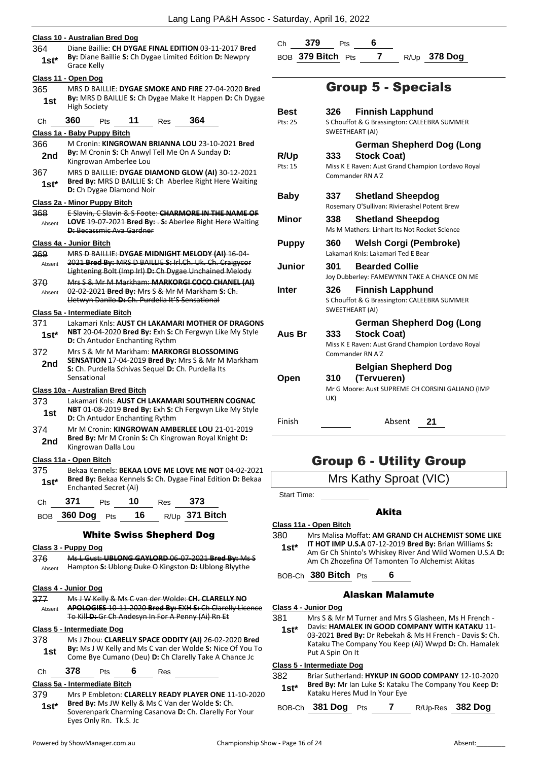### Class 10 - Australian Bred Dog

364 **1st*** Diane Baillie: **CH DYGAE FINAL EDITION** 03-11-2017 **Bred By:** Diane Baillie **S:** Ch Dygae Limited Edition **D:** Newpry Grace Kelly

### Class 11 - Open Dog

365 **1st** MRS D BAILLIE: **DYGAE SMOKE AND FIRE** 27-04-2020 **Bred By:** MRS D BAILLIE **S:** Ch Dygae Make It Happen **D:** Ch Dygae High Society

Ch **360** Pts **11** Res **364**

### Class 1a - Baby Puppy Bitch

366 **2nd** M Cronin: **KINGROWAN BRIANNA LOU** 23-10-2021 **Bred By:** M Cronin **S:** Ch Anwyl Tell Me On A Sunday **D:** Kingrowan Amberlee Lou

367 **1st*** MRS D BAILLIE: **DYGAE DIAMOND GLOW (AI)** 30-12-2021 **Bred By:** MRS D BAILLIE **S:** Ch Aberlee Right Here Waiting **D:** Ch Dygae Diamond Noir

### Class 2a - Minor Puppy Bitch

368 Absent ~~E Slavin, C Slavin & S Foote: **CHARMORE IN THE NAME OF LOVE** 19-07-2021 **Bred By:** . **S:** Aberlee Right Here Waiting **D:** Becassmic Ava Gardner~~

### Class 4a - Junior Bitch

369 Absent ~~MRS D BAILLIE: **DYGAE MIDNIGHT MELODY (AI)** 16-04-2021 **Bred By:** MRS D BAILLIE **S:** Irl.Ch. Uk. Ch. Craigycor Lightening Bolt (Imp Irl) **D:** Ch Dygae Unchained Melody~~

370 Absent ~~Mrs S & Mr M Markham: **MARKORGI COCO CHANEL (AI)** 02-02-2021 **Bred By:** Mrs S & Mr M Markham **S:** Ch. Lletwyn Danilo **D:** Ch. Purdella It'S Sensational~~

### Class 5a - Intermediate Bitch

371 **1st*** Lakamari Knls: **AUST CH LAKAMARI MOTHER OF DRAGONS NBT** 20-04-2020 **Bred By:** Exh **S:** Ch Fergwyn Like My Style **D:** Ch Antudor Enchanting Rythm

372 **2nd** Mrs S & Mr M Markham: **MARKORGI BLOSSOMING SENSATION** 17-04-2019 **Bred By:** Mrs S & Mr M Markham **S:** Ch. Purdella Schivas Sequel **D:** Ch. Purdella Its Sensational

### Class 10a - Australian Bred Bitch

373 **1st** Lakamari Knls: **AUST CH LAKAMARI SOUTHERN COGNAC NBT** 01-08-2019 **Bred By:** Exh **S:** Ch Fergwyn Like My Style **D:** Ch Antudor Enchanting Rythm

374 **2nd** Mr M Cronin: **KINGROWAN AMBERLEE LOU** 21-01-2019 **Bred By:** Mr M Cronin **S:** Ch Kingrowan Royal Knight **D:** Kingrowan Dalla Lou

### Class 11a - Open Bitch

375 **1st*** Bekaa Kennels: **BEKAA LOVE ME LOVE ME NOT** 04-02-2021 **Bred By:** Bekaa Kennels **S:** Ch. Dygae Final Edition **D:** Bekaa Enchanted Secret (Ai)

Ch **371** Pts **10** Res **373**

BOB **360 Dog** Pts **16** R/Up **371 Bitch**

## White Swiss Shepherd Dog

### Class 3 - Puppy Dog

376 Absent ~~Ms L Gust: **UBLONG GAYLORD** 06-07-2021 **Bred By:** Ms S Hampton **S:** Ublong Duke O Kingston **D:** Ublong Blyythe~~

### Class 4 - Junior Dog

377 Absent ~~Ms J W Kelly & Ms C van der Wolde: **CH. CLARELLY NO APOLOGIES** 10-11-2020 **Bred By:** EXH **S:** Ch Clarelly Licence To Kill **D:** Gr Ch Andesyn In For A Penny (Ai) Rn Et~~

### Class 5 - Intermediate Dog

378 **1st** Ms J Zhou: **CLARELLY SPACE ODDITY (AI)** 26-02-2020 **Bred By:** Ms J W Kelly and Ms C van der Wolde **S:** Nice Of You To Come Bye Cumano (Deu) **D:** Ch Clarelly Take A Chance Jc

Ch **378** Pts **6** Res

### Class 5a - Intermediate Bitch

379 **1st*** Mrs P Embleton: **CLARELLY READY PLAYER ONE** 11-10-2020 **Bred By:** Ms JW Kelly & Ms C Van der Wolde **S:** Ch. Soverenpark Charming Casanova **D:** Ch. Clarelly For Your Eyes Only Rn. Tk.S. Jc

Ch **379** Pts **6**

BOB **379 Bitch** Pts **7** R/Up **378 Dog**

# Group 5 - Specials

| | | |
|---|---|---|
| **Best** (Pts: 25) | 326 | **Finnish Lapphund** — S Chouffot & G Brassington: CALEEBRA SUMMER SWEETHEART (AI) |
| **R/Up** (Pts: 15) | 333 | **German Shepherd Dog (Long Stock Coat)** — Miss K E Raven: Aust Grand Champion Lordavo Royal Commander RN A'Z |
| **Baby** | 337 | **Shetland Sheepdog** — Rosemary O'Sullivan: Rivierashel Potent Brew |
| **Minor** | 338 | **Shetland Sheepdog** — Ms M Mathers: Linhart Its Not Rocket Science |
| **Puppy** | 360 | **Welsh Corgi (Pembroke)** — Lakamari Knls: Lakamari Ted E Bear |
| **Junior** | 301 | **Bearded Collie** — Joy Dubberley: FAMEWYNN TAKE A CHANCE ON ME |
| **Inter** | 326 | **Finnish Lapphund** — S Chouffot & G Brassington: CALEEBRA SUMMER SWEETHEART (AI) |
| **Aus Br** | 333 | **German Shepherd Dog (Long Stock Coat)** — Miss K E Raven: Aust Grand Champion Lordavo Royal Commander RN A'Z |
| **Open** | 310 | **Belgian Shepherd Dog (Tervueren)** — Mr G Moore: Aust SUPREME CH CORSINI GALIANO (IMP UK) |

Finish Absent **21**

# Group 6 - Utility Group

Mrs Kathy Sproat (VIC)

Start Time:

## Akita

### Class 11a - Open Bitch

380 **1st*** Mrs Malisa Moffat: **AM GRAND CH ALCHEMIST SOME LIKE IT HOT IMP U.S.A** 07-12-2019 **Bred By:** Brian Williams **S:** Am Gr Ch Shinto's Whiskey River And Wild Women U.S.A **D:** Am Ch Zhozefina Of Tamonten To Alchemist Akitas

BOB-Ch **380 Bitch** Pts **6**

## Alaskan Malamute

### Class 4 - Junior Dog

381 **1st*** Mrs S & Mr M Turner and Mrs S Glasheen, Ms H French - Davis: **HAMALEK IN GOOD COMPANY WITH KATAKU** 11-03-2021 **Bred By:** Dr Rebekah & Ms H French - Davis **S:** Ch. Kataku The Company You Keep (Ai) Wwpd **D:** Ch. Hamalek Put A Spin On It

### Class 5 - Intermediate Dog

382 **1st*** Briar Sutherland: **HYKUP IN GOOD COMPANY** 12-10-2020 **Bred By:** Mr Ian Luke **S:** Kataku The Company You Keep **D:** Kataku Heres Mud In Your Eye

BOB-Ch **381 Dog** Pts **7** R/Up-Res **382 Dog**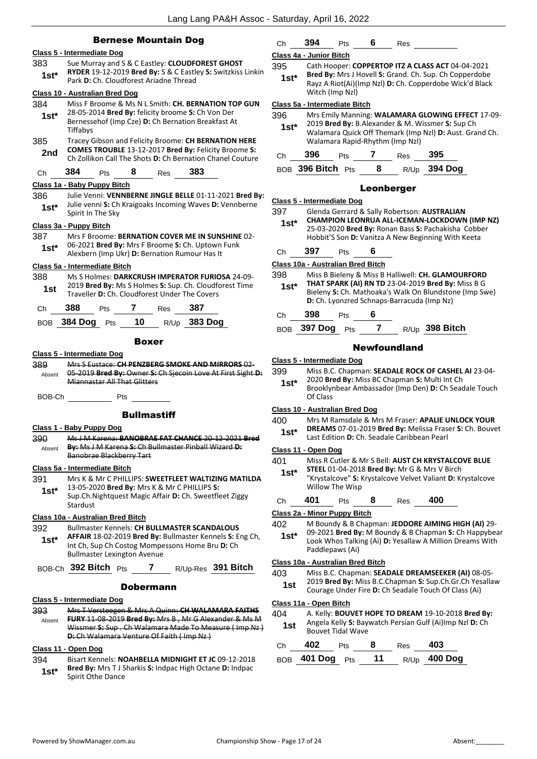## Bernese Mountain Dog

**Class 5 - Intermediate Dog**

383 **1st*** Sue Murray and S & C Eastley: **CLOUDFOREST GHOST RYDER** 19-12-2019 **Bred By:** S & C Eastley **S:** Switzkiss Linkin Park **D:** Ch. Cloudforest Ariadne Thread

**Class 10 - Australian Bred Dog**

384 **1st*** Miss F Broome & Ms N L Smith: **CH. BERNATION TOP GUN** 28-05-2014 **Bred By:** felicity broome **S:** Ch Von Der Bernessehof (Imp Cze) **D:** Ch Bernation Breakfast At Tiffabys

385 **2nd** Tracey Gibson and Felicity Broome: **CH BERNATION HERE COMES TROUBLE** 13-12-2017 **Bred By:** Felicity Broome **S:** Ch Zollikon Call The Shots **D:** Ch Bernation Chanel Couture

Ch **384** Pts **8** Res **383**

**Class 1a - Baby Puppy Bitch**

386 **1st*** Julie Venni: **VENNBERNE JINGLE BELLE** 01-11-2021 **Bred By:** Julie venni **S:** Ch Kraigoaks Incoming Waves **D:** Vennberne Spirit In The Sky

**Class 3a - Puppy Bitch**

387 **1st*** Mrs F Broome: **BERNATION COVER ME IN SUNSHINE** 02-06-2021 **Bred By:** Mrs F Broome **S:** Ch. Uptown Funk Alexbern (Imp Ukr) **D:** Bernation Rumour Has It

**Class 5a - Intermediate Bitch**

388 **1st** Ms S Holmes: **DARKCRUSH IMPERATOR FURIOSA** 24-09-2019 **Bred By:** Ms S Holmes **S:** Sup. Ch. Cloudforest Time Traveller **D:** Ch. Cloudforest Under The Covers

Ch **388** Pts **7** Res **387**

BOB **384 Dog** Pts **10** R/Up **383 Dog**

## Boxer

**Class 5 - Intermediate Dog**

389 Absent ~~Mrs S Eustace: **CH PENZBERG SMOKE AND MIRRORS** 02-05-2019 **Bred By:** Owner **S:** Ch Sjecoin Love At First Sight **D:** Miannastar All That Glitters~~

BOB-Ch Pts

## Bullmastiff

**Class 1 - Baby Puppy Dog**

390 Absent ~~Ms J M Karena: **BANOBRAE FAT CHANCE** 20-12-2021 **Bred By:** Ms J M Karena **S:** Ch Bullmaster Pinball Wizard **D:** Banobrae Blackberry Tart~~

**Class 5a - Intermediate Bitch**

391 **1st*** Mrs K & Mr C PHILLIPS: **SWEETFLEET WALTIZING MATILDA** 13-05-2020 **Bred By:** Mrs K & Mr C PHILLIPS **S:** Sup.Ch.Nightquest Magic Affair **D:** Ch. Sweetfleet Ziggy Stardust

**Class 10a - Australian Bred Bitch**

392 **1st*** Bullmaster Kennels: **CH BULLMASTER SCANDALOUS AFFAIR** 18-02-2019 **Bred By:** Bullmaster Kennels **S:** Eng Ch, Int Ch, Sup Ch Costog Mompessons Home Bru **D:** Ch Bullmaster Lexington Avenue

BOB-Ch **392 Bitch** Pts **7** R/Up-Res **391 Bitch**

## Dobermann

**Class 5 - Intermediate Dog**

393 Absent ~~Mrs T Versteegen & Mrs A Quinn: **CH WALAMARA FAITHS FURY** 11-08-2019 **Bred By:** Mrs B , Mr G Alexander & Ms M Wissmer **S:** Sup . Ch Walamara Made To Measure ( Imp Nz ) **D:** Ch Walamara Venture Of Faith ( Imp Nz )~~

**Class 11 - Open Dog**

394 **1st*** Bisart Kennels: **NOAHBELLA MIDNIGHT ET JC** 09-12-2018 **Bred By:** Mrs T J Sharkis **S:** Indpac High Octane **D:** Indpac Spirit Othe Dance

Ch **394** Pts **6** Res

**Class 4a - Junior Bitch**

395 **1st*** Cath Hooper: **COPPERTOP ITZ A CLASS ACT** 04-04-2021 **Bred By:** Mrs J Hovell **S:** Grand. Ch. Sup. Ch Copperdobe Rayz A Riot(Ai)(Imp Nzl) **D:** Ch. Copperdobe Wick'd Black Witch (Imp Nzl)

**Class 5a - Intermediate Bitch**

396 **1st*** Mrs Emily Manning: **WALAMARA GLOWING EFFECT** 17-09-2019 **Bred By:** B.Alexander & M. Wissmer **S:** Sup Ch Walamara Quick Off Themark (Imp Nzl) **D:** Aust. Grand Ch. Walamara Rapid-Rhythm (Imp Nzl)

Ch **396** Pts **7** Res **395**

BOB **396 Bitch** Pts **8** R/Up **394 Dog**

## Leonberger

**Class 5 - Intermediate Dog**

397 **1st*** Glenda Gerrard & Sally Robertson: **AUSTRALIAN CHAMPION LEONRUA ALL-ICEMAN-LOCKDOWN (IMP NZ)** 25-03-2020 **Bred By:** Ronan Bass **S:** Pachakisha Cobber Hobbit'S Son **D:** Vanitza A New Beginning With Keeta

Ch **397** Pts **6**

**Class 10a - Australian Bred Bitch**

398 **1st*** Miss B Bieleny & Miss B Halliwell: **CH. GLAMOURFORD THAT SPARK (AI) RN TD** 23-04-2019 **Bred By:** Miss B G Bieleny **S:** Ch. Mathoaka's Walk On Blundstone (Imp Swe) **D:** Ch. Lyonzred Schnaps-Barracuda (Imp Nz)

Ch **398** Pts **6**

BOB **397 Dog** Pts **7** R/Up **398 Bitch**

## Newfoundland

**Class 5 - Intermediate Dog**

399 **1st*** Miss B.C. Chapman: **SEADALE ROCK OF CASHEL AI** 23-04-2020 **Bred By:** Miss BC Chapman **S:** Multi Int Ch Brooklynbear Ambassador (Imp Den) **D:** Ch Seadale Touch Of Class

**Class 10 - Australian Bred Dog**

400 **1st*** Mrs M Ramsdale & Mrs M Fraser: **APALIE UNLOCK YOUR DREAMS** 07-01-2019 **Bred By:** Melissa Fraser **S:** Ch. Bouvet Last Edition **D:** Ch. Seadale Caribbean Pearl

**Class 11 - Open Dog**

401 **1st*** Miss R Cutler & Mr S Bell: **AUST CH KRYSTALCOVE BLUE STEEL** 01-04-2018 **Bred By:** Mr G & Mrs V Birch "Krystalcove" **S:** Krystalcove Velvet Valiant **D:** Krystalcove Willow The Wisp

Ch **401** Pts **8** Res **400**

**Class 2a - Minor Puppy Bitch**

402 **1st*** M Boundy & B Chapman: **JEDDORE AIMING HIGH (AI)** 29-09-2021 **Bred By:** M Boundy & B Chapman **S:** Ch Happybear Look Whos Talking (Ai) **D:** Yesallaw A Million Dreams With Paddlepaws (Ai)

**Class 10a - Australian Bred Bitch**

403 **1st** Miss B.C. Chapman: **SEADALE DREAMSEEKER (AI)** 08-05-2019 **Bred By:** Miss B.C.Chapman **S:** Sup.Ch.Gr.Ch Yesallaw Courage Under Fire **D:** Ch Seadale Touch Of Class (Ai)

**Class 11a - Open Bitch**

404 **1st** A. Kelly: **BOUVET HOPE TO DREAM** 19-10-2018 **Bred By:** Angela Kelly **S:** Baywatch Persian Gulf (Ai)Imp Nzl **D:** Ch Bouvet Tidal Wave

Ch **402** Pts **8** Res **403**

BOB **401 Dog** Pts **11** R/Up **400 Dog**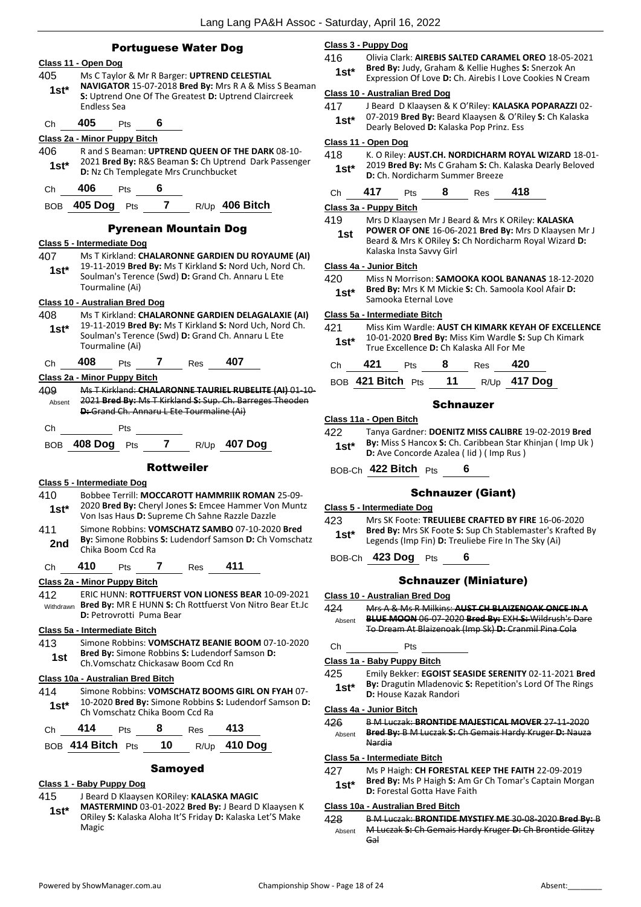## Portuguese Water Dog

### Class 11 - Open Dog

405 Ms C Taylor & Mr R Barger: **UPTREND CELESTIAL NAVIGATOR** 15-07-2018 **Bred By:** Mrs R A & Miss S Beaman **S:** Uptrend One Of The Greatest **D:** Uptrend Claircreek Endless Sea
**1st***

Ch **405** Pts **6**

### Class 2a - Minor Puppy Bitch

406 R and S Beaman: **UPTREND QUEEN OF THE DARK** 08-10-2021 **Bred By:** R&S Beaman **S:** Ch Uptrend Dark Passenger **D:** Nz Ch Templegate Mrs Crunchbucket
**1st***

Ch **406** Pts **6**

BOB **405 Dog** Pts **7** R/Up **406 Bitch**

## Pyrenean Mountain Dog

### Class 5 - Intermediate Dog

407 Ms T Kirkland: **CHALARONNE GARDIEN DU ROYAUME (AI)** 19-11-2019 **Bred By:** Ms T Kirkland **S:** Nord Uch, Nord Ch. Soulman's Terence (Swd) **D:** Grand Ch. Annaru L Ete Tourmaline (Ai)
**1st***

### Class 10 - Australian Bred Dog

408 Ms T Kirkland: **CHALARONNE GARDIEN DELAGALAXIE (AI)** 19-11-2019 **Bred By:** Ms T Kirkland **S:** Nord Uch, Nord Ch. Soulman's Terence (Swd) **D:** Grand Ch. Annaru L Ete Tourmaline (Ai)
**1st***

Ch **408** Pts **7** Res **407**

### Class 2a - Minor Puppy Bitch

409 ~~Ms T Kirkland: **CHALARONNE TAURIEL RUBELITE (AI)** 01-10-2021 **Bred By:** Ms T Kirkland **S:** Sup. Ch. Barreges Theoden **D:** Grand Ch. Annaru L Ete Tourmaline (Ai)~~
Absent

Ch Pts

BOB **408 Dog** Pts **7** R/Up **407 Dog**

## Rottweiler

### Class 5 - Intermediate Dog

410 Bobbee Terrill: **MOCCAROTT HAMMRIIK ROMAN** 25-09-2020 **Bred By:** Cheryl Jones **S:** Emcee Hammer Von Muntz Von Isas Haus **D:** Supreme Ch Sahne Razzle Dazzle
**1st***

411 Simone Robbins: **VOMSCHATZ SAMBO** 07-10-2020 **Bred By:** Simone Robbins **S:** Ludendorf Samson **D:** Ch Vomschatz Chika Boom Ccd Ra
**2nd**

Ch **410** Pts **7** Res **411**

### Class 2a - Minor Puppy Bitch

412 ERIC HUNN: **ROTTFUERST VON LIONESS BEAR** 10-09-2021 **Bred By:** MR E HUNN **S:** Ch Rottfuerst Von Nitro Bear Et.Jc **D:** Petrovrotti Puma Bear
Withdrawn

### Class 5a - Intermediate Bitch

413 Simone Robbins: **VOMSCHATZ BEANIE BOOM** 07-10-2020 **Bred By:** Simone Robbins **S:** Ludendorf Samson **D:** Ch.Vomschatz Chickasaw Boom Ccd Rn
**1st**

### Class 10a - Australian Bred Bitch

414 Simone Robbins: **VOMSCHATZ BOOMS GIRL ON FYAH** 07-10-2020 **Bred By:** Simone Robbins **S:** Ludendorf Samson **D:** Ch Vomschatz Chika Boom Ccd Ra
**1st***

Ch **414** Pts **8** Res **413**

BOB **414 Bitch** Pts **10** R/Up **410 Dog**

## Samoyed

### Class 1 - Baby Puppy Dog

415 J Beard D Klaaysen KORiley: **KALASKA MAGIC MASTERMIND** 03-01-2022 **Bred By:** J Beard D Klaaysen K ORiley **S:** Kalaska Aloha It'S Friday **D:** Kalaska Let'S Make Magic
**1st***

### Class 3 - Puppy Dog

416 Olivia Clark: **AIREBIS SALTED CARAMEL OREO** 18-05-2021 **Bred By:** Judy, Graham & Kellie Hughes **S:** Snerzok An Expression Of Love **D:** Ch. Airebis I Love Cookies N Cream
**1st***

### Class 10 - Australian Bred Dog

417 J Beard D Klaaysen & K O'Riley: **KALASKA POPARAZZI** 02-07-2019 **Bred By:** Beard Klaaysen & O'Riley **S:** Ch Kalaska Dearly Beloved **D:** Kalaska Pop Prinz. Ess
**1st***

### Class 11 - Open Dog

418 K. O Riley: **AUST.CH. NORDICHARM ROYAL WIZARD** 18-01-2019 **Bred By:** Ms C Graham **S:** Ch. Kalaska Dearly Beloved **D:** Ch. Nordicharm Summer Breeze
**1st***

Ch **417** Pts **8** Res **418**

### Class 3a - Puppy Bitch

419 Mrs D Klaaysen Mr J Beard & Mrs K ORiley: **KALASKA POWER OF ONE** 16-06-2021 **Bred By:** Mrs D Klaaysen Mr J Beard & Mrs K ORiley **S:** Ch Nordicharm Royal Wizard **D:** Kalaska Insta Savvy Girl
**1st**

### Class 4a - Junior Bitch

420 Miss N Morrison: **SAMOOKA KOOL BANANAS** 18-12-2020 **Bred By:** Mrs K M Mickie **S:** Ch. Samoola Kool Afair **D:** Samooka Eternal Love
**1st***

### Class 5a - Intermediate Bitch

421 Miss Kim Wardle: **AUST CH KIMARK KEYAH OF EXCELLENCE** 10-01-2020 **Bred By:** Miss Kim Wardle **S:** Sup Ch Kimark True Excellence **D:** Ch Kalaska All For Me
**1st***

Ch **421** Pts **8** Res **420**

BOB **421 Bitch** Pts **11** R/Up **417 Dog**

## Schnauzer

### Class 11a - Open Bitch

422 Tanya Gardner: **DOENITZ MISS CALIBRE** 19-02-2019 **Bred By:** Miss S Hancox **S:** Ch. Caribbean Star Khinjan ( Imp Uk ) **D:** Ave Concorde Azalea ( Iid ) ( Imp Rus )
**1st***

BOB-Ch **422 Bitch** Pts **6**

## Schnauzer (Giant)

### Class 5 - Intermediate Dog

423 Mrs SK Foote: **TREULIEBE CRAFTED BY FIRE** 16-06-2020 **Bred By:** Mrs SK Foote **S:** Sup Ch Stablemaster's Krafted By Legends (Imp Fin) **D:** Treuliebe Fire In The Sky (Ai)
**1st***

BOB-Ch **423 Dog** Pts **6**

## Schnauzer (Miniature)

### Class 10 - Australian Bred Dog

424 ~~Mrs A & Ms R Milkins: **AUST CH BLAIZENOAK ONCE IN A BLUE MOON** 06-07-2020 **Bred By:** EXH **S:** Wildrush's Dare To Dream At Blaizenoak (Imp Sk) **D:** Cranmil Pina Cola~~
Absent

Ch Pts

### Class 1a - Baby Puppy Bitch

425 Emily Bekker: **EGOIST SEASIDE SERENITY** 02-11-2021 **Bred By:** Dragutin Mladenovic **S:** Repetition's Lord Of The Rings **D:** House Kazak Randori
**1st***

### Class 4a - Junior Bitch

426 ~~B M Luczak: **BRONTIDE MAJESTICAL MOVER** 27-11-2020 **Bred By:** B M Luczak **S:** Ch Gemais Hardy Kruger **D:** Nauza Nardia~~
Absent

### Class 5a - Intermediate Bitch

427 Ms P Haigh: **CH FORESTAL KEEP THE FAITH** 22-09-2019 **Bred By:** Ms P Haigh **S:** Am Gr Ch Tomar's Captain Morgan **D:** Forestal Gotta Have Faith
**1st***

### Class 10a - Australian Bred Bitch

428 ~~B M Luczak: **BRONTIDE MYSTIFY ME** 30-08-2020 **Bred By:** B M Luczak **S:** Ch Gemais Hardy Kruger **D:** Ch Brontide Glitzy Gal~~
Absent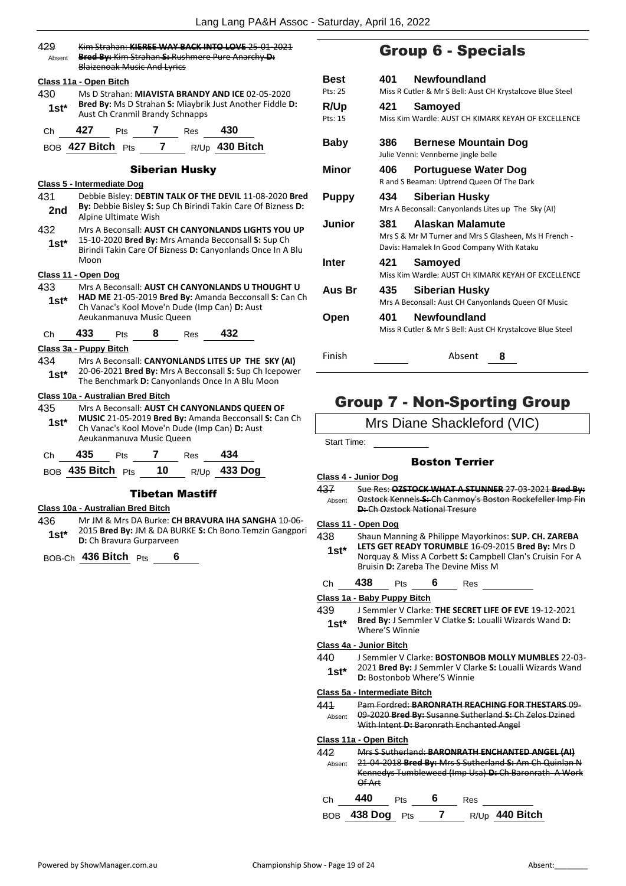429 Absent ~~Kim Strahan: **KIEREE WAY BACK INTO LOVE** 25-01-2021 **Bred By:** Kim Strahan **S:** Rushmere Pure Anarchy **D:** Blaizenoak Music And Lyrics~~

**Class 11a - Open Bitch**

430 **1st*** Ms D Strahan: **MIAVISTA BRANDY AND ICE** 02-05-2020 **Bred By:** Ms D Strahan **S:** Miaybrik Just Another Fiddle **D:** Aust Ch Cranmil Brandy Schnapps

Ch 427 Pts 7 Res 430

BOB 427 Bitch Pts 7 R/Up 430 Bitch

### Siberian Husky

**Class 5 - Intermediate Dog**

431 **2nd** Debbie Bisley: **DEBTIN TALK OF THE DEVIL** 11-08-2020 **Bred By:** Debbie Bisley **S:** Sup Ch Birindi Takin Care Of Bizness **D:** Alpine Ultimate Wish

432 **1st*** Mrs A Beconsall: **AUST CH CANYONLANDS LIGHTS YOU UP** 15-10-2020 **Bred By:** Mrs Amanda Becconsall **S:** Sup Ch Birindi Takin Care Of Bizness **D:** Canyonlands Once In A Blu Moon

**Class 11 - Open Dog**

433 **1st*** Mrs A Beconsall: **AUST CH CANYONLANDS U THOUGHT U HAD ME** 21-05-2019 **Bred By:** Amanda Becconsall **S:** Can Ch Ch Vanac's Kool Move'n Dude (Imp Can) **D:** Aust Aeukanmanuva Music Queen

Ch 433 Pts 8 Res 432

**Class 3a - Puppy Bitch**

434 **1st*** Mrs A Beconsall: **CANYONLANDS LITES UP THE SKY (AI)** 20-06-2021 **Bred By:** Mrs A Becconsall **S:** Sup Ch Icepower The Benchmark **D:** Canyonlands Once In A Blu Moon

**Class 10a - Australian Bred Bitch**

435 **1st*** Mrs A Beconsall: **AUST CH CANYONLANDS QUEEN OF MUSIC** 21-05-2019 **Bred By:** Amanda Becconsall **S:** Can Ch Ch Vanac's Kool Move'n Dude (Imp Can) **D:** Aust Aeukanmanuva Music Queen

Ch 435 Pts 7 Res 434

BOB 435 Bitch Pts 10 R/Up 433 Dog

### Tibetan Mastiff

**Class 10a - Australian Bred Bitch**

436 **1st*** Mr JM & Mrs DA Burke: **CH BRAVURA IHA SANGHA** 10-06-2015 **Bred By:** JM & DA BURKE **S:** Ch Bono Temzin Gangpori **D:** Ch Bravura Gurparveen

BOB-Ch 436 Bitch Pts 6

## Group 6 - Specials

| | | | |
|---|---|---|---|
| Best (Pts: 25) | 401 | Newfoundland | Miss R Cutler & Mr S Bell: Aust Ch Krystalcove Blue Steel |
| R/Up (Pts: 15) | 421 | Samoyed | Miss Kim Wardle: AUST CH KIMARK KEYAH OF EXCELLENCE |
| Baby | 386 | Bernese Mountain Dog | Julie Venni: Vennberne jingle belle |
| Minor | 406 | Portuguese Water Dog | R and S Beaman: Uptrend Queen Of The Dark |
| Puppy | 434 | Siberian Husky | Mrs A Beconsall: Canyonlands Lites up The Sky (AI) |
| Junior | 381 | Alaskan Malamute | Mrs S & Mr M Turner and Mrs S Glasheen, Ms H French - Davis: Hamalek In Good Company With Kataku |
| Inter | 421 | Samoyed | Miss Kim Wardle: AUST CH KIMARK KEYAH OF EXCELLENCE |
| Aus Br | 435 | Siberian Husky | Mrs A Beconsall: Aust CH Canyonlands Queen Of Music |
| Open | 401 | Newfoundland | Miss R Cutler & Mr S Bell: Aust Ch Krystalcove Blue Steel |

Finish ______ Absent 8

## Group 7 - Non-Sporting Group

Mrs Diane Shackleford (VIC)

Start Time: ______

### Boston Terrier

**Class 4 - Junior Dog**

437 Absent ~~Sue Res: **OZSTOCK WHAT A STUNNER** 27-03-2021 **Bred By:** Ozstock Kennels **S:** Ch Canmoy's Boston Rockefeller Imp Fin **D:** Ch Ozstock National Tresure~~

**Class 11 - Open Dog**

438 **1st*** Shaun Manning & Philippe Mayorkinos: **SUP. CH. ZAREBA LETS GET READY TORUMBLE** 16-09-2015 **Bred By:** Mrs D Norquay & Miss A Corbett **S:** Campbell Clan's Cruisin For A Bruisin **D:** Zareba The Devine Miss M

Ch 438 Pts 6 Res ______

**Class 1a - Baby Puppy Bitch**

439 **1st*** J Semmler V Clarke: **THE SECRET LIFE OF EVE** 19-12-2021 **Bred By:** J Semmler V Clatke **S:** Loualli Wizards Wand **D:** Where'S Winnie

**Class 4a - Junior Bitch**

440 **1st*** J Semmler V Clarke: **BOSTONBOB MOLLY MUMBLES** 22-03-2021 **Bred By:** J Semmler V Clarke **S:** Loualli Wizards Wand **D:** Bostonbob Where'S Winnie

**Class 5a - Intermediate Bitch**

441 Absent ~~Pam Fordred: **BARONRATH REACHING FOR THESTARS** 09-09-2020 **Bred By:** Susanne Sutherland **S:** Ch Zelos Dzined With Intent **D:** Baronrath Enchanted Angel~~

**Class 11a - Open Bitch**

442 Absent ~~Mrs S Sutherland: **BARONRATH ENCHANTED ANGEL (AI)** 21-04-2018 **Bred By:** Mrs S Sutherland **S:** Am Ch Quinlan N Kennedys Tumbleweed (Imp Usa) **D:** Ch Baronrath A Work Of Art~~

Ch 440 Pts 6 Res ______

BOB 438 Dog Pts 7 R/Up 440 Bitch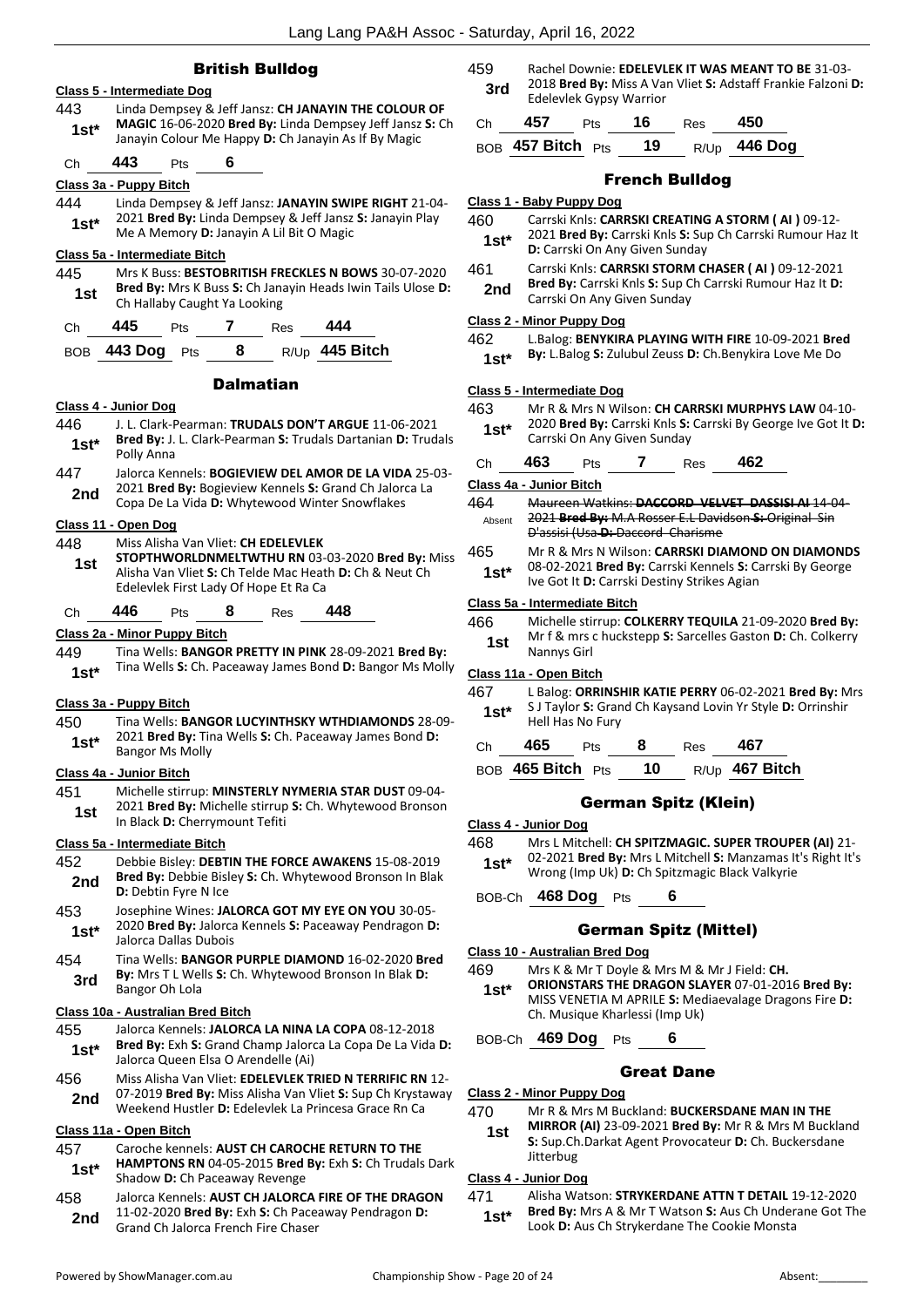## British Bulldog

### Class 5 - Intermediate Dog

443 **1st*** Linda Dempsey & Jeff Jansz: **CH JANAYIN THE COLOUR OF MAGIC** 16-06-2020 **Bred By:** Linda Dempsey Jeff Jansz **S:** Ch Janayin Colour Me Happy **D:** Ch Janayin As If By Magic

Ch 443 Pts 6

### Class 3a - Puppy Bitch

444 **1st*** Linda Dempsey & Jeff Jansz: **JANAYIN SWIPE RIGHT** 21-04-2021 **Bred By:** Linda Dempsey & Jeff Jansz **S:** Janayin Play Me A Memory **D:** Janayin A Lil Bit O Magic

### Class 5a - Intermediate Bitch

445 **1st** Mrs K Buss: **BESTOBRITISH FRECKLES N BOWS** 30-07-2020 **Bred By:** Mrs K Buss **S:** Ch Janayin Heads Iwin Tails Ulose **D:** Ch Hallaby Caught Ya Looking

Ch 445 Pts 7 Res 444

BOB 443 Dog Pts 8 R/Up 445 Bitch

## Dalmatian

### Class 4 - Junior Dog

446 **1st*** J. L. Clark-Pearman: **TRUDALS DON'T ARGUE** 11-06-2021 **Bred By:** J. L. Clark-Pearman **S:** Trudals Dartanian **D:** Trudals Polly Anna

447 **2nd** Jalorca Kennels: **BOGIEVIEW DEL AMOR DE LA VIDA** 25-03-2021 **Bred By:** Bogieview Kennels **S:** Grand Ch Jalorca La Copa De La Vida **D:** Whytewood Winter Snowflakes

### Class 11 - Open Dog

448 **1st** Miss Alisha Van Vliet: **CH EDELEVLEK STOPTHWORLDNMELTWTHU RN** 03-03-2020 **Bred By:** Miss Alisha Van Vliet **S:** Ch Telde Mac Heath **D:** Ch & Neut Ch Edelevlek First Lady Of Hope Et Ra Ca

Ch 446 Pts 8 Res 448

### Class 2a - Minor Puppy Bitch

449 **1st*** Tina Wells: **BANGOR PRETTY IN PINK** 28-09-2021 **Bred By:** Tina Wells **S:** Ch. Paceaway James Bond **D:** Bangor Ms Molly

### Class 3a - Puppy Bitch

450 **1st*** Tina Wells: **BANGOR LUCYINTHSKY WTHDIAMONDS** 28-09-2021 **Bred By:** Tina Wells **S:** Ch. Paceaway James Bond **D:** Bangor Ms Molly

### Class 4a - Junior Bitch

451 **1st** Michelle stirrup: **MINSTERLY NYMERIA STAR DUST** 09-04-2021 **Bred By:** Michelle stirrup **S:** Ch. Whytewood Bronson In Black **D:** Cherrymount Tefiti

### Class 5a - Intermediate Bitch

452 **2nd** Debbie Bisley: **DEBTIN THE FORCE AWAKENS** 15-08-2019 **Bred By:** Debbie Bisley **S:** Ch. Whytewood Bronson In Blak **D:** Debtin Fyre N Ice

453 **1st*** Josephine Wines: **JALORCA GOT MY EYE ON YOU** 30-05-2020 **Bred By:** Jalorca Kennels **S:** Paceaway Pendragon **D:** Jalorca Dallas Dubois

454 **3rd** Tina Wells: **BANGOR PURPLE DIAMOND** 16-02-2020 **Bred By:** Mrs T L Wells **S:** Ch. Whytewood Bronson In Blak **D:** Bangor Oh Lola

### Class 10a - Australian Bred Bitch

455 **1st*** Jalorca Kennels: **JALORCA LA NINA LA COPA** 08-12-2018 **Bred By:** Exh **S:** Grand Champ Jalorca La Copa De La Vida **D:** Jalorca Queen Elsa O Arendelle (Ai)

456 **2nd** Miss Alisha Van Vliet: **EDELEVLEK TRIED N TERRIFIC RN** 12-07-2019 **Bred By:** Miss Alisha Van Vliet **S:** Sup Ch Krystaway Weekend Hustler **D:** Edelevlek La Princesa Grace Rn Ca

### Class 11a - Open Bitch

457 **1st*** Caroche kennels: **AUST CH CAROCHE RETURN TO THE HAMPTONS RN** 04-05-2015 **Bred By:** Exh **S:** Ch Trudals Dark Shadow **D:** Ch Paceaway Revenge

458 **2nd** Jalorca Kennels: **AUST CH JALORCA FIRE OF THE DRAGON** 11-02-2020 **Bred By:** Exh **S:** Ch Paceaway Pendragon **D:** Grand Ch Jalorca French Fire Chaser

459 **3rd** Rachel Downie: **EDELEVLEK IT WAS MEANT TO BE** 31-03-2018 **Bred By:** Miss A Van Vliet **S:** Adstaff Frankie Falzoni **D:** Edelevlek Gypsy Warrior

Ch 457 Pts 16 Res 450

BOB 457 Bitch Pts 19 R/Up 446 Dog

## French Bulldog

### Class 1 - Baby Puppy Dog

460 **1st*** Carrski Knls: **CARRSKI CREATING A STORM ( AI )** 09-12-2021 **Bred By:** Carrski Knls **S:** Sup Ch Carrski Rumour Haz It **D:** Carrski On Any Given Sunday

461 **2nd** Carrski Knls: **CARRSKI STORM CHASER ( AI )** 09-12-2021 **Bred By:** Carrski Knls **S:** Sup Ch Carrski Rumour Haz It **D:** Carrski On Any Given Sunday

### Class 2 - Minor Puppy Dog

462 **1st*** L.Balog: **BENYKIRA PLAYING WITH FIRE** 10-09-2021 **Bred By:** L.Balog **S:** Zulubul Zeuss **D:** Ch.Benykira Love Me Do

### Class 5 - Intermediate Dog

463 **1st*** Mr R & Mrs N Wilson: **CH CARRSKI MURPHYS LAW** 04-10-2020 **Bred By:** Carrski Knls **S:** Carrski By George Ive Got It **D:** Carrski On Any Given Sunday

Ch 463 Pts 7 Res 462

### Class 4a - Junior Bitch

464 Absent ~~Maureen Watkins: **DACCORD VELVET DASSISI AI** 14-04-2021 **Bred By:** M.A Rosser E.L Davidson **S:** Original Sin D'assisi (Usa **D:** Daccord Charisme~~

465 **1st*** Mr R & Mrs N Wilson: **CARRSKI DIAMOND ON DIAMONDS** 08-02-2021 **Bred By:** Carrski Kennels **S:** Carrski By George Ive Got It **D:** Carrski Destiny Strikes Agian

### Class 5a - Intermediate Bitch

466 **1st** Michelle stirrup: **COLKERRY TEQUILA** 21-09-2020 **Bred By:** Mr f & mrs c huckstepp **S:** Sarcelles Gaston **D:** Ch. Colkerry Nannys Girl

### Class 11a - Open Bitch

467 **1st*** L Balog: **ORRINSHIR KATIE PERRY** 06-02-2021 **Bred By:** Mrs S J Taylor **S:** Grand Ch Kaysand Lovin Yr Style **D:** Orrinshir Hell Has No Fury

Ch 465 Pts 8 Res 467

BOB 465 Bitch Pts 10 R/Up 467 Bitch

## German Spitz (Klein)

### Class 4 - Junior Dog

468 **1st*** Mrs L Mitchell: **CH SPITZMAGIC. SUPER TROUPER (AI)** 21-02-2021 **Bred By:** Mrs L Mitchell **S:** Manzamas It's Right It's Wrong (Imp Uk) **D:** Ch Spitzmagic Black Valkyrie

BOB-Ch 468 Dog Pts 6

## German Spitz (Mittel)

### Class 10 - Australian Bred Dog

469 **1st*** Mrs K & Mr T Doyle & Mrs M & Mr J Field: **CH. ORIONSTARS THE DRAGON SLAYER** 07-01-2016 **Bred By:** MISS VENETIA M APRILE **S:** Mediaevalage Dragons Fire **D:** Ch. Musique Kharlessi (Imp Uk)

BOB-Ch 469 Dog Pts 6

## Great Dane

### Class 2 - Minor Puppy Dog

470 **1st** Mr R & Mrs M Buckland: **BUCKERSDANE MAN IN THE MIRROR (AI)** 23-09-2021 **Bred By:** Mr R & Mrs M Buckland **S:** Sup.Ch.Darkat Agent Provocateur **D:** Ch. Buckersdane Jitterbug

### Class 4 - Junior Dog

471 **1st*** Alisha Watson: **STRYKERDANE ATTN T DETAIL** 19-12-2020 **Bred By:** Mrs A & Mr T Watson **S:** Aus Ch Underane Got The Look **D:** Aus Ch Strykerdane The Cookie Monsta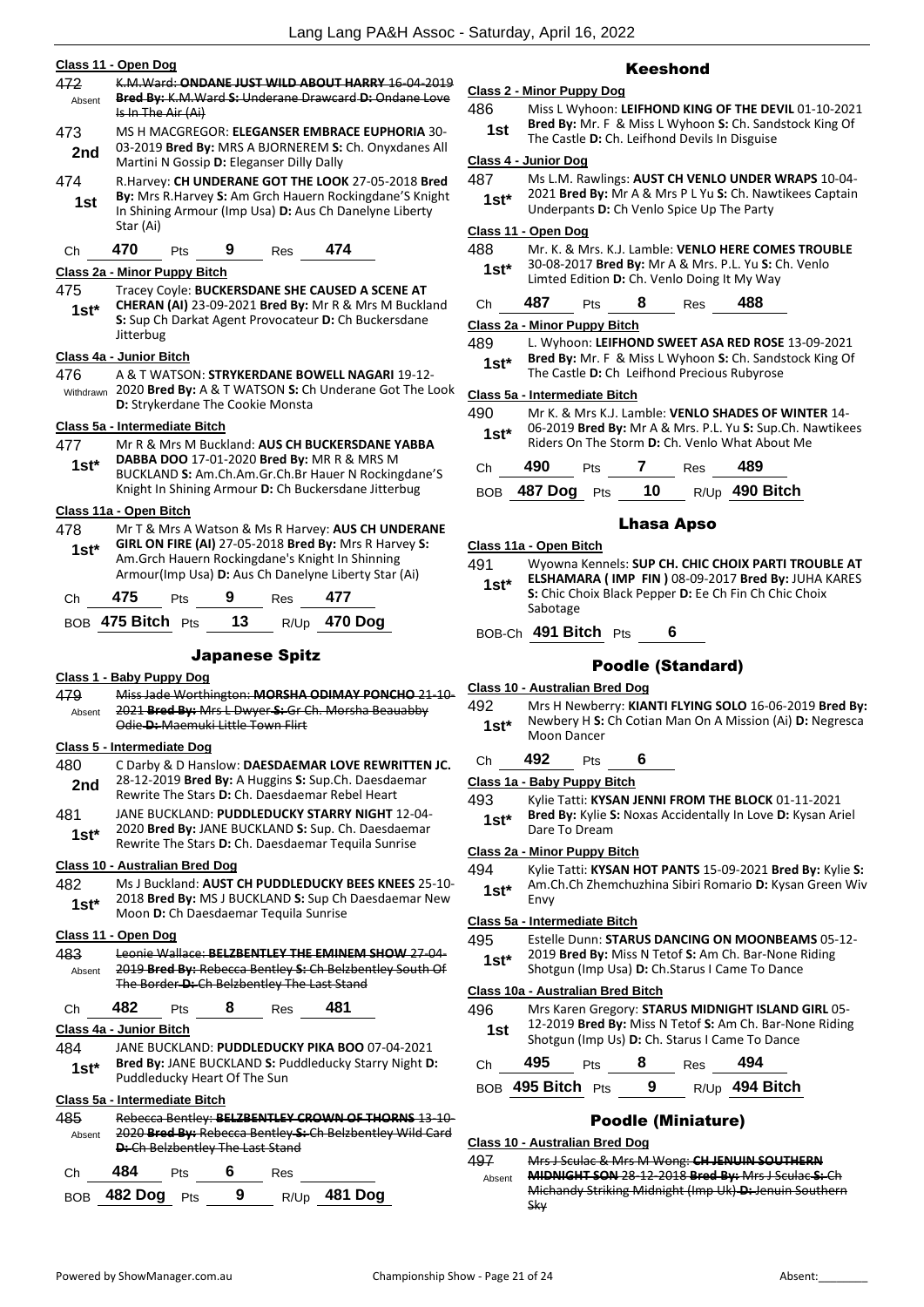**Class 11 - Open Dog**

472 Absent — ~~K.M.Ward: **ONDANE JUST WILD ABOUT HARRY** 16-04-2019 **Bred By:** K.M.Ward **S:** Underane Drawcard **D:** Ondane Love Is In The Air (Ai)~~

473 **2nd** — MS H MACGREGOR: **ELEGANSER EMBRACE EUPHORIA** 30-03-2019 **Bred By:** MRS A BJORNEREM **S:** Ch. Onyxdanes All Martini N Gossip **D:** Eleganser Dilly Dally

474 **1st** — R.Harvey: **CH UNDERANE GOT THE LOOK** 27-05-2018 **Bred By:** Mrs R.Harvey **S:** Am Grch Hauern Rockingdane'S Knight In Shining Armour (Imp Usa) **D:** Aus Ch Danelyne Liberty Star (Ai)

Ch **470** Pts **9** Res **474**

**Class 2a - Minor Puppy Bitch**

475 **1st\*** — Tracey Coyle: **BUCKERSDANE SHE CAUSED A SCENE AT CHERAN (AI)** 23-09-2021 **Bred By:** Mr R & Mrs M Buckland **S:** Sup Ch Darkat Agent Provocateur **D:** Ch Buckersdane Jitterbug

**Class 4a - Junior Bitch**

476 Withdrawn — A & T WATSON: **STRYKERDANE BOWELL NAGARI** 19-12-2020 **Bred By:** A & T WATSON **S:** Ch Underane Got The Look **D:** Strykerdane The Cookie Monsta

**Class 5a - Intermediate Bitch**

477 **1st\*** — Mr R & Mrs M Buckland: **AUS CH BUCKERSDANE YABBA DABBA DOO** 17-01-2020 **Bred By:** MR R & MRS M BUCKLAND **S:** Am.Ch.Am.Gr.Ch.Br Hauer N Rockingdane'S Knight In Shining Armour **D:** Ch Buckersdane Jitterbug

**Class 11a - Open Bitch**

478 **1st\*** — Mr T & Mrs A Watson & Ms R Harvey: **AUS CH UNDERANE GIRL ON FIRE (AI)** 27-05-2018 **Bred By:** Mrs R Harvey **S:** Am.Grch Hauern Rockingdane's Knight In Shinning Armour(Imp Usa) **D:** Aus Ch Danelyne Liberty Star (Ai)

Ch **475** Pts **9** Res **477**

BOB **475 Bitch** Pts **13** R/Up **470 Dog**

## Japanese Spitz

**Class 1 - Baby Puppy Dog**

479 Absent — ~~Miss Jade Worthington: **MORSHA ODIMAY PONCHO** 21-10-2021 **Bred By:** Mrs L Dwyer **S:** Gr Ch. Morsha Beauabby Odie **D:** Maemuki Little Town Flirt~~

**Class 5 - Intermediate Dog**

480 **2nd** — C Darby & D Hanslow: **DAESDAEMAR LOVE REWRITTEN JC.** 28-12-2019 **Bred By:** A Huggins **S:** Sup.Ch. Daesdaemar Rewrite The Stars **D:** Ch. Daesdaemar Rebel Heart

481 **1st\*** — JANE BUCKLAND: **PUDDLEDUCKY STARRY NIGHT** 12-04-2020 **Bred By:** JANE BUCKLAND **S:** Sup. Ch. Daesdaemar Rewrite The Stars **D:** Ch. Daesdaemar Tequila Sunrise

**Class 10 - Australian Bred Dog**

482 **1st\*** — Ms J Buckland: **AUST CH PUDDLEDUCKY BEES KNEES** 25-10-2018 **Bred By:** MS J BUCKLAND **S:** Sup Ch Daesdaemar New Moon **D:** Ch Daesdaemar Tequila Sunrise

**Class 11 - Open Dog**

483 Absent — ~~Leonie Wallace: **BELZBENTLEY THE EMINEM SHOW** 27-04-2019 **Bred By:** Rebecca Bentley **S:** Ch Belzbentley South Of The Border **D:** Ch Belzbentley The Last Stand~~

Ch **482** Pts **8** Res **481**

**Class 4a - Junior Bitch**

484 **1st\*** — JANE BUCKLAND: **PUDDLEDUCKY PIKA BOO** 07-04-2021 **Bred By:** JANE BUCKLAND **S:** Puddleducky Starry Night **D:** Puddleducky Heart Of The Sun

**Class 5a - Intermediate Bitch**

485 Absent — ~~Rebecca Bentley: **BELZBENTLEY CROWN OF THORNS** 13-10-2020 **Bred By:** Rebecca Bentley **S:** Ch Belzbentley Wild Card **D:** Ch Belzbentley The Last Stand~~

Ch **484** Pts **6** Res

BOB **482 Dog** Pts **9** R/Up **481 Dog**

## Keeshond

**Class 2 - Minor Puppy Dog**

486 **1st** — Miss L Wyhoon: **LEIFHOND KING OF THE DEVIL** 01-10-2021 **Bred By:** Mr. F & Miss L Wyhoon **S:** Ch. Sandstock King Of The Castle **D:** Ch. Leifhond Devils In Disguise

**Class 4 - Junior Dog**

487 **1st\*** — Ms L.M. Rawlings: **AUST CH VENLO UNDER WRAPS** 10-04-2021 **Bred By:** Mr A & Mrs P L Yu **S:** Ch. Nawtikees Captain Underpants **D:** Ch Venlo Spice Up The Party

**Class 11 - Open Dog**

488 **1st\*** — Mr. K. & Mrs. K.J. Lamble: **VENLO HERE COMES TROUBLE** 30-08-2017 **Bred By:** Mr A & Mrs. P.L. Yu **S:** Ch. Venlo Limted Edition **D:** Ch. Venlo Doing It My Way

Ch **487** Pts **8** Res **488**

**Class 2a - Minor Puppy Bitch**

489 **1st\*** — L. Wyhoon: **LEIFHOND SWEET ASA RED ROSE** 13-09-2021 **Bred By:** Mr. F & Miss L Wyhoon **S:** Ch. Sandstock King Of The Castle **D:** Ch Leifhond Precious Rubyrose

**Class 5a - Intermediate Bitch**

490 **1st\*** — Mr K. & Mrs K.J. Lamble: **VENLO SHADES OF WINTER** 14-06-2019 **Bred By:** Mr A & Mrs. P.L. Yu **S:** Sup.Ch. Nawtikees Riders On The Storm **D:** Ch. Venlo What About Me

Ch **490** Pts **7** Res **489**

BOB **487 Dog** Pts **10** R/Up **490 Bitch**

## Lhasa Apso

**Class 11a - Open Bitch**

491 **1st\*** — Wyowna Kennels: **SUP CH. CHIC CHOIX PARTI TROUBLE AT ELSHAMARA ( IMP FIN )** 08-09-2017 **Bred By:** JUHA KARES **S:** Chic Choix Black Pepper **D:** Ee Ch Fin Ch Chic Choix Sabotage

BOB-Ch **491 Bitch** Pts **6**

## Poodle (Standard)

**Class 10 - Australian Bred Dog**

492 **1st\*** — Mrs H Newberry: **KIANTI FLYING SOLO** 16-06-2019 **Bred By:** Newberry H **S:** Ch Cotian Man On A Mission (Ai) **D:** Negresca Moon Dancer

Ch **492** Pts **6**

**Class 1a - Baby Puppy Bitch**

493 **1st\*** — Kylie Tatti: **KYSAN JENNI FROM THE BLOCK** 01-11-2021 **Bred By:** Kylie **S:** Noxas Accidentally In Love **D:** Kysan Ariel Dare To Dream

**Class 2a - Minor Puppy Bitch**

494 **1st\*** — Kylie Tatti: **KYSAN HOT PANTS** 15-09-2021 **Bred By:** Kylie **S:** Am.Ch.Ch Zhemchuzhina Sibiri Romario **D:** Kysan Green Wiv Envy

**Class 5a - Intermediate Bitch**

495 **1st\*** — Estelle Dunn: **STARUS DANCING ON MOONBEAMS** 05-12-2019 **Bred By:** Miss N Tetof **S:** Am Ch. Bar-None Riding Shotgun (Imp Usa) **D:** Ch.Starus I Came To Dance

**Class 10a - Australian Bred Bitch**

496 **1st** — Mrs Karen Gregory: **STARUS MIDNIGHT ISLAND GIRL** 05-12-2019 **Bred By:** Miss N Tetof **S:** Am Ch. Bar-None Riding Shotgun (Imp Us) **D:** Ch. Starus I Came To Dance

Ch **495** Pts **8** Res **494**

BOB **495 Bitch** Pts **9** R/Up **494 Bitch**

## Poodle (Miniature)

**Class 10 - Australian Bred Dog**

497 Absent — ~~Mrs J Sculac & Mrs M Wong: **CH JENUIN SOUTHERN MIDNIGHT SON** 28-12-2018 **Bred By:** Mrs J Sculac **S:** Ch Michandy Striking Midnight (Imp Uk) **D:** Jenuin Southern Sky~~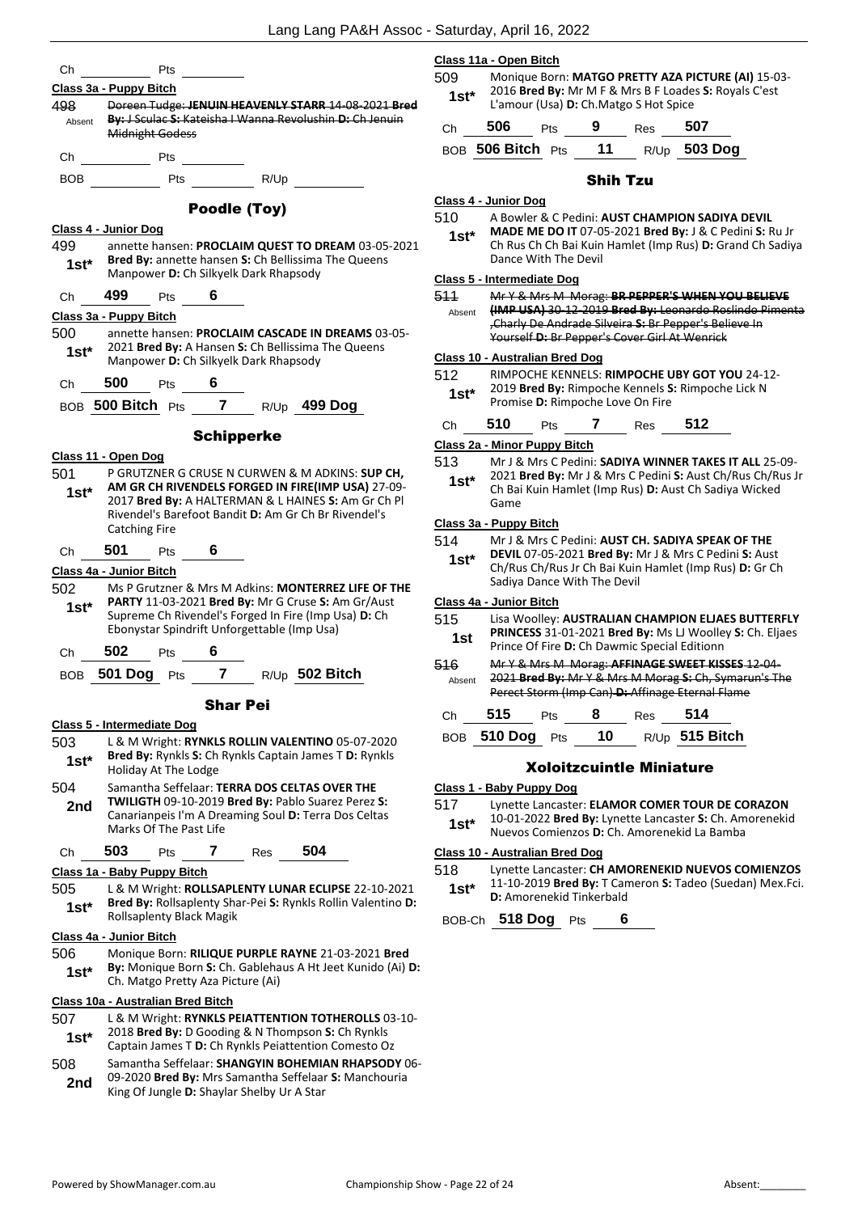Ch ________ Pts ________

**Class 3a - Puppy Bitch**

498 Absent ~~Doreen Tudge: **JENUIN HEAVENLY STARR** 14-08-2021 **Bred By:** J Sculac **S:** Kateisha I Wanna Revolushin **D:** Ch Jenuin Midnight Godess~~

Ch ________ Pts ________

BOB ________ Pts ________ R/Up ________

## Poodle (Toy)

**Class 4 - Junior Dog**

499 **1st*** annette hansen: **PROCLAIM QUEST TO DREAM** 03-05-2021 **Bred By:** annette hansen **S:** Ch Bellissima The Queens Manpower **D:** Ch Silkyelk Dark Rhapsody

Ch **499** Pts **6**

**Class 3a - Puppy Bitch**

500 **1st*** annette hansen: **PROCLAIM CASCADE IN DREAMS** 03-05-2021 **Bred By:** A Hansen **S:** Ch Bellissima The Queens Manpower **D:** Ch Silkyelk Dark Rhapsody

Ch **500** Pts **6**

BOB **500 Bitch** Pts **7** R/Up **499 Dog**

## Schipperke

**Class 11 - Open Dog**

501 **1st*** P GRUTZNER G CRUSE N CURWEN & M ADKINS: **SUP CH, AM GR CH RIVENDELS FORGED IN FIRE(IMP USA)** 27-09-2017 **Bred By:** A HALTERMAN & L HAINES **S:** Am Gr Ch Pl Rivendel's Barefoot Bandit **D:** Am Gr Ch Br Rivendel's Catching Fire

Ch **501** Pts **6**

**Class 4a - Junior Bitch**

502 **1st*** Ms P Grutzner & Mrs M Adkins: **MONTERREZ LIFE OF THE PARTY** 11-03-2021 **Bred By:** Mr G Cruse **S:** Am Gr/Aust Supreme Ch Rivendel's Forged In Fire (Imp Usa) **D:** Ch Ebonystar Spindrift Unforgettable (Imp Usa)

Ch **502** Pts **6**

BOB **501 Dog** Pts **7** R/Up **502 Bitch**

## Shar Pei

**Class 5 - Intermediate Dog**

503 **1st*** L & M Wright: **RYNKLS ROLLIN VALENTINO** 05-07-2020 **Bred By:** Rynkls **S:** Ch Rynkls Captain James T **D:** Rynkls Holiday At The Lodge

504 **2nd** Samantha Seffelaar: **TERRA DOS CELTAS OVER THE TWILIGTH** 09-10-2019 **Bred By:** Pablo Suarez Perez **S:** Canarianpeis I'm A Dreaming Soul **D:** Terra Dos Celtas Marks Of The Past Life

Ch **503** Pts **7** Res **504**

**Class 1a - Baby Puppy Bitch**

505 **1st*** L & M Wright: **ROLLSAPLENTY LUNAR ECLIPSE** 22-10-2021 **Bred By:** Rollsaplenty Shar-Pei **S:** Rynkls Rollin Valentino **D:** Rollsaplenty Black Magik

**Class 4a - Junior Bitch**

506 **1st*** Monique Born: **RILIQUE PURPLE RAYNE** 21-03-2021 **Bred By:** Monique Born **S:** Ch. Gablehaus A Ht Jeet Kunido (Ai) **D:** Ch. Matgo Pretty Aza Picture (Ai)

**Class 10a - Australian Bred Bitch**

507 **1st*** L & M Wright: **RYNKLS PEIATTENTION TOTHEROLLS** 03-10-2018 **Bred By:** D Gooding & N Thompson **S:** Ch Rynkls Captain James T **D:** Ch Rynkls Peiattention Comesto Oz

508 **2nd** Samantha Seffelaar: **SHANGYIN BOHEMIAN RHAPSODY** 06-09-2020 **Bred By:** Mrs Samantha Seffelaar **S:** Manchouria King Of Jungle **D:** Shaylar Shelby Ur A Star

**Class 11a - Open Bitch**

509 **1st*** Monique Born: **MATGO PRETTY AZA PICTURE (AI)** 15-03-2016 **Bred By:** Mr M F & Mrs B F Loades **S:** Royals C'est L'amour (Usa) **D:** Ch.Matgo S Hot Spice

Ch **506** Pts **9** Res **507**

BOB **506 Bitch** Pts **11** R/Up **503 Dog**

## Shih Tzu

**Class 4 - Junior Dog**

510 **1st*** A Bowler & C Pedini: **AUST CHAMPION SADIYA DEVIL MADE ME DO IT** 07-05-2021 **Bred By:** J & C Pedini **S:** Ru Jr Ch Rus Ch Ch Bai Kuin Hamlet (Imp Rus) **D:** Grand Ch Sadiya Dance With The Devil

**Class 5 - Intermediate Dog**

511 Absent ~~Mr Y & Mrs M Morag: **BR PEPPER'S WHEN YOU BELIEVE (IMP USA)** 30-12-2019 **Bred By:** Leonardo Roslindo Pimenta ,Charly De Andrade Silveira **S:** Br Pepper's Believe In Yourself **D:** Br Pepper's Cover Girl At Wenrick~~

**Class 10 - Australian Bred Dog**

512 **1st*** RIMPOCHE KENNELS: **RIMPOCHE UBY GOT YOU** 24-12-2019 **Bred By:** Rimpoche Kennels **S:** Rimpoche Lick N Promise **D:** Rimpoche Love On Fire

Ch **510** Pts **7** Res **512**

**Class 2a - Minor Puppy Bitch**

513 **1st*** Mr J & Mrs C Pedini: **SADIYA WINNER TAKES IT ALL** 25-09-2021 **Bred By:** Mr J & Mrs C Pedini **S:** Aust Ch/Rus Ch/Rus Jr Ch Bai Kuin Hamlet (Imp Rus) **D:** Aust Ch Sadiya Wicked Game

**Class 3a - Puppy Bitch**

514 **1st*** Mr J & Mrs C Pedini: **AUST CH. SADIYA SPEAK OF THE DEVIL** 07-05-2021 **Bred By:** Mr J & Mrs C Pedini **S:** Aust Ch/Rus Ch/Rus Jr Ch Bai Kuin Hamlet (Imp Rus) **D:** Gr Ch Sadiya Dance With The Devil

**Class 4a - Junior Bitch**

515 **1st** Lisa Woolley: **AUSTRALIAN CHAMPION ELJAES BUTTERFLY PRINCESS** 31-01-2021 **Bred By:** Ms LJ Woolley **S:** Ch. Eljaes Prince Of Fire **D:** Ch Dawmic Special Editionn

516 Absent ~~Mr Y & Mrs M Morag: **AFFINAGE SWEET KISSES** 12-04-2021 **Bred By:** Mr Y & Mrs M Morag **S:** Ch, Symarun's The Perect Storm (Imp Can) **D:** Affinage Eternal Flame~~

Ch **515** Pts **8** Res **514**

BOB **510 Dog** Pts **10** R/Up **515 Bitch**

## Xoloitzcuintle Miniature

**Class 1 - Baby Puppy Dog**

517 **1st*** Lynette Lancaster: **ELAMOR COMER TOUR DE CORAZON** 10-01-2022 **Bred By:** Lynette Lancaster **S:** Ch. Amorenekid Nuevos Comienzos **D:** Ch. Amorenekid La Bamba

**Class 10 - Australian Bred Dog**

518 **1st*** Lynette Lancaster: **CH AMORENEKID NUEVOS COMIENZOS** 11-10-2019 **Bred By:** T Cameron **S:** Tadeo (Suedan) Mex.Fci. **D:** Amorenekid Tinkerbald

BOB-Ch **518 Dog** Pts **6**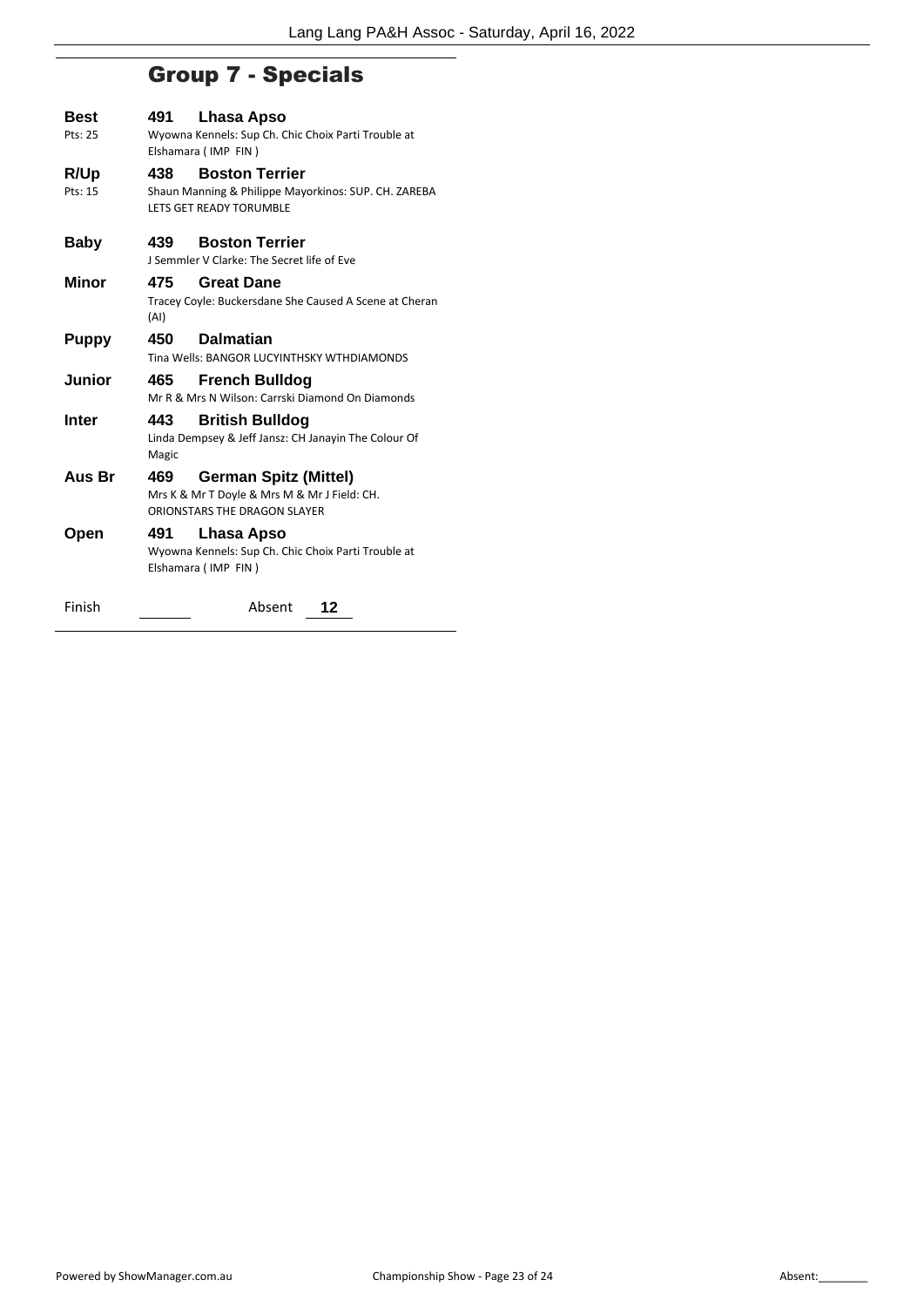## Group 7 - Specials

**Best** Pts: 25 **491 Lhasa Apso**
Wyowna Kennels: Sup Ch. Chic Choix Parti Trouble at Elshamara ( IMP FIN )

**R/Up** Pts: 15 **438 Boston Terrier**
Shaun Manning & Philippe Mayorkinos: SUP. CH. ZAREBA LETS GET READY TORUMBLE

**Baby** **439 Boston Terrier**
J Semmler V Clarke: The Secret life of Eve

**Minor** **475 Great Dane**
Tracey Coyle: Buckersdane She Caused A Scene at Cheran (AI)

**Puppy** **450 Dalmatian**
Tina Wells: BANGOR LUCYINTHSKY WTHDIAMONDS

**Junior** **465 French Bulldog**
Mr R & Mrs N Wilson: Carrski Diamond On Diamonds

**Inter** **443 British Bulldog**
Linda Dempsey & Jeff Jansz: CH Janayin The Colour Of Magic

**Aus Br** **469 German Spitz (Mittel)**
Mrs K & Mr T Doyle & Mrs M & Mr J Field: CH. ORIONSTARS THE DRAGON SLAYER

**Open** **491 Lhasa Apso**
Wyowna Kennels: Sup Ch. Chic Choix Parti Trouble at Elshamara ( IMP FIN )

Finish ________ Absent **12**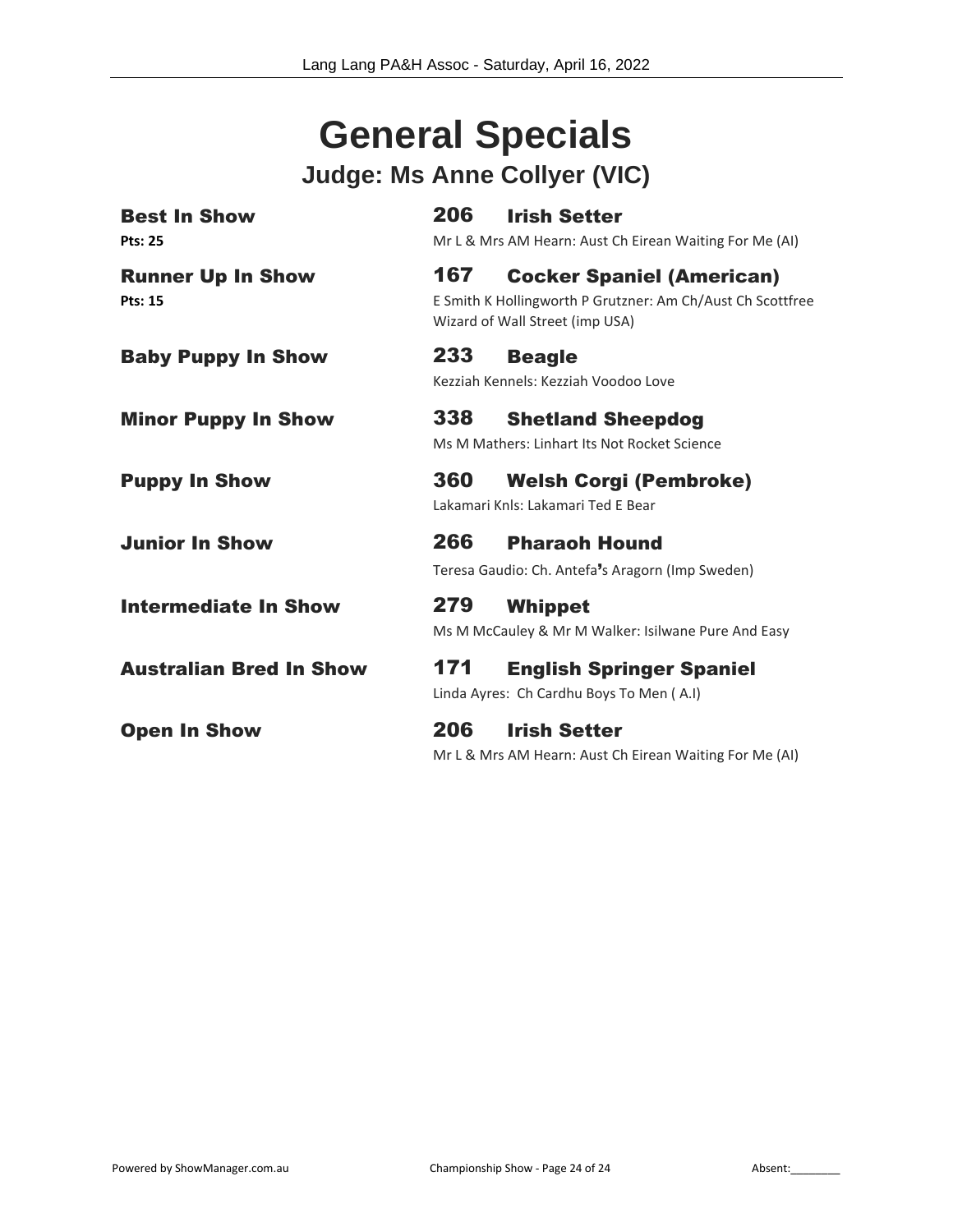# General Specials

## Judge: Ms Anne Collyer (VIC)

| | | |
|---|---|---|
| **Best In Show**<br>**Pts: 25** | **206** | **Irish Setter**<br>Mr L & Mrs AM Hearn: Aust Ch Eirean Waiting For Me (AI) |
| **Runner Up In Show**<br>**Pts: 15** | **167** | **Cocker Spaniel (American)**<br>E Smith K Hollingworth P Grutzner: Am Ch/Aust Ch Scottfree Wizard of Wall Street (imp USA) |
| **Baby Puppy In Show** | **233** | **Beagle**<br>Kezziah Kennels: Kezziah Voodoo Love |
| **Minor Puppy In Show** | **338** | **Shetland Sheepdog**<br>Ms M Mathers: Linhart Its Not Rocket Science |
| **Puppy In Show** | **360** | **Welsh Corgi (Pembroke)**<br>Lakamari Knls: Lakamari Ted E Bear |
| **Junior In Show** | **266** | **Pharaoh Hound**<br>Teresa Gaudio: Ch. Antefa's Aragorn (Imp Sweden) |
| **Intermediate In Show** | **279** | **Whippet**<br>Ms M McCauley & Mr M Walker: Isilwane Pure And Easy |
| **Australian Bred In Show** | **171** | **English Springer Spaniel**<br>Linda Ayres: Ch Cardhu Boys To Men ( A.I) |
| **Open In Show** | **206** | **Irish Setter**<br>Mr L & Mrs AM Hearn: Aust Ch Eirean Waiting For Me (AI) |